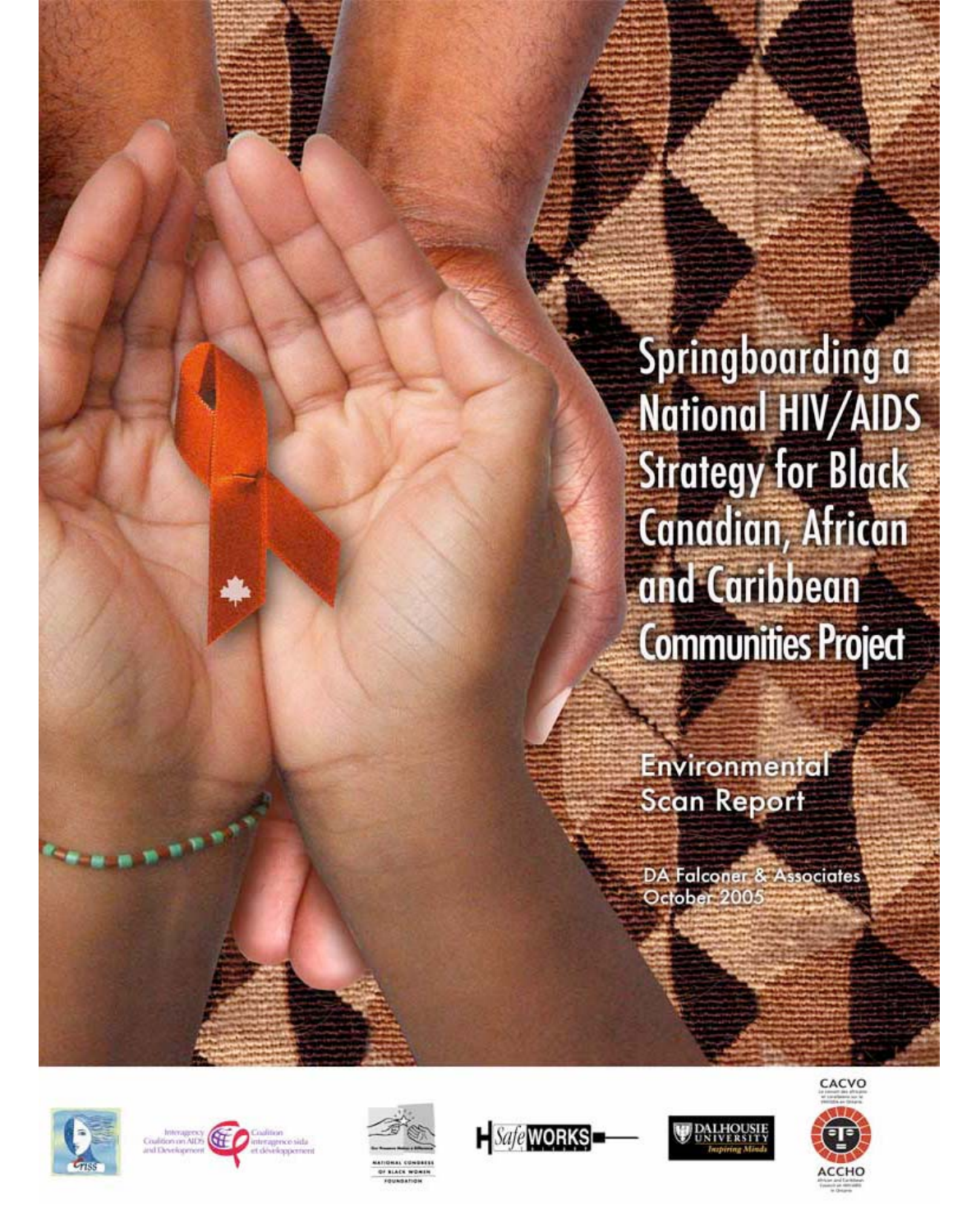# Springboarding a National HIV/AIDS Strategy for Black Canadian, African and Caribbean Communities Project

## Environmental Scan Report

DA Falconer & Associates
October 2005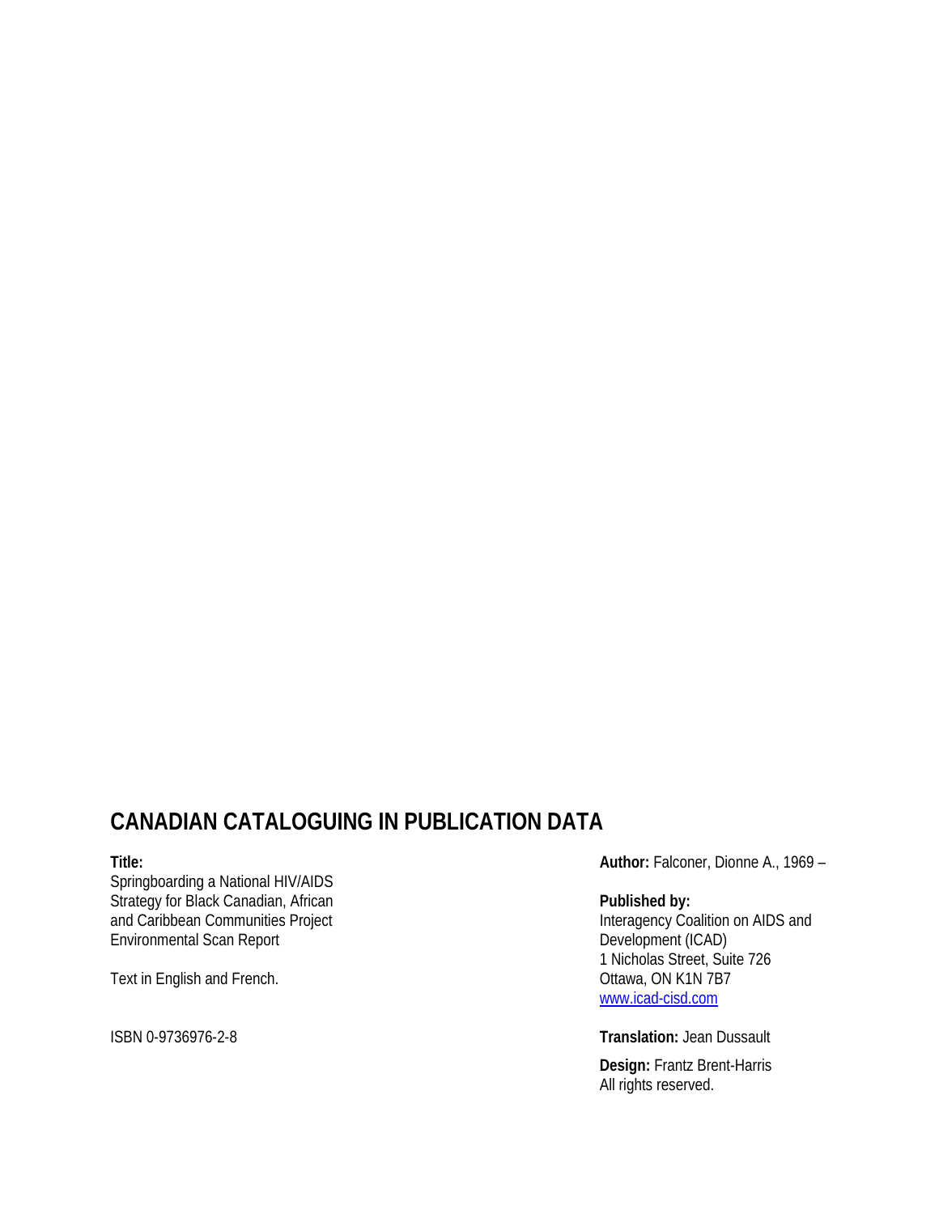## CANADIAN CATALOGUING IN PUBLICATION DATA

**Title:**
Springboarding a National HIV/AIDS Strategy for Black Canadian, African and Caribbean Communities Project Environmental Scan Report

Text in English and French.

ISBN 0-9736976-2-8

**Author:** Falconer, Dionne A., 1969 –

**Published by:**
Interagency Coalition on AIDS and Development (ICAD)
1 Nicholas Street, Suite 726
Ottawa, ON K1N 7B7
www.icad-cisd.com

**Translation:** Jean Dussault

**Design:** Frantz Brent-Harris
All rights reserved.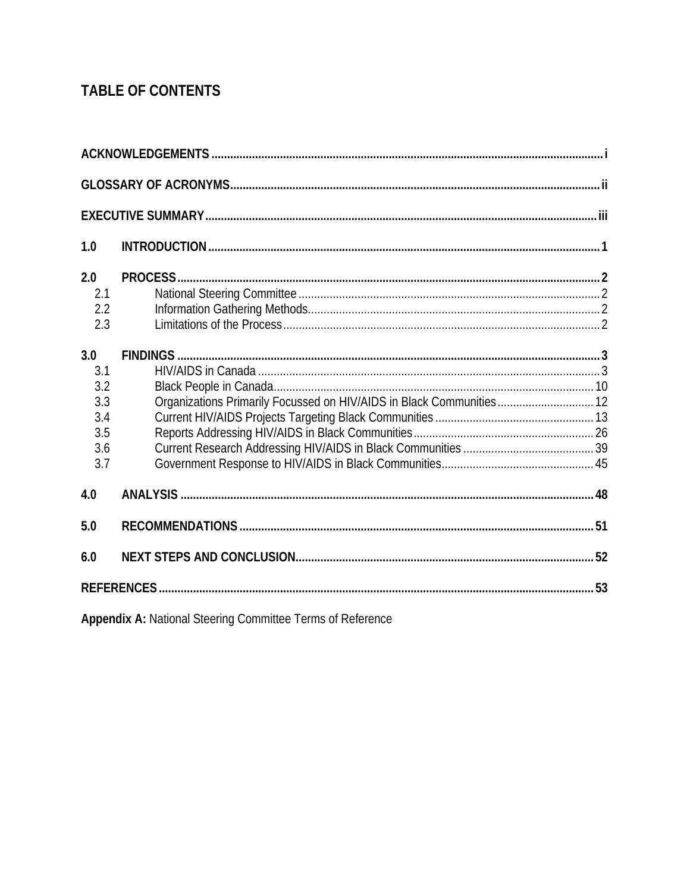# TABLE OF CONTENTS

**ACKNOWLEDGEMENTS** ..... i

**GLOSSARY OF ACRONYMS** ..... ii

**EXECUTIVE SUMMARY** ..... iii

**1.0 INTRODUCTION** ..... 1

**2.0 PROCESS** ..... 2
- 2.1 National Steering Committee ..... 2
- 2.2 Information Gathering Methods ..... 2
- 2.3 Limitations of the Process ..... 2

**3.0 FINDINGS** ..... 3
- 3.1 HIV/AIDS in Canada ..... 3
- 3.2 Black People in Canada ..... 10
- 3.3 Organizations Primarily Focussed on HIV/AIDS in Black Communities ..... 12
- 3.4 Current HIV/AIDS Projects Targeting Black Communities ..... 13
- 3.5 Reports Addressing HIV/AIDS in Black Communities ..... 26
- 3.6 Current Research Addressing HIV/AIDS in Black Communities ..... 39
- 3.7 Government Response to HIV/AIDS in Black Communities ..... 45

**4.0 ANALYSIS** ..... 48

**5.0 RECOMMENDATIONS** ..... 51

**6.0 NEXT STEPS AND CONCLUSION** ..... 52

**REFERENCES** ..... 53

**Appendix A:** National Steering Committee Terms of Reference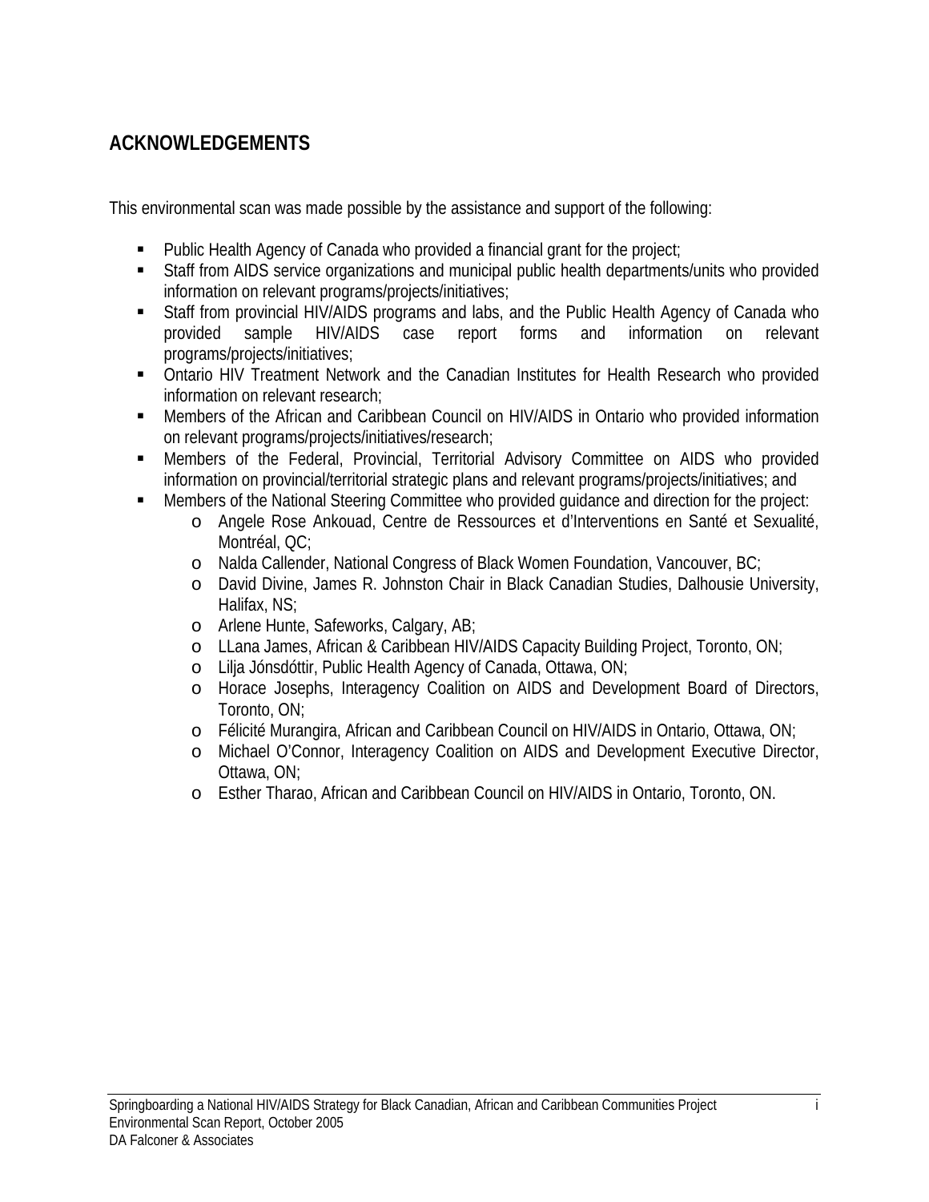## ACKNOWLEDGEMENTS

This environmental scan was made possible by the assistance and support of the following:

- Public Health Agency of Canada who provided a financial grant for the project;
- Staff from AIDS service organizations and municipal public health departments/units who provided information on relevant programs/projects/initiatives;
- Staff from provincial HIV/AIDS programs and labs, and the Public Health Agency of Canada who provided sample HIV/AIDS case report forms and information on relevant programs/projects/initiatives;
- Ontario HIV Treatment Network and the Canadian Institutes for Health Research who provided information on relevant research;
- Members of the African and Caribbean Council on HIV/AIDS in Ontario who provided information on relevant programs/projects/initiatives/research;
- Members of the Federal, Provincial, Territorial Advisory Committee on AIDS who provided information on provincial/territorial strategic plans and relevant programs/projects/initiatives; and
- Members of the National Steering Committee who provided guidance and direction for the project:
    - Angele Rose Ankouad, Centre de Ressources et d'Interventions en Santé et Sexualité, Montréal, QC;
    - Nalda Callender, National Congress of Black Women Foundation, Vancouver, BC;
    - David Divine, James R. Johnston Chair in Black Canadian Studies, Dalhousie University, Halifax, NS;
    - Arlene Hunte, Safeworks, Calgary, AB;
    - LLana James, African & Caribbean HIV/AIDS Capacity Building Project, Toronto, ON;
    - Lilja Jónsdóttir, Public Health Agency of Canada, Ottawa, ON;
    - Horace Josephs, Interagency Coalition on AIDS and Development Board of Directors, Toronto, ON;
    - Félicité Murangira, African and Caribbean Council on HIV/AIDS in Ontario, Ottawa, ON;
    - Michael O'Connor, Interagency Coalition on AIDS and Development Executive Director, Ottawa, ON;
    - Esther Tharao, African and Caribbean Council on HIV/AIDS in Ontario, Toronto, ON.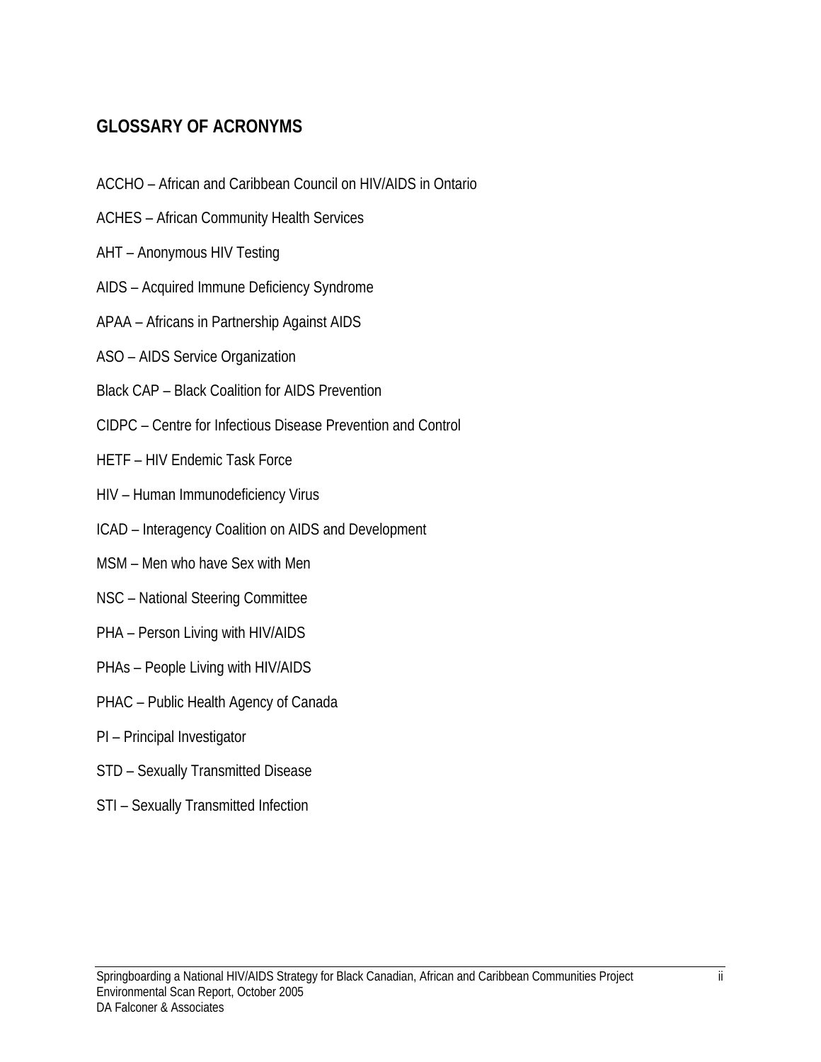## GLOSSARY OF ACRONYMS

ACCHO – African and Caribbean Council on HIV/AIDS in Ontario

ACHES – African Community Health Services

AHT – Anonymous HIV Testing

AIDS – Acquired Immune Deficiency Syndrome

APAA – Africans in Partnership Against AIDS

ASO – AIDS Service Organization

Black CAP – Black Coalition for AIDS Prevention

CIDPC – Centre for Infectious Disease Prevention and Control

HETF – HIV Endemic Task Force

HIV – Human Immunodeficiency Virus

ICAD – Interagency Coalition on AIDS and Development

MSM – Men who have Sex with Men

NSC – National Steering Committee

PHA – Person Living with HIV/AIDS

PHAs – People Living with HIV/AIDS

PHAC – Public Health Agency of Canada

PI – Principal Investigator

STD – Sexually Transmitted Disease

STI – Sexually Transmitted Infection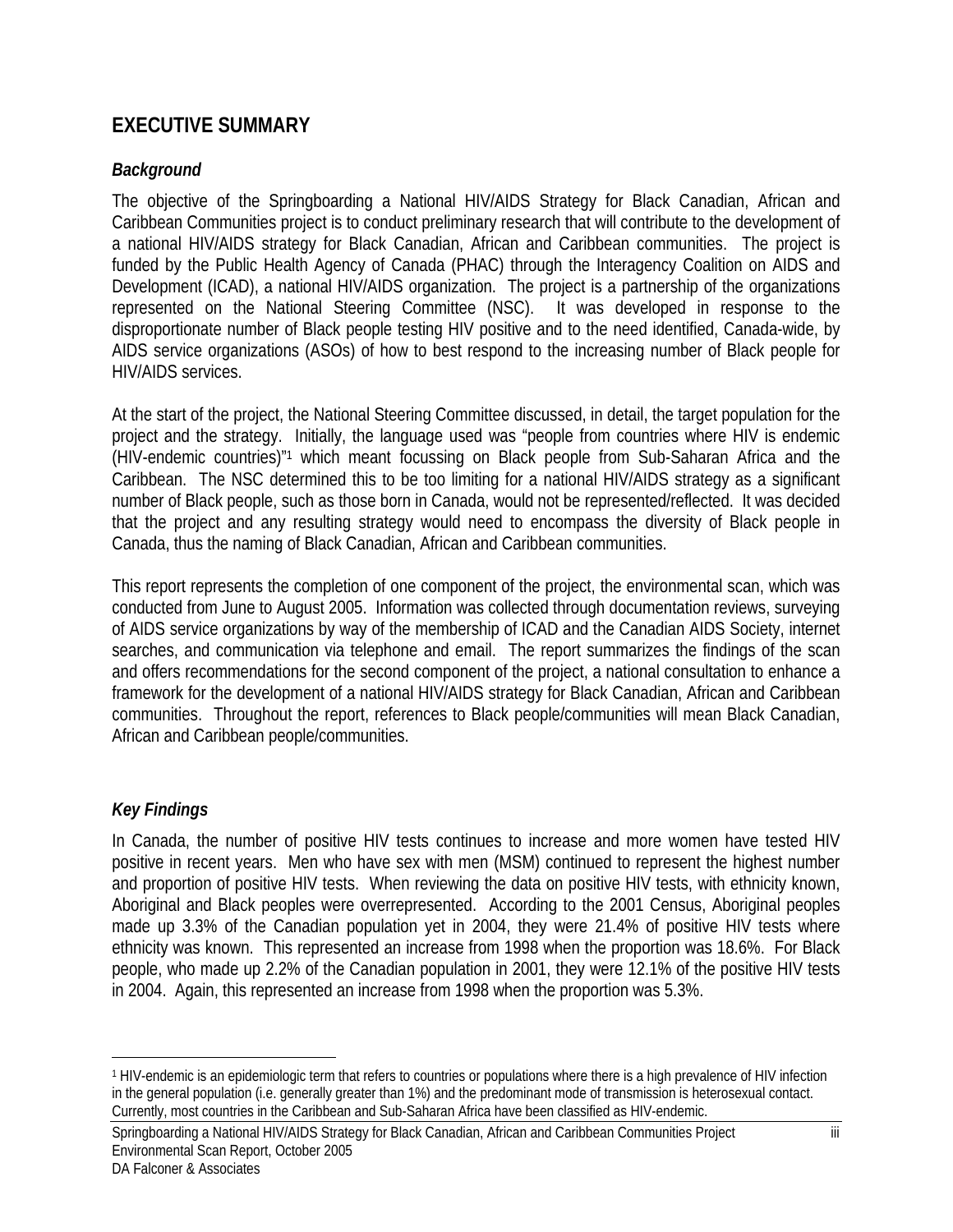## EXECUTIVE SUMMARY

### *Background*

The objective of the Springboarding a National HIV/AIDS Strategy for Black Canadian, African and Caribbean Communities project is to conduct preliminary research that will contribute to the development of a national HIV/AIDS strategy for Black Canadian, African and Caribbean communities. The project is funded by the Public Health Agency of Canada (PHAC) through the Interagency Coalition on AIDS and Development (ICAD), a national HIV/AIDS organization. The project is a partnership of the organizations represented on the National Steering Committee (NSC). It was developed in response to the disproportionate number of Black people testing HIV positive and to the need identified, Canada-wide, by AIDS service organizations (ASOs) of how to best respond to the increasing number of Black people for HIV/AIDS services.

At the start of the project, the National Steering Committee discussed, in detail, the target population for the project and the strategy. Initially, the language used was "people from countries where HIV is endemic (HIV-endemic countries)"[1] which meant focussing on Black people from Sub-Saharan Africa and the Caribbean. The NSC determined this to be too limiting for a national HIV/AIDS strategy as a significant number of Black people, such as those born in Canada, would not be represented/reflected. It was decided that the project and any resulting strategy would need to encompass the diversity of Black people in Canada, thus the naming of Black Canadian, African and Caribbean communities.

This report represents the completion of one component of the project, the environmental scan, which was conducted from June to August 2005. Information was collected through documentation reviews, surveying of AIDS service organizations by way of the membership of ICAD and the Canadian AIDS Society, internet searches, and communication via telephone and email. The report summarizes the findings of the scan and offers recommendations for the second component of the project, a national consultation to enhance a framework for the development of a national HIV/AIDS strategy for Black Canadian, African and Caribbean communities. Throughout the report, references to Black people/communities will mean Black Canadian, African and Caribbean people/communities.

### *Key Findings*

In Canada, the number of positive HIV tests continues to increase and more women have tested HIV positive in recent years. Men who have sex with men (MSM) continued to represent the highest number and proportion of positive HIV tests. When reviewing the data on positive HIV tests, with ethnicity known, Aboriginal and Black peoples were overrepresented. According to the 2001 Census, Aboriginal peoples made up 3.3% of the Canadian population yet in 2004, they were 21.4% of positive HIV tests where ethnicity was known. This represented an increase from 1998 when the proportion was 18.6%. For Black people, who made up 2.2% of the Canadian population in 2001, they were 12.1% of the positive HIV tests in 2004. Again, this represented an increase from 1998 when the proportion was 5.3%.

---

[1] HIV-endemic is an epidemiologic term that refers to countries or populations where there is a high prevalence of HIV infection in the general population (i.e. generally greater than 1%) and the predominant mode of transmission is heterosexual contact. Currently, most countries in the Caribbean and Sub-Saharan Africa have been classified as HIV-endemic.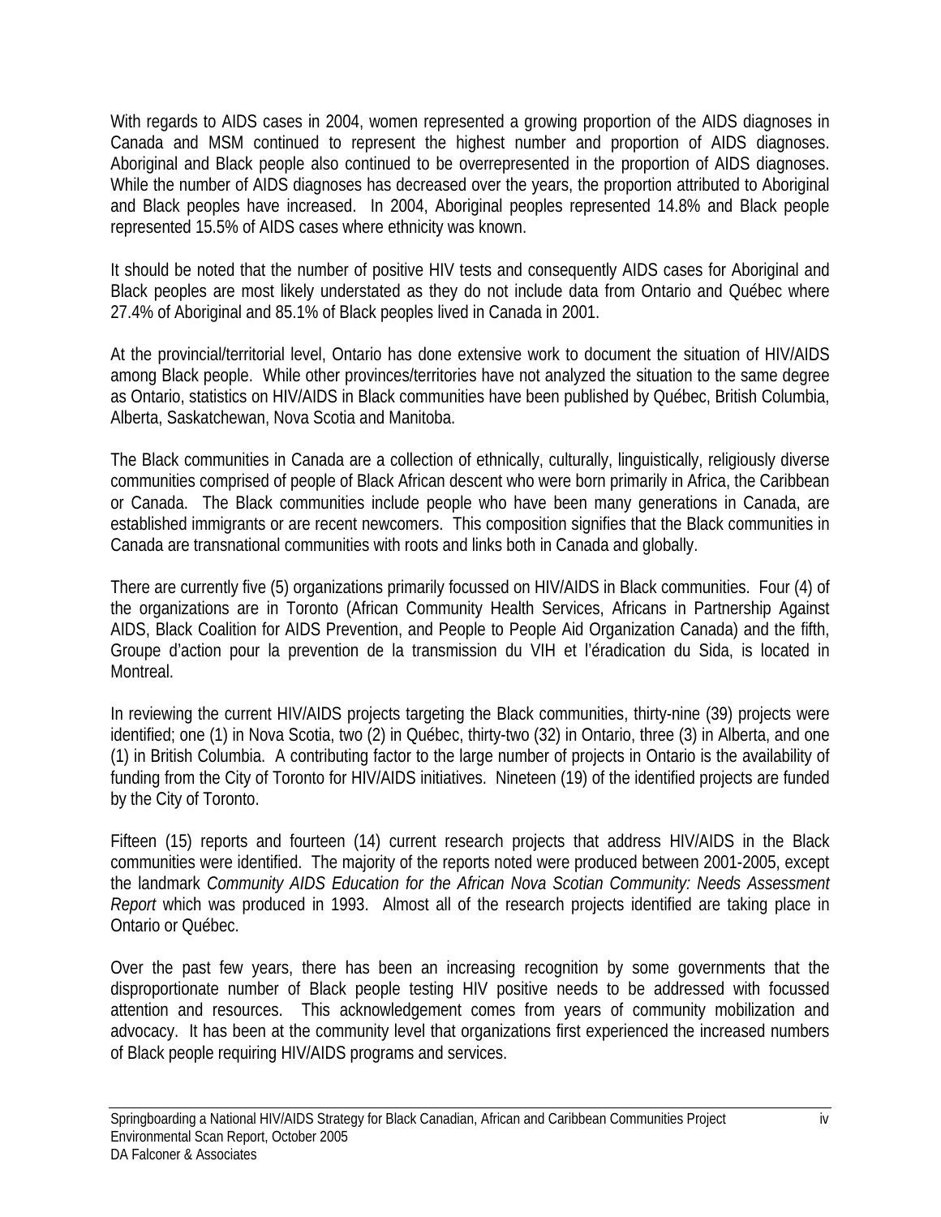With regards to AIDS cases in 2004, women represented a growing proportion of the AIDS diagnoses in Canada and MSM continued to represent the highest number and proportion of AIDS diagnoses. Aboriginal and Black people also continued to be overrepresented in the proportion of AIDS diagnoses. While the number of AIDS diagnoses has decreased over the years, the proportion attributed to Aboriginal and Black peoples have increased. In 2004, Aboriginal peoples represented 14.8% and Black people represented 15.5% of AIDS cases where ethnicity was known.

It should be noted that the number of positive HIV tests and consequently AIDS cases for Aboriginal and Black peoples are most likely understated as they do not include data from Ontario and Québec where 27.4% of Aboriginal and 85.1% of Black peoples lived in Canada in 2001.

At the provincial/territorial level, Ontario has done extensive work to document the situation of HIV/AIDS among Black people. While other provinces/territories have not analyzed the situation to the same degree as Ontario, statistics on HIV/AIDS in Black communities have been published by Québec, British Columbia, Alberta, Saskatchewan, Nova Scotia and Manitoba.

The Black communities in Canada are a collection of ethnically, culturally, linguistically, religiously diverse communities comprised of people of Black African descent who were born primarily in Africa, the Caribbean or Canada. The Black communities include people who have been many generations in Canada, are established immigrants or are recent newcomers. This composition signifies that the Black communities in Canada are transnational communities with roots and links both in Canada and globally.

There are currently five (5) organizations primarily focussed on HIV/AIDS in Black communities. Four (4) of the organizations are in Toronto (African Community Health Services, Africans in Partnership Against AIDS, Black Coalition for AIDS Prevention, and People to People Aid Organization Canada) and the fifth, Groupe d'action pour la prevention de la transmission du VIH et l'éradication du Sida, is located in Montreal.

In reviewing the current HIV/AIDS projects targeting the Black communities, thirty-nine (39) projects were identified; one (1) in Nova Scotia, two (2) in Québec, thirty-two (32) in Ontario, three (3) in Alberta, and one (1) in British Columbia. A contributing factor to the large number of projects in Ontario is the availability of funding from the City of Toronto for HIV/AIDS initiatives. Nineteen (19) of the identified projects are funded by the City of Toronto.

Fifteen (15) reports and fourteen (14) current research projects that address HIV/AIDS in the Black communities were identified. The majority of the reports noted were produced between 2001-2005, except the landmark *Community AIDS Education for the African Nova Scotian Community: Needs Assessment Report* which was produced in 1993. Almost all of the research projects identified are taking place in Ontario or Québec.

Over the past few years, there has been an increasing recognition by some governments that the disproportionate number of Black people testing HIV positive needs to be addressed with focussed attention and resources. This acknowledgement comes from years of community mobilization and advocacy. It has been at the community level that organizations first experienced the increased numbers of Black people requiring HIV/AIDS programs and services.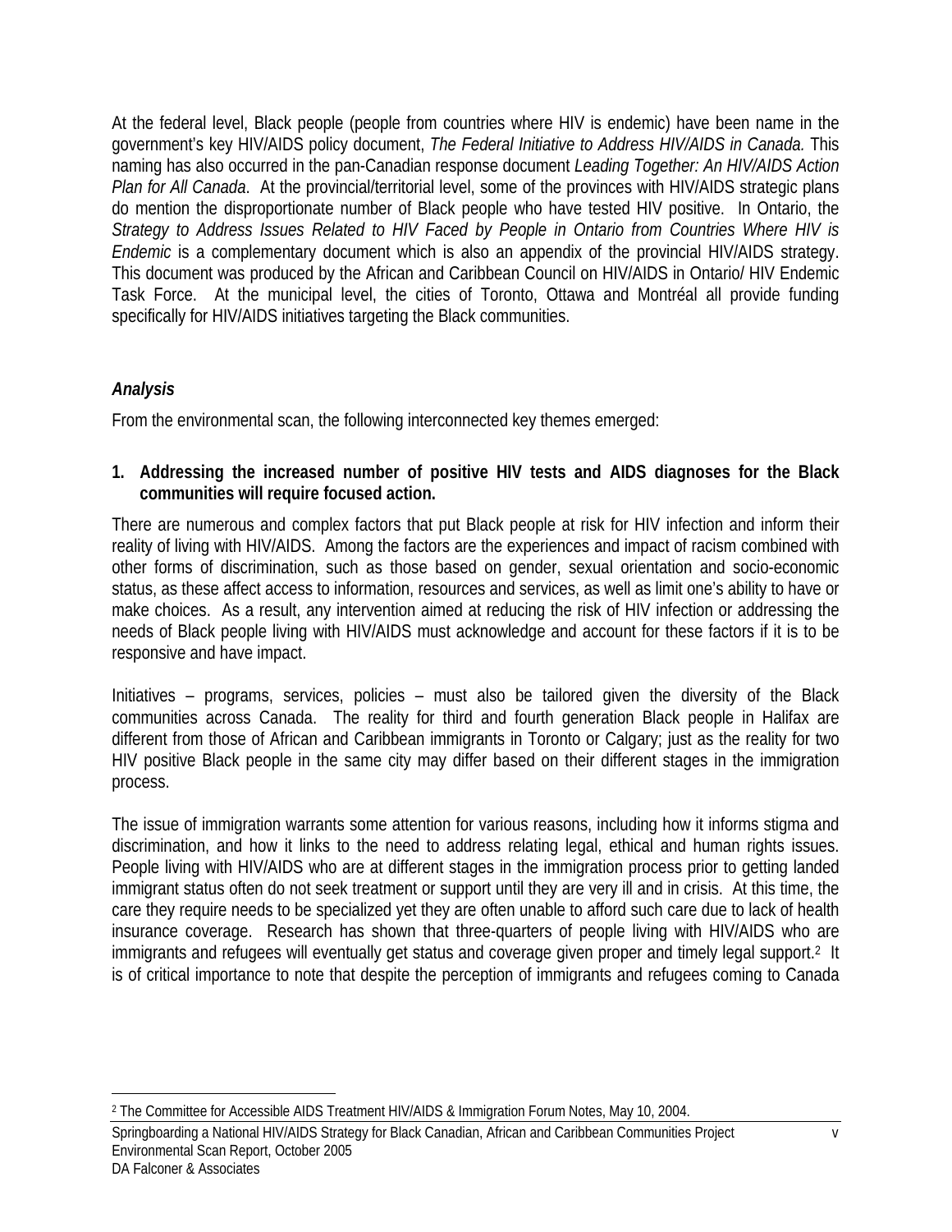At the federal level, Black people (people from countries where HIV is endemic) have been name in the government's key HIV/AIDS policy document, *The Federal Initiative to Address HIV/AIDS in Canada.* This naming has also occurred in the pan-Canadian response document *Leading Together: An HIV/AIDS Action Plan for All Canada*. At the provincial/territorial level, some of the provinces with HIV/AIDS strategic plans do mention the disproportionate number of Black people who have tested HIV positive. In Ontario, the *Strategy to Address Issues Related to HIV Faced by People in Ontario from Countries Where HIV is Endemic* is a complementary document which is also an appendix of the provincial HIV/AIDS strategy. This document was produced by the African and Caribbean Council on HIV/AIDS in Ontario/ HIV Endemic Task Force. At the municipal level, the cities of Toronto, Ottawa and Montréal all provide funding specifically for HIV/AIDS initiatives targeting the Black communities.

### *Analysis*

From the environmental scan, the following interconnected key themes emerged:

**1. Addressing the increased number of positive HIV tests and AIDS diagnoses for the Black communities will require focused action.**

There are numerous and complex factors that put Black people at risk for HIV infection and inform their reality of living with HIV/AIDS. Among the factors are the experiences and impact of racism combined with other forms of discrimination, such as those based on gender, sexual orientation and socio-economic status, as these affect access to information, resources and services, as well as limit one's ability to have or make choices. As a result, any intervention aimed at reducing the risk of HIV infection or addressing the needs of Black people living with HIV/AIDS must acknowledge and account for these factors if it is to be responsive and have impact.

Initiatives – programs, services, policies – must also be tailored given the diversity of the Black communities across Canada. The reality for third and fourth generation Black people in Halifax are different from those of African and Caribbean immigrants in Toronto or Calgary; just as the reality for two HIV positive Black people in the same city may differ based on their different stages in the immigration process.

The issue of immigration warrants some attention for various reasons, including how it informs stigma and discrimination, and how it links to the need to address relating legal, ethical and human rights issues. People living with HIV/AIDS who are at different stages in the immigration process prior to getting landed immigrant status often do not seek treatment or support until they are very ill and in crisis. At this time, the care they require needs to be specialized yet they are often unable to afford such care due to lack of health insurance coverage. Research has shown that three-quarters of people living with HIV/AIDS who are immigrants and refugees will eventually get status and coverage given proper and timely legal support.[2] It is of critical importance to note that despite the perception of immigrants and refugees coming to Canada

[2] The Committee for Accessible AIDS Treatment HIV/AIDS & Immigration Forum Notes, May 10, 2004.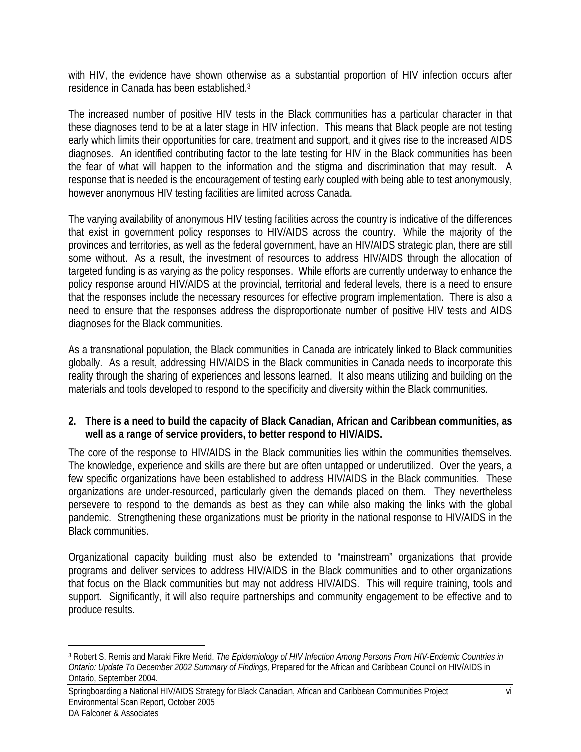with HIV, the evidence have shown otherwise as a substantial proportion of HIV infection occurs after residence in Canada has been established.[3]

The increased number of positive HIV tests in the Black communities has a particular character in that these diagnoses tend to be at a later stage in HIV infection. This means that Black people are not testing early which limits their opportunities for care, treatment and support, and it gives rise to the increased AIDS diagnoses. An identified contributing factor to the late testing for HIV in the Black communities has been the fear of what will happen to the information and the stigma and discrimination that may result. A response that is needed is the encouragement of testing early coupled with being able to test anonymously, however anonymous HIV testing facilities are limited across Canada.

The varying availability of anonymous HIV testing facilities across the country is indicative of the differences that exist in government policy responses to HIV/AIDS across the country. While the majority of the provinces and territories, as well as the federal government, have an HIV/AIDS strategic plan, there are still some without. As a result, the investment of resources to address HIV/AIDS through the allocation of targeted funding is as varying as the policy responses. While efforts are currently underway to enhance the policy response around HIV/AIDS at the provincial, territorial and federal levels, there is a need to ensure that the responses include the necessary resources for effective program implementation. There is also a need to ensure that the responses address the disproportionate number of positive HIV tests and AIDS diagnoses for the Black communities.

As a transnational population, the Black communities in Canada are intricately linked to Black communities globally. As a result, addressing HIV/AIDS in the Black communities in Canada needs to incorporate this reality through the sharing of experiences and lessons learned. It also means utilizing and building on the materials and tools developed to respond to the specificity and diversity within the Black communities.

**2. There is a need to build the capacity of Black Canadian, African and Caribbean communities, as well as a range of service providers, to better respond to HIV/AIDS.**

The core of the response to HIV/AIDS in the Black communities lies within the communities themselves. The knowledge, experience and skills are there but are often untapped or underutilized. Over the years, a few specific organizations have been established to address HIV/AIDS in the Black communities. These organizations are under-resourced, particularly given the demands placed on them. They nevertheless persevere to respond to the demands as best as they can while also making the links with the global pandemic. Strengthening these organizations must be priority in the national response to HIV/AIDS in the Black communities.

Organizational capacity building must also be extended to "mainstream" organizations that provide programs and deliver services to address HIV/AIDS in the Black communities and to other organizations that focus on the Black communities but may not address HIV/AIDS. This will require training, tools and support. Significantly, it will also require partnerships and community engagement to be effective and to produce results.

---

[3] Robert S. Remis and Maraki Fikre Merid, *The Epidemiology of HIV Infection Among Persons From HIV-Endemic Countries in Ontario: Update To December 2002 Summary of Findings,* Prepared for the African and Caribbean Council on HIV/AIDS in Ontario, September 2004.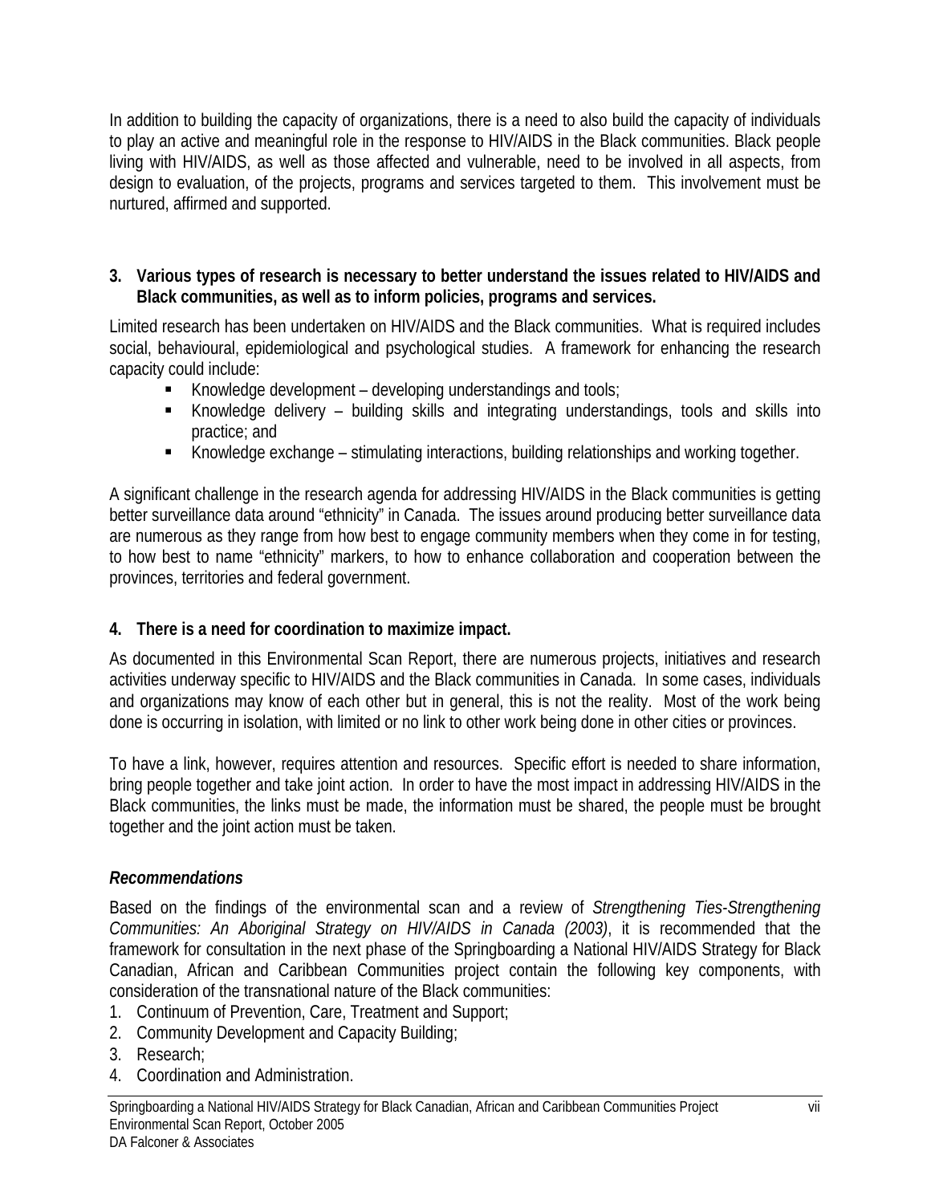In addition to building the capacity of organizations, there is a need to also build the capacity of individuals to play an active and meaningful role in the response to HIV/AIDS in the Black communities. Black people living with HIV/AIDS, as well as those affected and vulnerable, need to be involved in all aspects, from design to evaluation, of the projects, programs and services targeted to them. This involvement must be nurtured, affirmed and supported.

**3. Various types of research is necessary to better understand the issues related to HIV/AIDS and Black communities, as well as to inform policies, programs and services.**

Limited research has been undertaken on HIV/AIDS and the Black communities. What is required includes social, behavioural, epidemiological and psychological studies. A framework for enhancing the research capacity could include:

- Knowledge development – developing understandings and tools;
- Knowledge delivery – building skills and integrating understandings, tools and skills into practice; and
- Knowledge exchange – stimulating interactions, building relationships and working together.

A significant challenge in the research agenda for addressing HIV/AIDS in the Black communities is getting better surveillance data around "ethnicity" in Canada. The issues around producing better surveillance data are numerous as they range from how best to engage community members when they come in for testing, to how best to name "ethnicity" markers, to how to enhance collaboration and cooperation between the provinces, territories and federal government.

**4. There is a need for coordination to maximize impact.**

As documented in this Environmental Scan Report, there are numerous projects, initiatives and research activities underway specific to HIV/AIDS and the Black communities in Canada. In some cases, individuals and organizations may know of each other but in general, this is not the reality. Most of the work being done is occurring in isolation, with limited or no link to other work being done in other cities or provinces.

To have a link, however, requires attention and resources. Specific effort is needed to share information, bring people together and take joint action. In order to have the most impact in addressing HIV/AIDS in the Black communities, the links must be made, the information must be shared, the people must be brought together and the joint action must be taken.

***Recommendations***

Based on the findings of the environmental scan and a review of *Strengthening Ties-Strengthening Communities: An Aboriginal Strategy on HIV/AIDS in Canada (2003)*, it is recommended that the framework for consultation in the next phase of the Springboarding a National HIV/AIDS Strategy for Black Canadian, African and Caribbean Communities project contain the following key components, with consideration of the transnational nature of the Black communities:

1. Continuum of Prevention, Care, Treatment and Support;
2. Community Development and Capacity Building;
3. Research;
4. Coordination and Administration.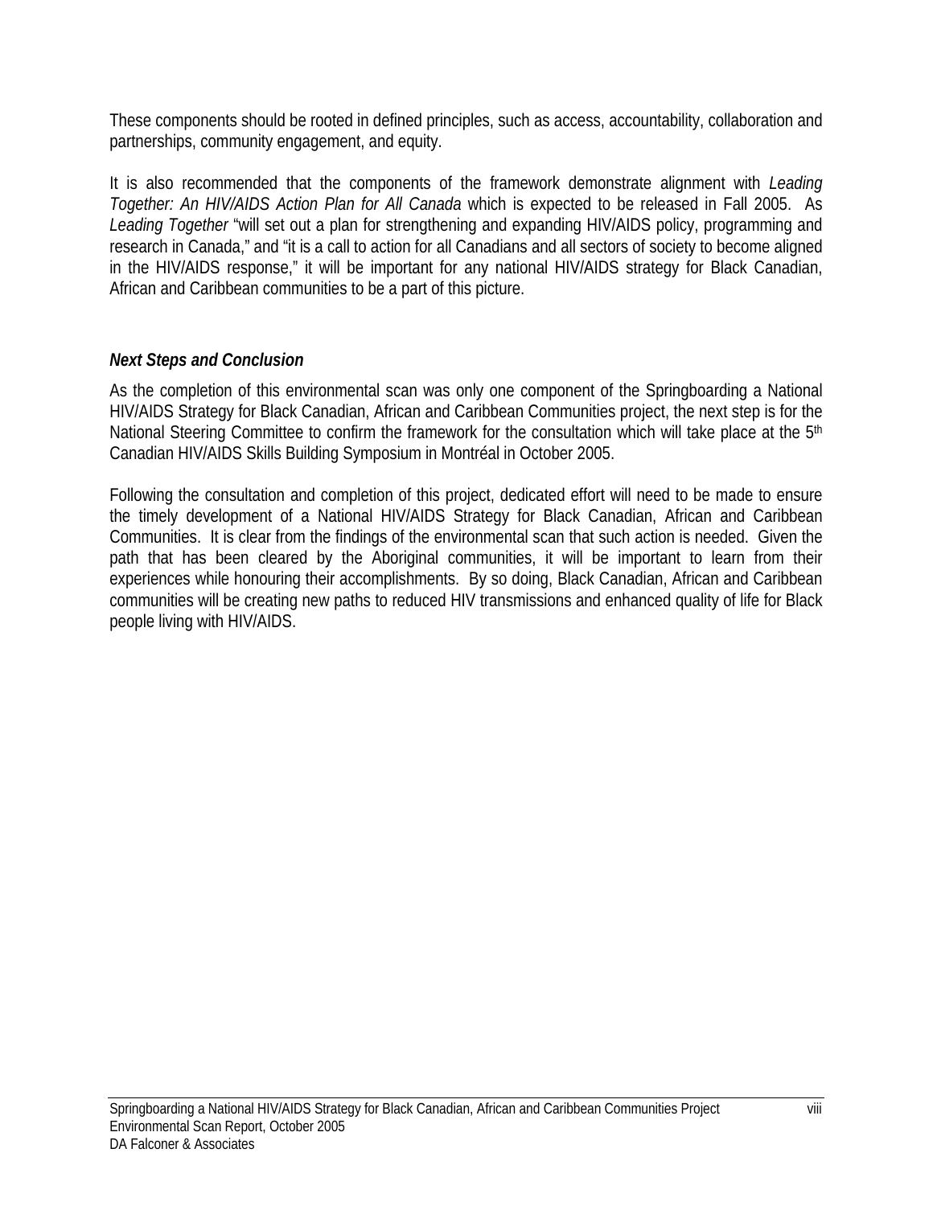These components should be rooted in defined principles, such as access, accountability, collaboration and partnerships, community engagement, and equity.

It is also recommended that the components of the framework demonstrate alignment with *Leading Together: An HIV/AIDS Action Plan for All Canada* which is expected to be released in Fall 2005. As *Leading Together* "will set out a plan for strengthening and expanding HIV/AIDS policy, programming and research in Canada," and "it is a call to action for all Canadians and all sectors of society to become aligned in the HIV/AIDS response," it will be important for any national HIV/AIDS strategy for Black Canadian, African and Caribbean communities to be a part of this picture.

### *Next Steps and Conclusion*

As the completion of this environmental scan was only one component of the Springboarding a National HIV/AIDS Strategy for Black Canadian, African and Caribbean Communities project, the next step is for the National Steering Committee to confirm the framework for the consultation which will take place at the 5th Canadian HIV/AIDS Skills Building Symposium in Montréal in October 2005.

Following the consultation and completion of this project, dedicated effort will need to be made to ensure the timely development of a National HIV/AIDS Strategy for Black Canadian, African and Caribbean Communities. It is clear from the findings of the environmental scan that such action is needed. Given the path that has been cleared by the Aboriginal communities, it will be important to learn from their experiences while honouring their accomplishments. By so doing, Black Canadian, African and Caribbean communities will be creating new paths to reduced HIV transmissions and enhanced quality of life for Black people living with HIV/AIDS.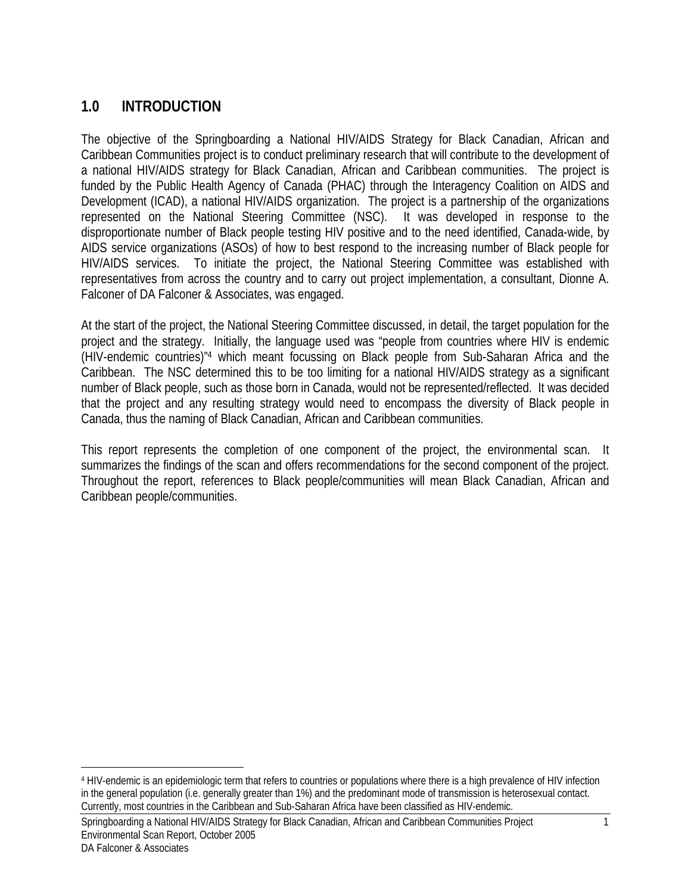## 1.0 INTRODUCTION

The objective of the Springboarding a National HIV/AIDS Strategy for Black Canadian, African and Caribbean Communities project is to conduct preliminary research that will contribute to the development of a national HIV/AIDS strategy for Black Canadian, African and Caribbean communities. The project is funded by the Public Health Agency of Canada (PHAC) through the Interagency Coalition on AIDS and Development (ICAD), a national HIV/AIDS organization. The project is a partnership of the organizations represented on the National Steering Committee (NSC). It was developed in response to the disproportionate number of Black people testing HIV positive and to the need identified, Canada-wide, by AIDS service organizations (ASOs) of how to best respond to the increasing number of Black people for HIV/AIDS services. To initiate the project, the National Steering Committee was established with representatives from across the country and to carry out project implementation, a consultant, Dionne A. Falconer of DA Falconer & Associates, was engaged.

At the start of the project, the National Steering Committee discussed, in detail, the target population for the project and the strategy. Initially, the language used was "people from countries where HIV is endemic (HIV-endemic countries)"[4] which meant focussing on Black people from Sub-Saharan Africa and the Caribbean. The NSC determined this to be too limiting for a national HIV/AIDS strategy as a significant number of Black people, such as those born in Canada, would not be represented/reflected. It was decided that the project and any resulting strategy would need to encompass the diversity of Black people in Canada, thus the naming of Black Canadian, African and Caribbean communities.

This report represents the completion of one component of the project, the environmental scan. It summarizes the findings of the scan and offers recommendations for the second component of the project. Throughout the report, references to Black people/communities will mean Black Canadian, African and Caribbean people/communities.

[4] HIV-endemic is an epidemiologic term that refers to countries or populations where there is a high prevalence of HIV infection in the general population (i.e. generally greater than 1%) and the predominant mode of transmission is heterosexual contact. Currently, most countries in the Caribbean and Sub-Saharan Africa have been classified as HIV-endemic.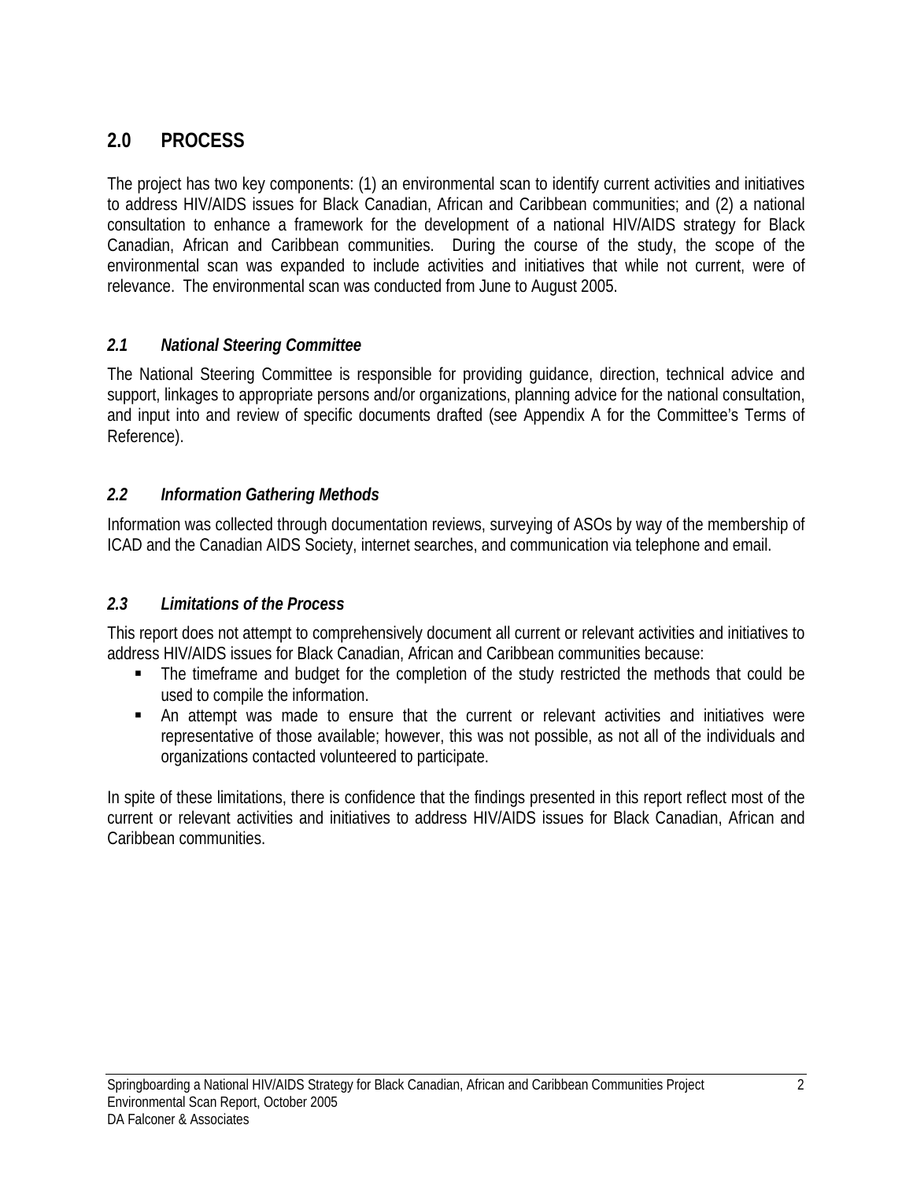## 2.0 PROCESS

The project has two key components: (1) an environmental scan to identify current activities and initiatives to address HIV/AIDS issues for Black Canadian, African and Caribbean communities; and (2) a national consultation to enhance a framework for the development of a national HIV/AIDS strategy for Black Canadian, African and Caribbean communities. During the course of the study, the scope of the environmental scan was expanded to include activities and initiatives that while not current, were of relevance. The environmental scan was conducted from June to August 2005.

### *2.1 National Steering Committee*

The National Steering Committee is responsible for providing guidance, direction, technical advice and support, linkages to appropriate persons and/or organizations, planning advice for the national consultation, and input into and review of specific documents drafted (see Appendix A for the Committee's Terms of Reference).

### *2.2 Information Gathering Methods*

Information was collected through documentation reviews, surveying of ASOs by way of the membership of ICAD and the Canadian AIDS Society, internet searches, and communication via telephone and email.

### *2.3 Limitations of the Process*

This report does not attempt to comprehensively document all current or relevant activities and initiatives to address HIV/AIDS issues for Black Canadian, African and Caribbean communities because:

- The timeframe and budget for the completion of the study restricted the methods that could be used to compile the information.
- An attempt was made to ensure that the current or relevant activities and initiatives were representative of those available; however, this was not possible, as not all of the individuals and organizations contacted volunteered to participate.

In spite of these limitations, there is confidence that the findings presented in this report reflect most of the current or relevant activities and initiatives to address HIV/AIDS issues for Black Canadian, African and Caribbean communities.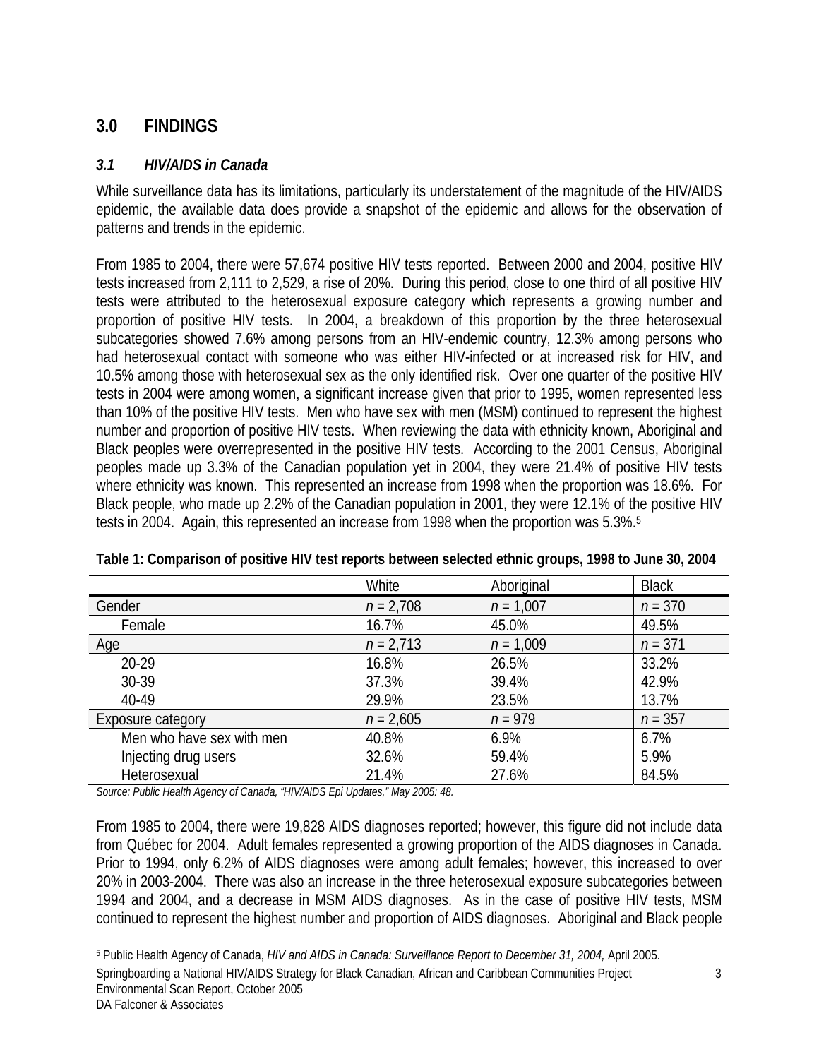## 3.0 FINDINGS

### *3.1 HIV/AIDS in Canada*

While surveillance data has its limitations, particularly its understatement of the magnitude of the HIV/AIDS epidemic, the available data does provide a snapshot of the epidemic and allows for the observation of patterns and trends in the epidemic.

From 1985 to 2004, there were 57,674 positive HIV tests reported. Between 2000 and 2004, positive HIV tests increased from 2,111 to 2,529, a rise of 20%. During this period, close to one third of all positive HIV tests were attributed to the heterosexual exposure category which represents a growing number and proportion of positive HIV tests. In 2004, a breakdown of this proportion by the three heterosexual subcategories showed 7.6% among persons from an HIV-endemic country, 12.3% among persons who had heterosexual contact with someone who was either HIV-infected or at increased risk for HIV, and 10.5% among those with heterosexual sex as the only identified risk. Over one quarter of the positive HIV tests in 2004 were among women, a significant increase given that prior to 1995, women represented less than 10% of the positive HIV tests. Men who have sex with men (MSM) continued to represent the highest number and proportion of positive HIV tests. When reviewing the data with ethnicity known, Aboriginal and Black peoples were overrepresented in the positive HIV tests. According to the 2001 Census, Aboriginal peoples made up 3.3% of the Canadian population yet in 2004, they were 21.4% of positive HIV tests where ethnicity was known. This represented an increase from 1998 when the proportion was 18.6%. For Black people, who made up 2.2% of the Canadian population in 2001, they were 12.1% of the positive HIV tests in 2004. Again, this represented an increase from 1998 when the proportion was 5.3%.[5]

**Table 1: Comparison of positive HIV test reports between selected ethnic groups, 1998 to June 30, 2004**

| | White | Aboriginal | Black |
|---|---|---|---|
| Gender | *n* = 2,708 | *n* = 1,007 | *n* = 370 |
| Female | 16.7% | 45.0% | 49.5% |
| Age | *n* = 2,713 | *n* = 1,009 | *n* = 371 |
| 20-29 | 16.8% | 26.5% | 33.2% |
| 30-39 | 37.3% | 39.4% | 42.9% |
| 40-49 | 29.9% | 23.5% | 13.7% |
| Exposure category | *n* = 2,605 | *n* = 979 | *n* = 357 |
| Men who have sex with men | 40.8% | 6.9% | 6.7% |
| Injecting drug users | 32.6% | 59.4% | 5.9% |
| Heterosexual | 21.4% | 27.6% | 84.5% |

*Source: Public Health Agency of Canada, "HIV/AIDS Epi Updates," May 2005: 48.*

From 1985 to 2004, there were 19,828 AIDS diagnoses reported; however, this figure did not include data from Québec for 2004. Adult females represented a growing proportion of the AIDS diagnoses in Canada. Prior to 1994, only 6.2% of AIDS diagnoses were among adult females; however, this increased to over 20% in 2003-2004. There was also an increase in the three heterosexual exposure subcategories between 1994 and 2004, and a decrease in MSM AIDS diagnoses. As in the case of positive HIV tests, MSM continued to represent the highest number and proportion of AIDS diagnoses. Aboriginal and Black people

[5] Public Health Agency of Canada, *HIV and AIDS in Canada: Surveillance Report to December 31, 2004,* April 2005.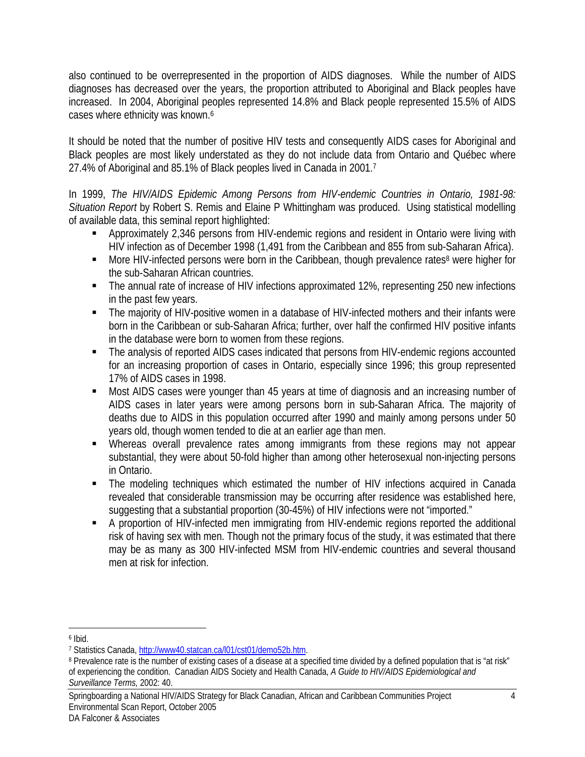also continued to be overrepresented in the proportion of AIDS diagnoses. While the number of AIDS diagnoses has decreased over the years, the proportion attributed to Aboriginal and Black peoples have increased. In 2004, Aboriginal peoples represented 14.8% and Black people represented 15.5% of AIDS cases where ethnicity was known.[6]

It should be noted that the number of positive HIV tests and consequently AIDS cases for Aboriginal and Black peoples are most likely understated as they do not include data from Ontario and Québec where 27.4% of Aboriginal and 85.1% of Black peoples lived in Canada in 2001.[7]

In 1999, *The HIV/AIDS Epidemic Among Persons from HIV-endemic Countries in Ontario, 1981-98: Situation Report* by Robert S. Remis and Elaine P Whittingham was produced. Using statistical modelling of available data, this seminal report highlighted:

- Approximately 2,346 persons from HIV-endemic regions and resident in Ontario were living with HIV infection as of December 1998 (1,491 from the Caribbean and 855 from sub-Saharan Africa).
- More HIV-infected persons were born in the Caribbean, though prevalence rates[8] were higher for the sub-Saharan African countries.
- The annual rate of increase of HIV infections approximated 12%, representing 250 new infections in the past few years.
- The majority of HIV-positive women in a database of HIV-infected mothers and their infants were born in the Caribbean or sub-Saharan Africa; further, over half the confirmed HIV positive infants in the database were born to women from these regions.
- The analysis of reported AIDS cases indicated that persons from HIV-endemic regions accounted for an increasing proportion of cases in Ontario, especially since 1996; this group represented 17% of AIDS cases in 1998.
- Most AIDS cases were younger than 45 years at time of diagnosis and an increasing number of AIDS cases in later years were among persons born in sub-Saharan Africa. The majority of deaths due to AIDS in this population occurred after 1990 and mainly among persons under 50 years old, though women tended to die at an earlier age than men.
- Whereas overall prevalence rates among immigrants from these regions may not appear substantial, they were about 50-fold higher than among other heterosexual non-injecting persons in Ontario.
- The modeling techniques which estimated the number of HIV infections acquired in Canada revealed that considerable transmission may be occurring after residence was established here, suggesting that a substantial proportion (30-45%) of HIV infections were not "imported."
- A proportion of HIV-infected men immigrating from HIV-endemic regions reported the additional risk of having sex with men. Though not the primary focus of the study, it was estimated that there may be as many as 300 HIV-infected MSM from HIV-endemic countries and several thousand men at risk for infection.

---

[6] Ibid.

[7] Statistics Canada, http://www40.statcan.ca/l01/cst01/demo52b.htm.

[8] Prevalence rate is the number of existing cases of a disease at a specified time divided by a defined population that is "at risk" of experiencing the condition. Canadian AIDS Society and Health Canada, *A Guide to HIV/AIDS Epidemiological and Surveillance Terms,* 2002: 40.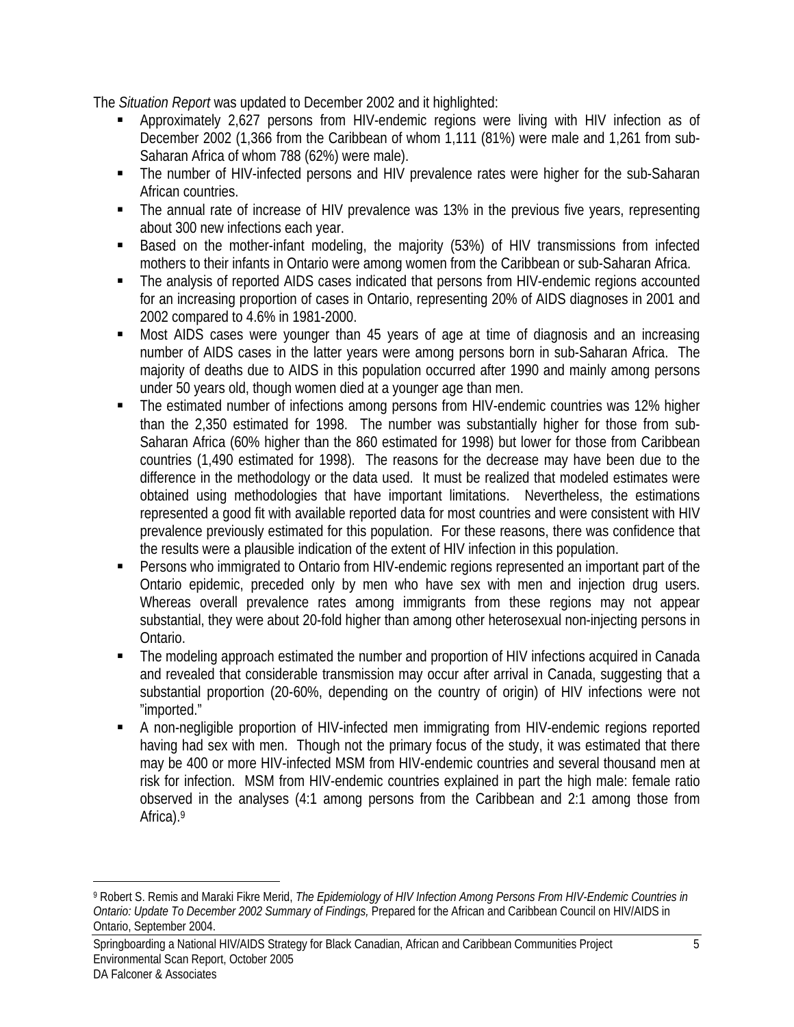The *Situation Report* was updated to December 2002 and it highlighted:

- Approximately 2,627 persons from HIV-endemic regions were living with HIV infection as of December 2002 (1,366 from the Caribbean of whom 1,111 (81%) were male and 1,261 from sub-Saharan Africa of whom 788 (62%) were male).
- The number of HIV-infected persons and HIV prevalence rates were higher for the sub-Saharan African countries.
- The annual rate of increase of HIV prevalence was 13% in the previous five years, representing about 300 new infections each year.
- Based on the mother-infant modeling, the majority (53%) of HIV transmissions from infected mothers to their infants in Ontario were among women from the Caribbean or sub-Saharan Africa.
- The analysis of reported AIDS cases indicated that persons from HIV-endemic regions accounted for an increasing proportion of cases in Ontario, representing 20% of AIDS diagnoses in 2001 and 2002 compared to 4.6% in 1981-2000.
- Most AIDS cases were younger than 45 years of age at time of diagnosis and an increasing number of AIDS cases in the latter years were among persons born in sub-Saharan Africa. The majority of deaths due to AIDS in this population occurred after 1990 and mainly among persons under 50 years old, though women died at a younger age than men.
- The estimated number of infections among persons from HIV-endemic countries was 12% higher than the 2,350 estimated for 1998. The number was substantially higher for those from sub-Saharan Africa (60% higher than the 860 estimated for 1998) but lower for those from Caribbean countries (1,490 estimated for 1998). The reasons for the decrease may have been due to the difference in the methodology or the data used. It must be realized that modeled estimates were obtained using methodologies that have important limitations. Nevertheless, the estimations represented a good fit with available reported data for most countries and were consistent with HIV prevalence previously estimated for this population. For these reasons, there was confidence that the results were a plausible indication of the extent of HIV infection in this population.
- Persons who immigrated to Ontario from HIV-endemic regions represented an important part of the Ontario epidemic, preceded only by men who have sex with men and injection drug users. Whereas overall prevalence rates among immigrants from these regions may not appear substantial, they were about 20-fold higher than among other heterosexual non-injecting persons in Ontario.
- The modeling approach estimated the number and proportion of HIV infections acquired in Canada and revealed that considerable transmission may occur after arrival in Canada, suggesting that a substantial proportion (20-60%, depending on the country of origin) of HIV infections were not "imported."
- A non-negligible proportion of HIV-infected men immigrating from HIV-endemic regions reported having had sex with men. Though not the primary focus of the study, it was estimated that there may be 400 or more HIV-infected MSM from HIV-endemic countries and several thousand men at risk for infection. MSM from HIV-endemic countries explained in part the high male: female ratio observed in the analyses (4:1 among persons from the Caribbean and 2:1 among those from Africa).[9]

---

[9] Robert S. Remis and Maraki Fikre Merid, *The Epidemiology of HIV Infection Among Persons From HIV-Endemic Countries in Ontario: Update To December 2002 Summary of Findings,* Prepared for the African and Caribbean Council on HIV/AIDS in Ontario, September 2004.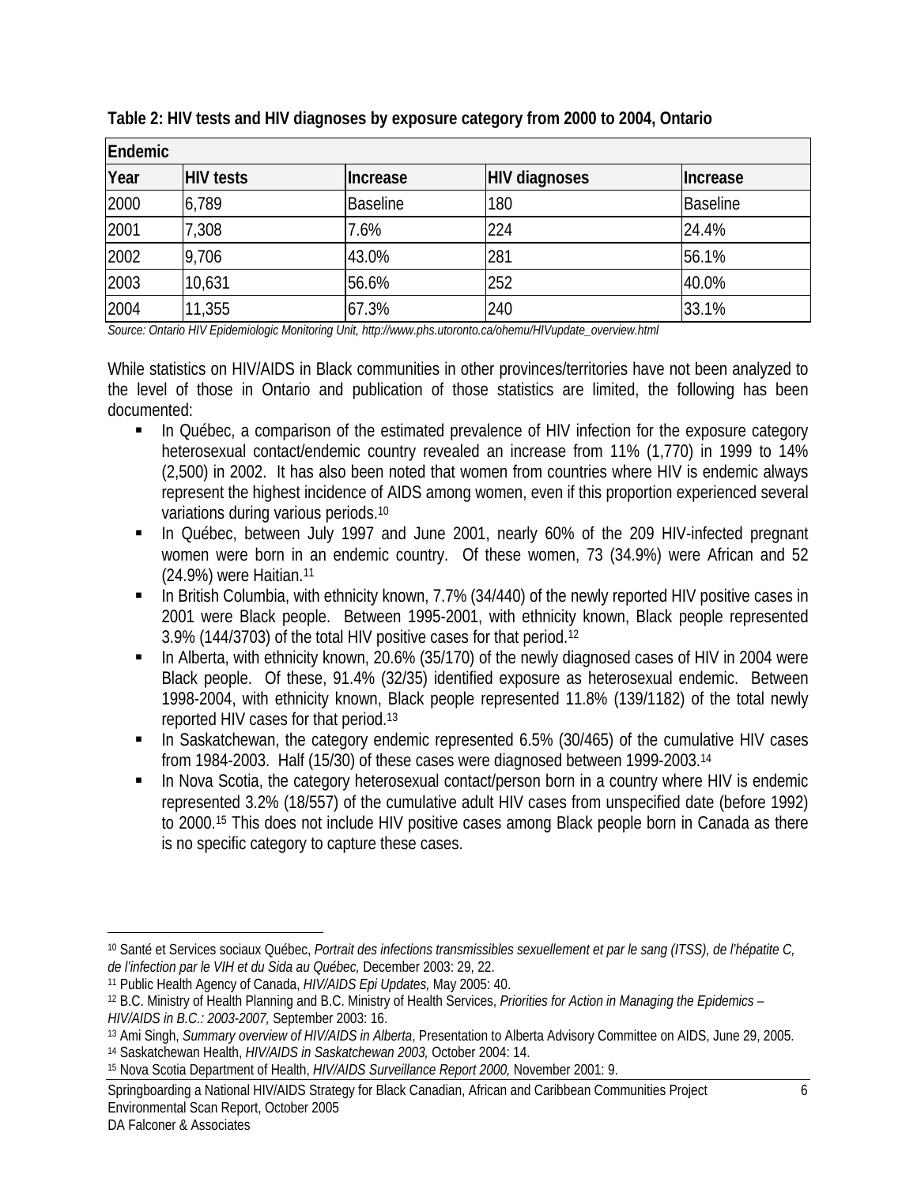**Table 2: HIV tests and HIV diagnoses by exposure category from 2000 to 2004, Ontario**

| Endemic | | | | |
|---|---|---|---|---|
| Year | HIV tests | Increase | HIV diagnoses | Increase |
| 2000 | 6,789 | Baseline | 180 | Baseline |
| 2001 | 7,308 | 7.6% | 224 | 24.4% |
| 2002 | 9,706 | 43.0% | 281 | 56.1% |
| 2003 | 10,631 | 56.6% | 252 | 40.0% |
| 2004 | 11,355 | 67.3% | 240 | 33.1% |

*Source: Ontario HIV Epidemiologic Monitoring Unit, http://www.phs.utoronto.ca/ohemu/HIVupdate_overview.html*

While statistics on HIV/AIDS in Black communities in other provinces/territories have not been analyzed to the level of those in Ontario and publication of those statistics are limited, the following has been documented:

- In Québec, a comparison of the estimated prevalence of HIV infection for the exposure category heterosexual contact/endemic country revealed an increase from 11% (1,770) in 1999 to 14% (2,500) in 2002. It has also been noted that women from countries where HIV is endemic always represent the highest incidence of AIDS among women, even if this proportion experienced several variations during various periods.[10]
- In Québec, between July 1997 and June 2001, nearly 60% of the 209 HIV-infected pregnant women were born in an endemic country. Of these women, 73 (34.9%) were African and 52 (24.9%) were Haitian.[11]
- In British Columbia, with ethnicity known, 7.7% (34/440) of the newly reported HIV positive cases in 2001 were Black people. Between 1995-2001, with ethnicity known, Black people represented 3.9% (144/3703) of the total HIV positive cases for that period.[12]
- In Alberta, with ethnicity known, 20.6% (35/170) of the newly diagnosed cases of HIV in 2004 were Black people. Of these, 91.4% (32/35) identified exposure as heterosexual endemic. Between 1998-2004, with ethnicity known, Black people represented 11.8% (139/1182) of the total newly reported HIV cases for that period.[13]
- In Saskatchewan, the category endemic represented 6.5% (30/465) of the cumulative HIV cases from 1984-2003. Half (15/30) of these cases were diagnosed between 1999-2003.[14]
- In Nova Scotia, the category heterosexual contact/person born in a country where HIV is endemic represented 3.2% (18/557) of the cumulative adult HIV cases from unspecified date (before 1992) to 2000.[15] This does not include HIV positive cases among Black people born in Canada as there is no specific category to capture these cases.

---

[10] Santé et Services sociaux Québec, *Portrait des infections transmissibles sexuellement et par le sang (ITSS), de l'hépatite C, de l'infection par le VIH et du Sida au Québec,* December 2003: 29, 22.

[11] Public Health Agency of Canada, *HIV/AIDS Epi Updates,* May 2005: 40.

[12] B.C. Ministry of Health Planning and B.C. Ministry of Health Services, *Priorities for Action in Managing the Epidemics – HIV/AIDS in B.C.: 2003-2007,* September 2003: 16.

[13] Ami Singh, *Summary overview of HIV/AIDS in Alberta*, Presentation to Alberta Advisory Committee on AIDS, June 29, 2005.

[14] Saskatchewan Health, *HIV/AIDS in Saskatchewan 2003,* October 2004: 14.

[15] Nova Scotia Department of Health, *HIV/AIDS Surveillance Report 2000,* November 2001: 9.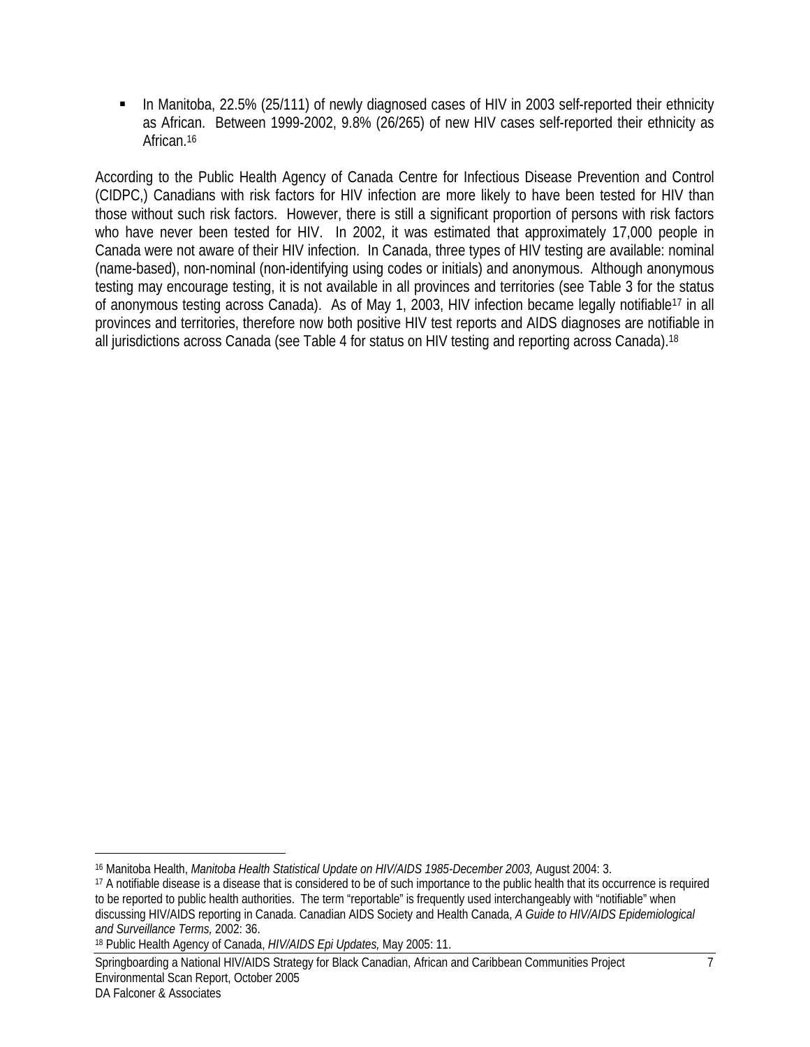- In Manitoba, 22.5% (25/111) of newly diagnosed cases of HIV in 2003 self-reported their ethnicity as African. Between 1999-2002, 9.8% (26/265) of new HIV cases self-reported their ethnicity as African.[16]

According to the Public Health Agency of Canada Centre for Infectious Disease Prevention and Control (CIDPC,) Canadians with risk factors for HIV infection are more likely to have been tested for HIV than those without such risk factors. However, there is still a significant proportion of persons with risk factors who have never been tested for HIV. In 2002, it was estimated that approximately 17,000 people in Canada were not aware of their HIV infection. In Canada, three types of HIV testing are available: nominal (name-based), non-nominal (non-identifying using codes or initials) and anonymous. Although anonymous testing may encourage testing, it is not available in all provinces and territories (see Table 3 for the status of anonymous testing across Canada). As of May 1, 2003, HIV infection became legally notifiable[17] in all provinces and territories, therefore now both positive HIV test reports and AIDS diagnoses are notifiable in all jurisdictions across Canada (see Table 4 for status on HIV testing and reporting across Canada).[18]

---

[16] Manitoba Health, *Manitoba Health Statistical Update on HIV/AIDS 1985-December 2003,* August 2004: 3.

[17] A notifiable disease is a disease that is considered to be of such importance to the public health that its occurrence is required to be reported to public health authorities. The term "reportable" is frequently used interchangeably with "notifiable" when discussing HIV/AIDS reporting in Canada. Canadian AIDS Society and Health Canada, *A Guide to HIV/AIDS Epidemiological and Surveillance Terms,* 2002: 36.

[18] Public Health Agency of Canada, *HIV/AIDS Epi Updates,* May 2005: 11.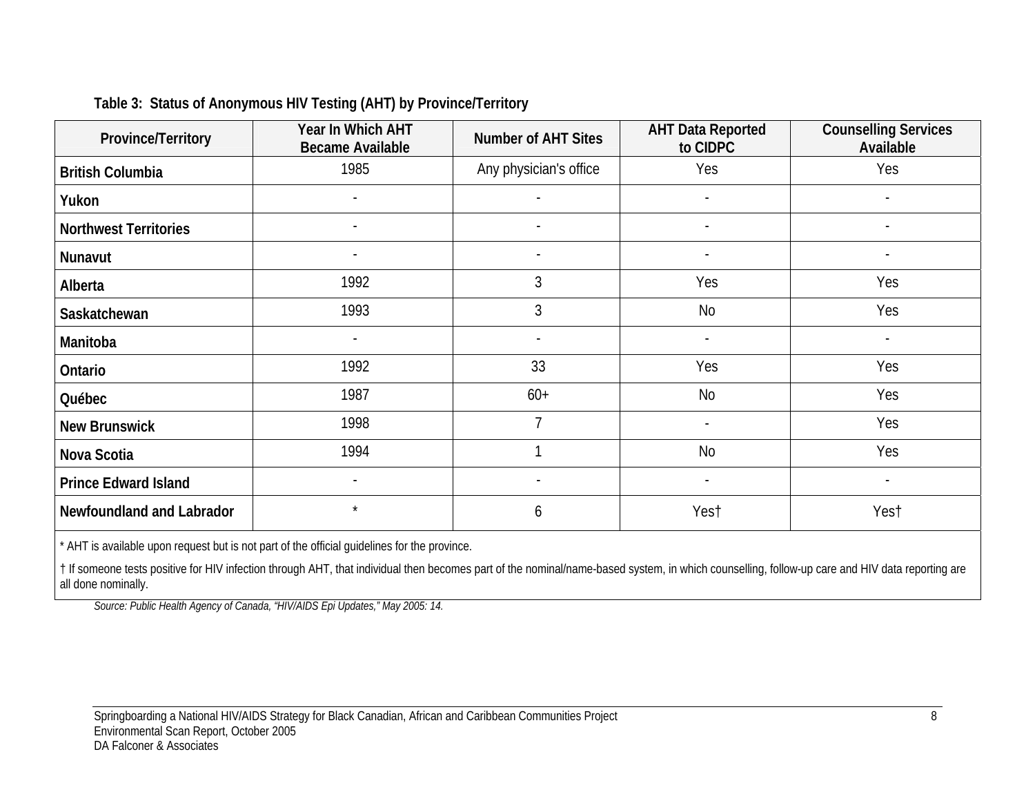**Table 3: Status of Anonymous HIV Testing (AHT) by Province/Territory**

| Province/Territory | Year In Which AHT Became Available | Number of AHT Sites | AHT Data Reported to CIDPC | Counselling Services Available |
|---|---|---|---|---|
| **British Columbia** | 1985 | Any physician's office | Yes | Yes |
| **Yukon** | - | - | - | - |
| **Northwest Territories** | - | - | - | - |
| **Nunavut** | - | - | - | - |
| **Alberta** | 1992 | 3 | Yes | Yes |
| **Saskatchewan** | 1993 | 3 | No | Yes |
| **Manitoba** | - | - | - | - |
| **Ontario** | 1992 | 33 | Yes | Yes |
| **Québec** | 1987 | 60+ | No | Yes |
| **New Brunswick** | 1998 | 7 | - | Yes |
| **Nova Scotia** | 1994 | 1 | No | Yes |
| **Prince Edward Island** | - | - | - | - |
| **Newfoundland and Labrador** | * | 6 | Yes† | Yes† |

* AHT is available upon request but is not part of the official guidelines for the province.

† If someone tests positive for HIV infection through AHT, that individual then becomes part of the nominal/name-based system, in which counselling, follow-up care and HIV data reporting are all done nominally.

*Source: Public Health Agency of Canada, "HIV/AIDS Epi Updates," May 2005: 14.*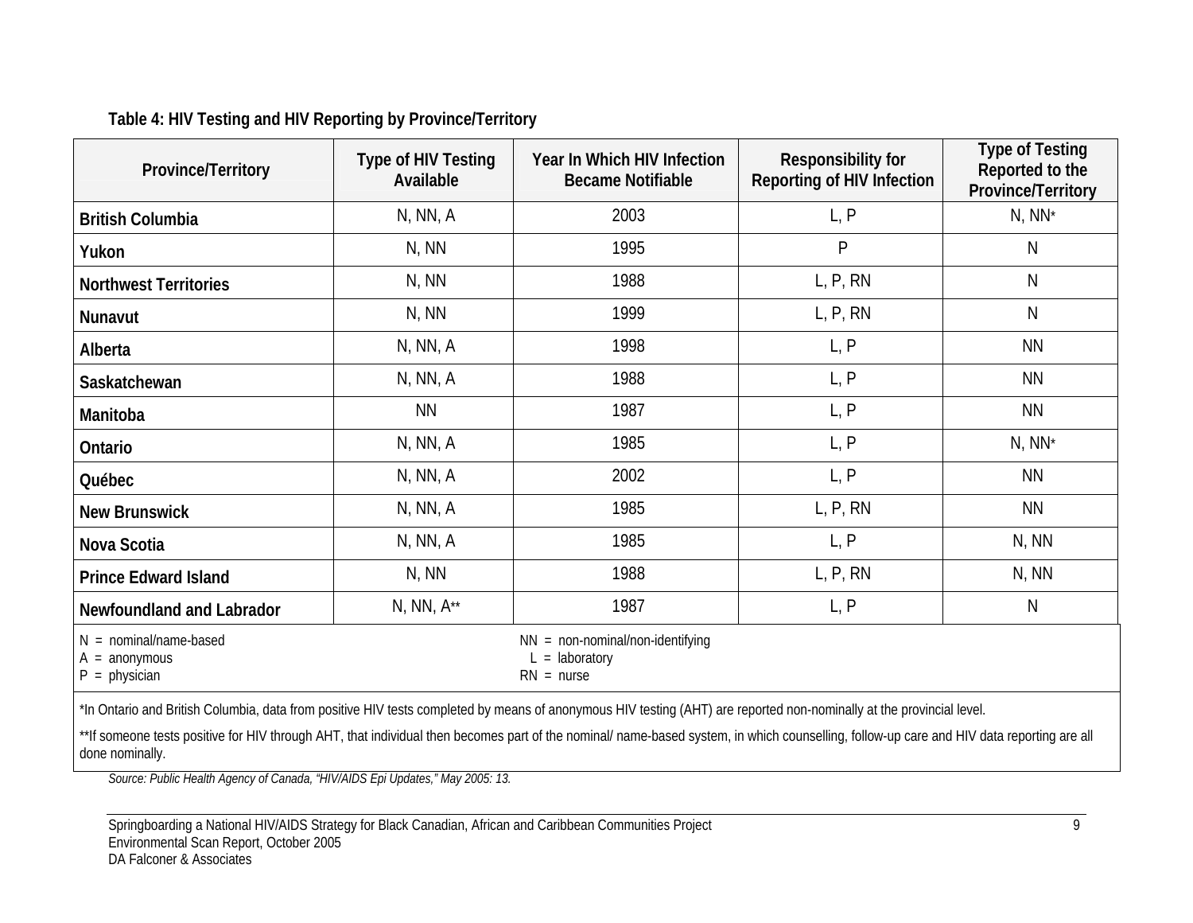**Table 4: HIV Testing and HIV Reporting by Province/Territory**

| Province/Territory | Type of HIV Testing Available | Year In Which HIV Infection Became Notifiable | Responsibility for Reporting of HIV Infection | Type of Testing Reported to the Province/Territory |
|---|---|---|---|---|
| **British Columbia** | N, NN, A | 2003 | L, P | N, NN* |
| **Yukon** | N, NN | 1995 | P | N |
| **Northwest Territories** | N, NN | 1988 | L, P, RN | N |
| **Nunavut** | N, NN | 1999 | L, P, RN | N |
| **Alberta** | N, NN, A | 1998 | L, P | NN |
| **Saskatchewan** | N, NN, A | 1988 | L, P | NN |
| **Manitoba** | NN | 1987 | L, P | NN |
| **Ontario** | N, NN, A | 1985 | L, P | N, NN* |
| **Québec** | N, NN, A | 2002 | L, P | NN |
| **New Brunswick** | N, NN, A | 1985 | L, P, RN | NN |
| **Nova Scotia** | N, NN, A | 1985 | L, P | N, NN |
| **Prince Edward Island** | N, NN | 1988 | L, P, RN | N, NN |
| **Newfoundland and Labrador** | N, NN, A** | 1987 | L, P | N |

N = nominal/name-based
A = anonymous
P = physician
NN = non-nominal/non-identifying
L = laboratory
RN = nurse

*In Ontario and British Columbia, data from positive HIV tests completed by means of anonymous HIV testing (AHT) are reported non-nominally at the provincial level.

**If someone tests positive for HIV through AHT, that individual then becomes part of the nominal/ name-based system, in which counselling, follow-up care and HIV data reporting are all done nominally.

*Source: Public Health Agency of Canada, "HIV/AIDS Epi Updates," May 2005: 13.*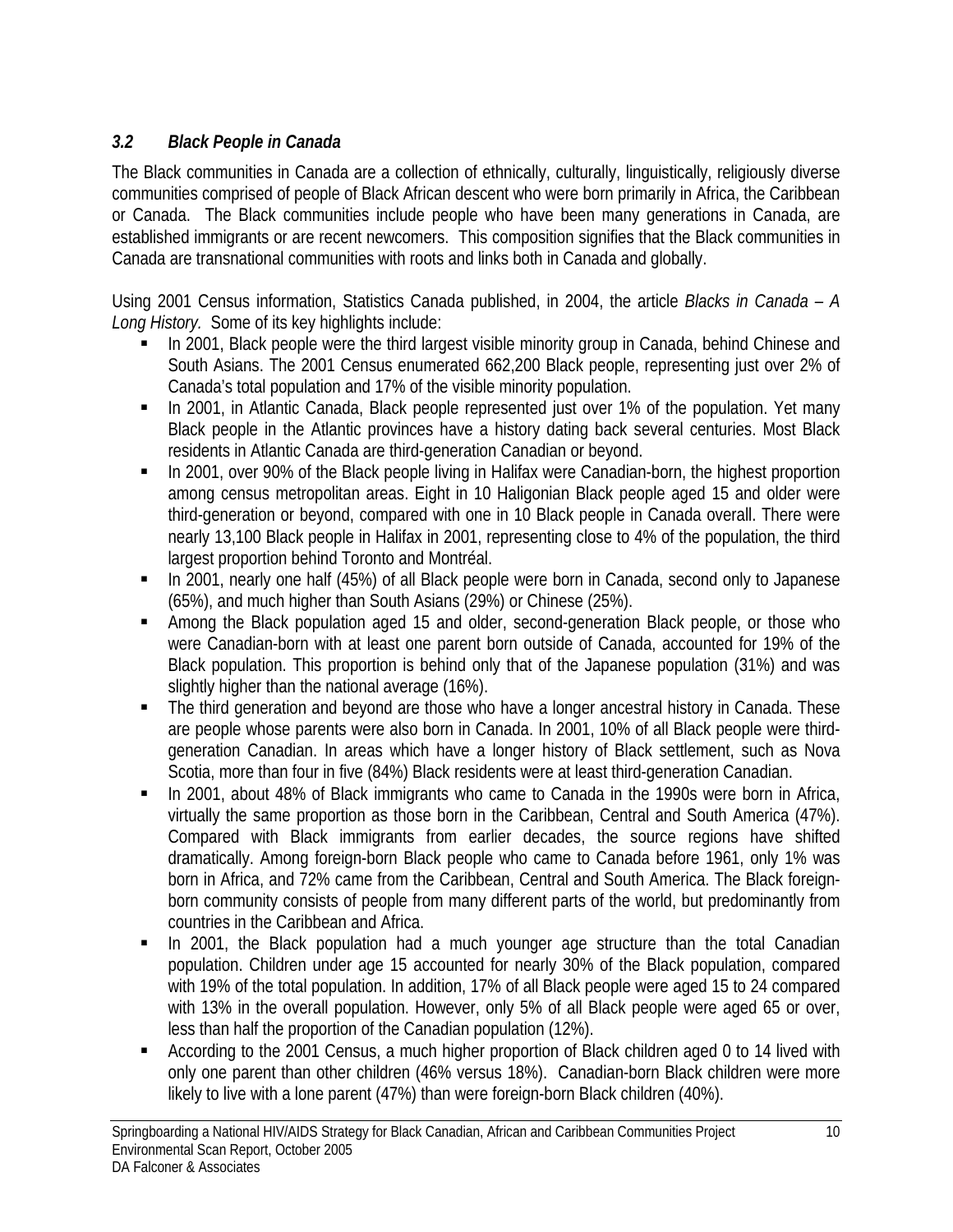### *3.2 Black People in Canada*

The Black communities in Canada are a collection of ethnically, culturally, linguistically, religiously diverse communities comprised of people of Black African descent who were born primarily in Africa, the Caribbean or Canada. The Black communities include people who have been many generations in Canada, are established immigrants or are recent newcomers. This composition signifies that the Black communities in Canada are transnational communities with roots and links both in Canada and globally.

Using 2001 Census information, Statistics Canada published, in 2004, the article *Blacks in Canada – A Long History.* Some of its key highlights include:

- In 2001, Black people were the third largest visible minority group in Canada, behind Chinese and South Asians. The 2001 Census enumerated 662,200 Black people, representing just over 2% of Canada's total population and 17% of the visible minority population.
- In 2001, in Atlantic Canada, Black people represented just over 1% of the population. Yet many Black people in the Atlantic provinces have a history dating back several centuries. Most Black residents in Atlantic Canada are third-generation Canadian or beyond.
- In 2001, over 90% of the Black people living in Halifax were Canadian-born, the highest proportion among census metropolitan areas. Eight in 10 Haligonian Black people aged 15 and older were third-generation or beyond, compared with one in 10 Black people in Canada overall. There were nearly 13,100 Black people in Halifax in 2001, representing close to 4% of the population, the third largest proportion behind Toronto and Montréal.
- In 2001, nearly one half (45%) of all Black people were born in Canada, second only to Japanese (65%), and much higher than South Asians (29%) or Chinese (25%).
- Among the Black population aged 15 and older, second-generation Black people, or those who were Canadian-born with at least one parent born outside of Canada, accounted for 19% of the Black population. This proportion is behind only that of the Japanese population (31%) and was slightly higher than the national average (16%).
- The third generation and beyond are those who have a longer ancestral history in Canada. These are people whose parents were also born in Canada. In 2001, 10% of all Black people were third-generation Canadian. In areas which have a longer history of Black settlement, such as Nova Scotia, more than four in five (84%) Black residents were at least third-generation Canadian.
- In 2001, about 48% of Black immigrants who came to Canada in the 1990s were born in Africa, virtually the same proportion as those born in the Caribbean, Central and South America (47%). Compared with Black immigrants from earlier decades, the source regions have shifted dramatically. Among foreign-born Black people who came to Canada before 1961, only 1% was born in Africa, and 72% came from the Caribbean, Central and South America. The Black foreign-born community consists of people from many different parts of the world, but predominantly from countries in the Caribbean and Africa.
- In 2001, the Black population had a much younger age structure than the total Canadian population. Children under age 15 accounted for nearly 30% of the Black population, compared with 19% of the total population. In addition, 17% of all Black people were aged 15 to 24 compared with 13% in the overall population. However, only 5% of all Black people were aged 65 or over, less than half the proportion of the Canadian population (12%).
- According to the 2001 Census, a much higher proportion of Black children aged 0 to 14 lived with only one parent than other children (46% versus 18%). Canadian-born Black children were more likely to live with a lone parent (47%) than were foreign-born Black children (40%).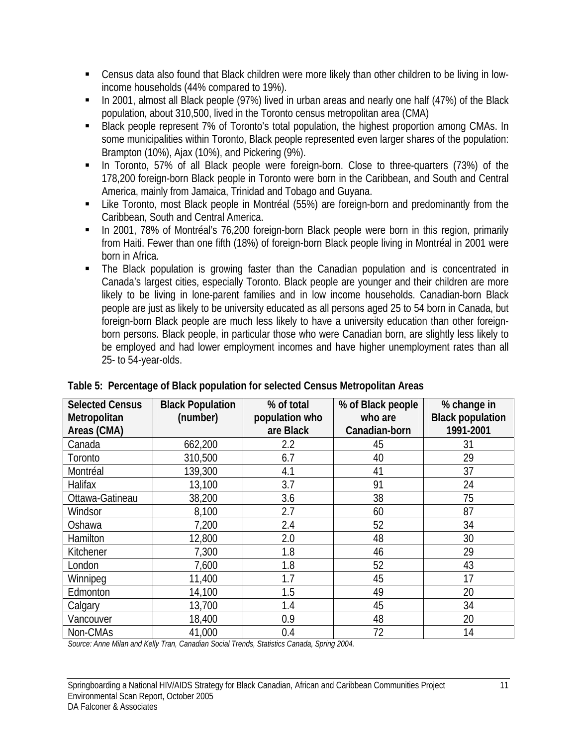- Census data also found that Black children were more likely than other children to be living in low-income households (44% compared to 19%).
- In 2001, almost all Black people (97%) lived in urban areas and nearly one half (47%) of the Black population, about 310,500, lived in the Toronto census metropolitan area (CMA)
- Black people represent 7% of Toronto's total population, the highest proportion among CMAs. In some municipalities within Toronto, Black people represented even larger shares of the population: Brampton (10%), Ajax (10%), and Pickering (9%).
- In Toronto, 57% of all Black people were foreign-born. Close to three-quarters (73%) of the 178,200 foreign-born Black people in Toronto were born in the Caribbean, and South and Central America, mainly from Jamaica, Trinidad and Tobago and Guyana.
- Like Toronto, most Black people in Montréal (55%) are foreign-born and predominantly from the Caribbean, South and Central America.
- In 2001, 78% of Montréal's 76,200 foreign-born Black people were born in this region, primarily from Haiti. Fewer than one fifth (18%) of foreign-born Black people living in Montréal in 2001 were born in Africa.
- The Black population is growing faster than the Canadian population and is concentrated in Canada's largest cities, especially Toronto. Black people are younger and their children are more likely to be living in lone-parent families and in low income households. Canadian-born Black people are just as likely to be university educated as all persons aged 25 to 54 born in Canada, but foreign-born Black people are much less likely to have a university education than other foreign-born persons. Black people, in particular those who were Canadian born, are slightly less likely to be employed and had lower employment incomes and have higher unemployment rates than all 25- to 54-year-olds.

**Table 5: Percentage of Black population for selected Census Metropolitan Areas**

| Selected Census Metropolitan Areas (CMA) | Black Population (number) | % of total population who are Black | % of Black people who are Canadian-born | % change in Black population 1991-2001 |
|---|---|---|---|---|
| Canada | 662,200 | 2.2 | 45 | 31 |
| Toronto | 310,500 | 6.7 | 40 | 29 |
| Montréal | 139,300 | 4.1 | 41 | 37 |
| Halifax | 13,100 | 3.7 | 91 | 24 |
| Ottawa-Gatineau | 38,200 | 3.6 | 38 | 75 |
| Windsor | 8,100 | 2.7 | 60 | 87 |
| Oshawa | 7,200 | 2.4 | 52 | 34 |
| Hamilton | 12,800 | 2.0 | 48 | 30 |
| Kitchener | 7,300 | 1.8 | 46 | 29 |
| London | 7,600 | 1.8 | 52 | 43 |
| Winnipeg | 11,400 | 1.7 | 45 | 17 |
| Edmonton | 14,100 | 1.5 | 49 | 20 |
| Calgary | 13,700 | 1.4 | 45 | 34 |
| Vancouver | 18,400 | 0.9 | 48 | 20 |
| Non-CMAs | 41,000 | 0.4 | 72 | 14 |

*Source: Anne Milan and Kelly Tran, Canadian Social Trends, Statistics Canada, Spring 2004.*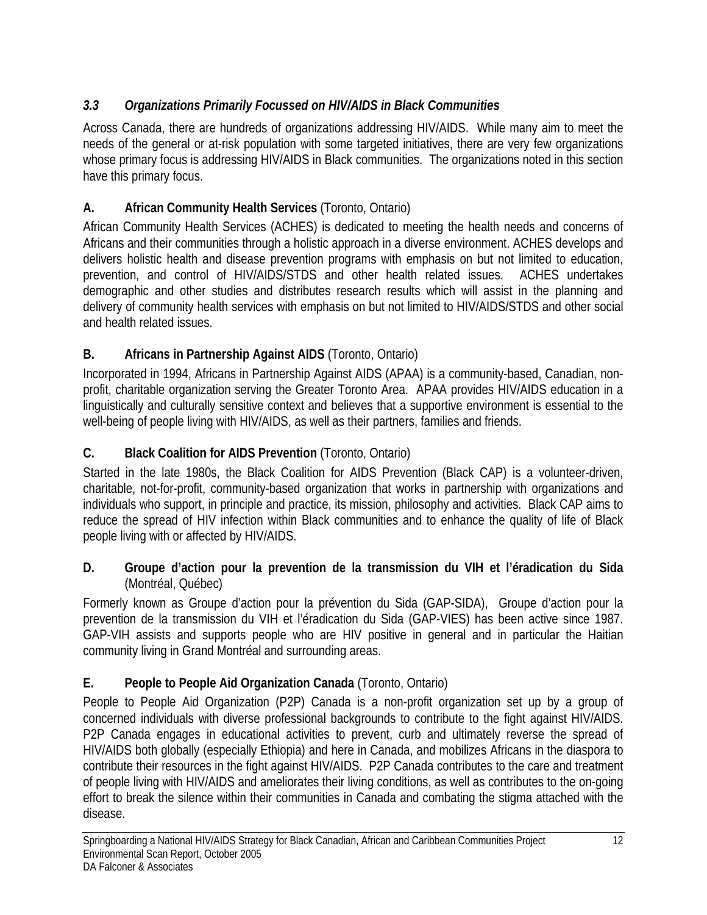### *3.3 Organizations Primarily Focussed on HIV/AIDS in Black Communities*

Across Canada, there are hundreds of organizations addressing HIV/AIDS. While many aim to meet the needs of the general or at-risk population with some targeted initiatives, there are very few organizations whose primary focus is addressing HIV/AIDS in Black communities. The organizations noted in this section have this primary focus.

#### A. **African Community Health Services** (Toronto, Ontario)

African Community Health Services (ACHES) is dedicated to meeting the health needs and concerns of Africans and their communities through a holistic approach in a diverse environment. ACHES develops and delivers holistic health and disease prevention programs with emphasis on but not limited to education, prevention, and control of HIV/AIDS/STDS and other health related issues. ACHES undertakes demographic and other studies and distributes research results which will assist in the planning and delivery of community health services with emphasis on but not limited to HIV/AIDS/STDS and other social and health related issues.

#### B. **Africans in Partnership Against AIDS** (Toronto, Ontario)

Incorporated in 1994, Africans in Partnership Against AIDS (APAA) is a community-based, Canadian, non-profit, charitable organization serving the Greater Toronto Area. APAA provides HIV/AIDS education in a linguistically and culturally sensitive context and believes that a supportive environment is essential to the well-being of people living with HIV/AIDS, as well as their partners, families and friends.

#### C. **Black Coalition for AIDS Prevention** (Toronto, Ontario)

Started in the late 1980s, the Black Coalition for AIDS Prevention (Black CAP) is a volunteer-driven, charitable, not-for-profit, community-based organization that works in partnership with organizations and individuals who support, in principle and practice, its mission, philosophy and activities. Black CAP aims to reduce the spread of HIV infection within Black communities and to enhance the quality of life of Black people living with or affected by HIV/AIDS.

#### D. **Groupe d'action pour la prevention de la transmission du VIH et l'éradication du Sida** (Montréal, Québec)

Formerly known as Groupe d'action pour la prévention du Sida (GAP-SIDA), Groupe d'action pour la prevention de la transmission du VIH et l'éradication du Sida (GAP-VIES) has been active since 1987. GAP-VIH assists and supports people who are HIV positive in general and in particular the Haitian community living in Grand Montréal and surrounding areas.

#### E. **People to People Aid Organization Canada** (Toronto, Ontario)

People to People Aid Organization (P2P) Canada is a non-profit organization set up by a group of concerned individuals with diverse professional backgrounds to contribute to the fight against HIV/AIDS. P2P Canada engages in educational activities to prevent, curb and ultimately reverse the spread of HIV/AIDS both globally (especially Ethiopia) and here in Canada, and mobilizes Africans in the diaspora to contribute their resources in the fight against HIV/AIDS. P2P Canada contributes to the care and treatment of people living with HIV/AIDS and ameliorates their living conditions, as well as contributes to the on-going effort to break the silence within their communities in Canada and combating the stigma attached with the disease.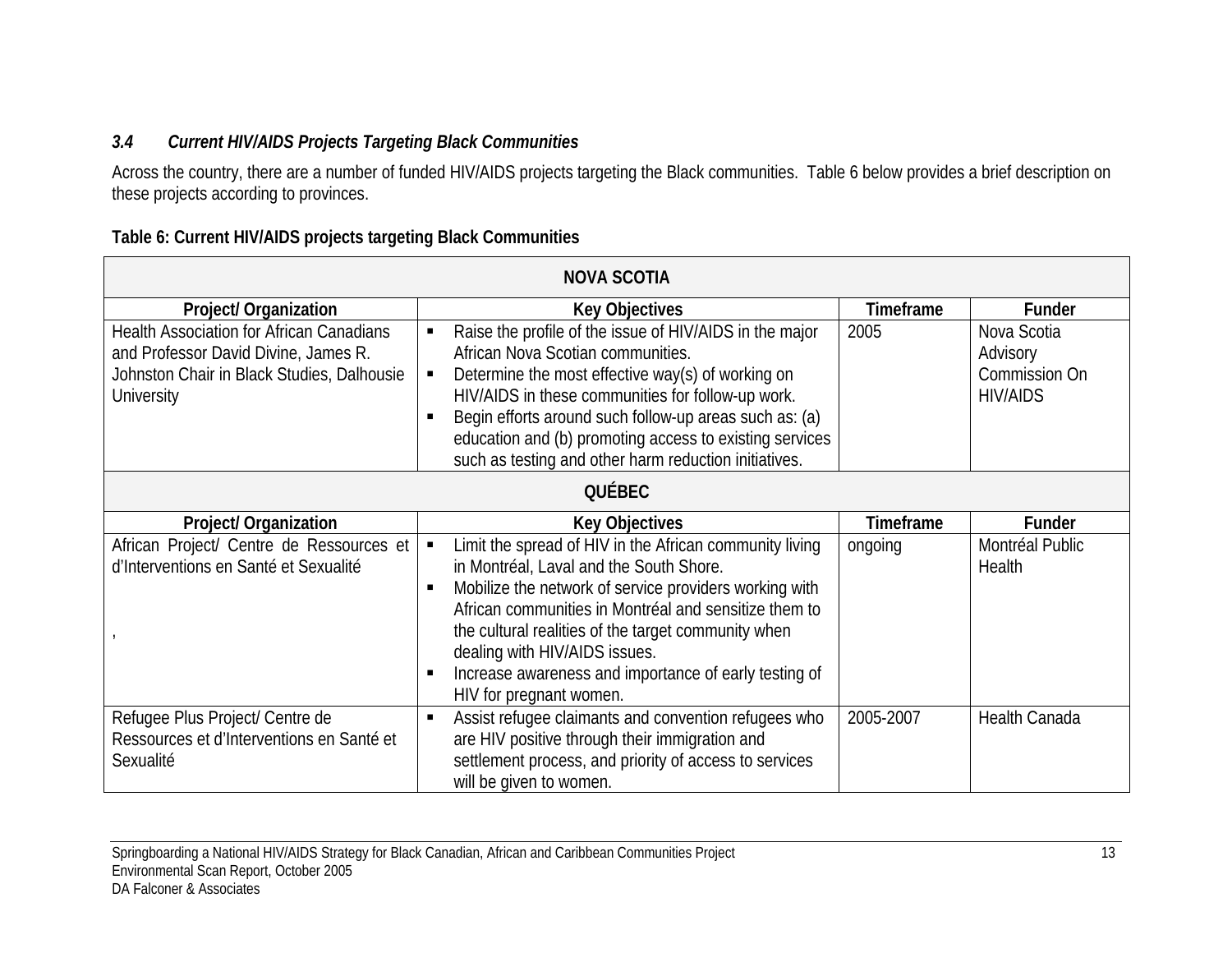### *3.4 Current HIV/AIDS Projects Targeting Black Communities*

Across the country, there are a number of funded HIV/AIDS projects targeting the Black communities. Table 6 below provides a brief description on these projects according to provinces.

**Table 6: Current HIV/AIDS projects targeting Black Communities**

| **NOVA SCOTIA** | | | |
|---|---|---|---|
| **Project/ Organization** | **Key Objectives** | **Timeframe** | **Funder** |
| Health Association for African Canadians and Professor David Divine, James R. Johnston Chair in Black Studies, Dalhousie University | ▪ Raise the profile of the issue of HIV/AIDS in the major African Nova Scotian communities.<br>▪ Determine the most effective way(s) of working on HIV/AIDS in these communities for follow-up work.<br>▪ Begin efforts around such follow-up areas such as: (a) education and (b) promoting access to existing services such as testing and other harm reduction initiatives. | 2005 | Nova Scotia Advisory Commission On HIV/AIDS |
| **QUÉBEC** | | | |
| **Project/ Organization** | **Key Objectives** | **Timeframe** | **Funder** |
| African Project/ Centre de Ressources et d'Interventions en Santé et Sexualité<br><br>, | ▪ Limit the spread of HIV in the African community living in Montréal, Laval and the South Shore.<br>▪ Mobilize the network of service providers working with African communities in Montréal and sensitize them to the cultural realities of the target community when dealing with HIV/AIDS issues.<br>▪ Increase awareness and importance of early testing of HIV for pregnant women. | ongoing | Montréal Public Health |
| Refugee Plus Project/ Centre de Ressources et d'Interventions en Santé et Sexualité | ▪ Assist refugee claimants and convention refugees who are HIV positive through their immigration and settlement process, and priority of access to services will be given to women. | 2005-2007 | Health Canada |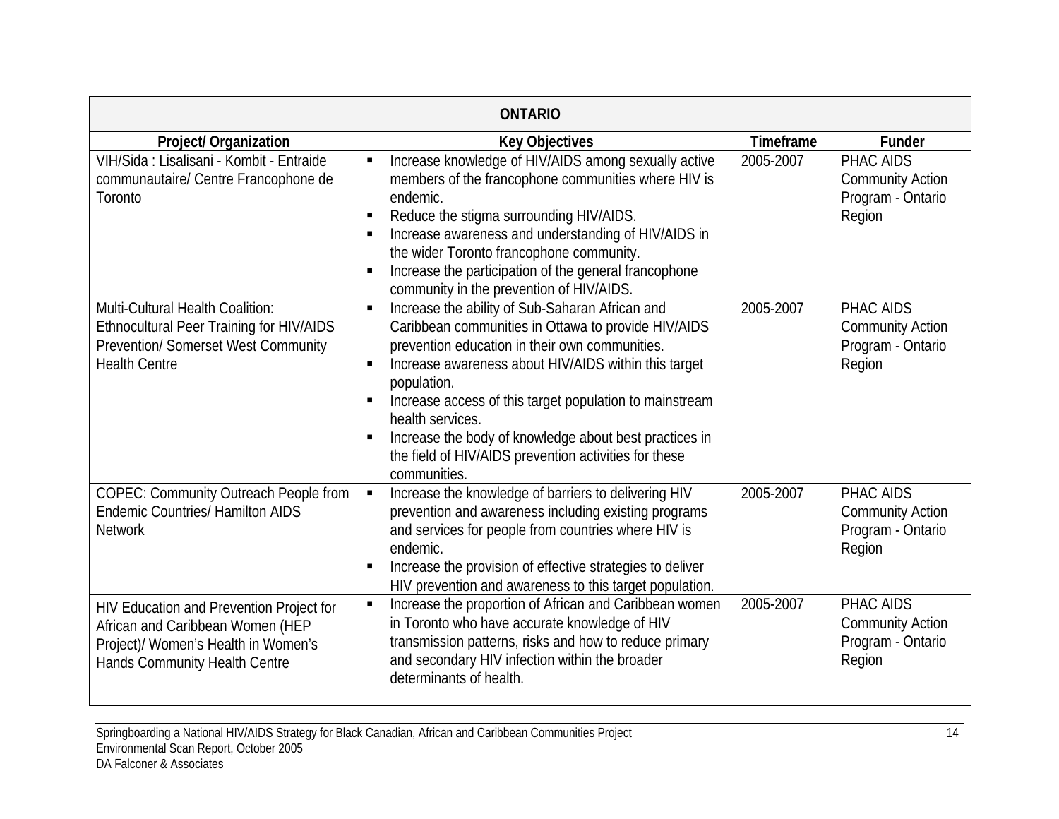| ONTARIO | | | |
|---|---|---|---|
| **Project/ Organization** | **Key Objectives** | **Timeframe** | **Funder** |
| VIH/Sida : Lisalisani - Kombit - Entraide communautaire/ Centre Francophone de Toronto | ▪ Increase knowledge of HIV/AIDS among sexually active members of the francophone communities where HIV is endemic.<br>▪ Reduce the stigma surrounding HIV/AIDS.<br>▪ Increase awareness and understanding of HIV/AIDS in the wider Toronto francophone community.<br>▪ Increase the participation of the general francophone community in the prevention of HIV/AIDS. | 2005-2007 | PHAC AIDS Community Action Program - Ontario Region |
| Multi-Cultural Health Coalition: Ethnocultural Peer Training for HIV/AIDS Prevention/ Somerset West Community Health Centre | ▪ Increase the ability of Sub-Saharan African and Caribbean communities in Ottawa to provide HIV/AIDS prevention education in their own communities.<br>▪ Increase awareness about HIV/AIDS within this target population.<br>▪ Increase access of this target population to mainstream health services.<br>▪ Increase the body of knowledge about best practices in the field of HIV/AIDS prevention activities for these communities. | 2005-2007 | PHAC AIDS Community Action Program - Ontario Region |
| COPEC: Community Outreach People from Endemic Countries/ Hamilton AIDS Network | ▪ Increase the knowledge of barriers to delivering HIV prevention and awareness including existing programs and services for people from countries where HIV is endemic.<br>▪ Increase the provision of effective strategies to deliver HIV prevention and awareness to this target population. | 2005-2007 | PHAC AIDS Community Action Program - Ontario Region |
| HIV Education and Prevention Project for African and Caribbean Women (HEP Project)/ Women's Health in Women's Hands Community Health Centre | ▪ Increase the proportion of African and Caribbean women in Toronto who have accurate knowledge of HIV transmission patterns, risks and how to reduce primary and secondary HIV infection within the broader determinants of health. | 2005-2007 | PHAC AIDS Community Action Program - Ontario Region |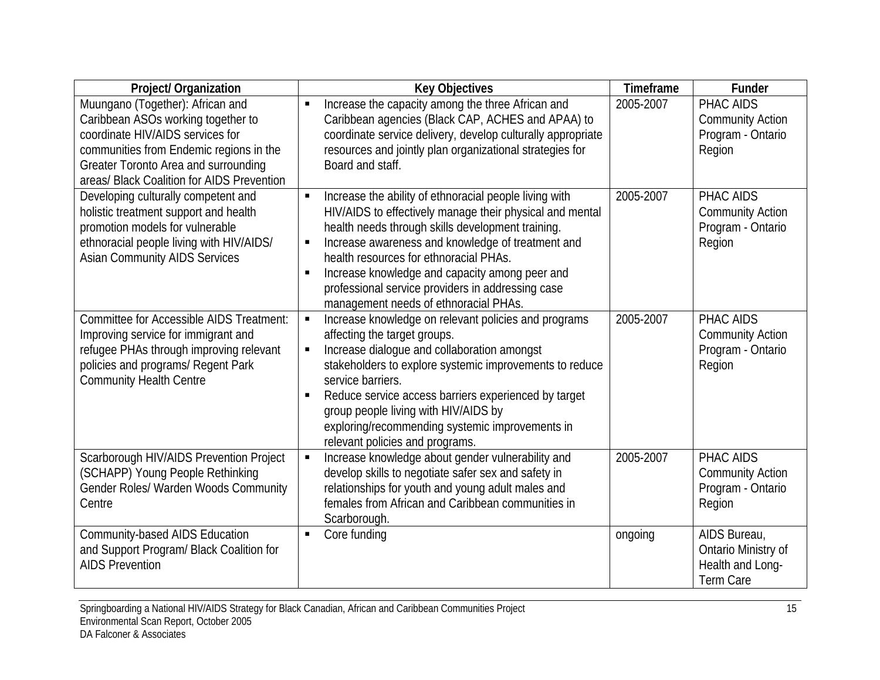| Project/ Organization | Key Objectives | Timeframe | Funder |
|---|---|---|---|
| Muungano (Together): African and Caribbean ASOs working together to coordinate HIV/AIDS services for communities from Endemic regions in the Greater Toronto Area and surrounding areas/ Black Coalition for AIDS Prevention | ▪ Increase the capacity among the three African and Caribbean agencies (Black CAP, ACHES and APAA) to coordinate service delivery, develop culturally appropriate resources and jointly plan organizational strategies for Board and staff. | 2005-2007 | PHAC AIDS Community Action Program - Ontario Region |
| Developing culturally competent and holistic treatment support and health promotion models for vulnerable ethnoracial people living with HIV/AIDS/ Asian Community AIDS Services | ▪ Increase the ability of ethnoracial people living with HIV/AIDS to effectively manage their physical and mental health needs through skills development training.<br>▪ Increase awareness and knowledge of treatment and health resources for ethnoracial PHAs.<br>▪ Increase knowledge and capacity among peer and professional service providers in addressing case management needs of ethnoracial PHAs. | 2005-2007 | PHAC AIDS Community Action Program - Ontario Region |
| Committee for Accessible AIDS Treatment: Improving service for immigrant and refugee PHAs through improving relevant policies and programs/ Regent Park Community Health Centre | ▪ Increase knowledge on relevant policies and programs affecting the target groups.<br>▪ Increase dialogue and collaboration amongst stakeholders to explore systemic improvements to reduce service barriers.<br>▪ Reduce service access barriers experienced by target group people living with HIV/AIDS by exploring/recommending systemic improvements in relevant policies and programs. | 2005-2007 | PHAC AIDS Community Action Program - Ontario Region |
| Scarborough HIV/AIDS Prevention Project (SCHAPP) Young People Rethinking Gender Roles/ Warden Woods Community Centre | ▪ Increase knowledge about gender vulnerability and develop skills to negotiate safer sex and safety in relationships for youth and young adult males and females from African and Caribbean communities in Scarborough. | 2005-2007 | PHAC AIDS Community Action Program - Ontario Region |
| Community-based AIDS Education and Support Program/ Black Coalition for AIDS Prevention | ▪ Core funding | ongoing | AIDS Bureau, Ontario Ministry of Health and Long-Term Care |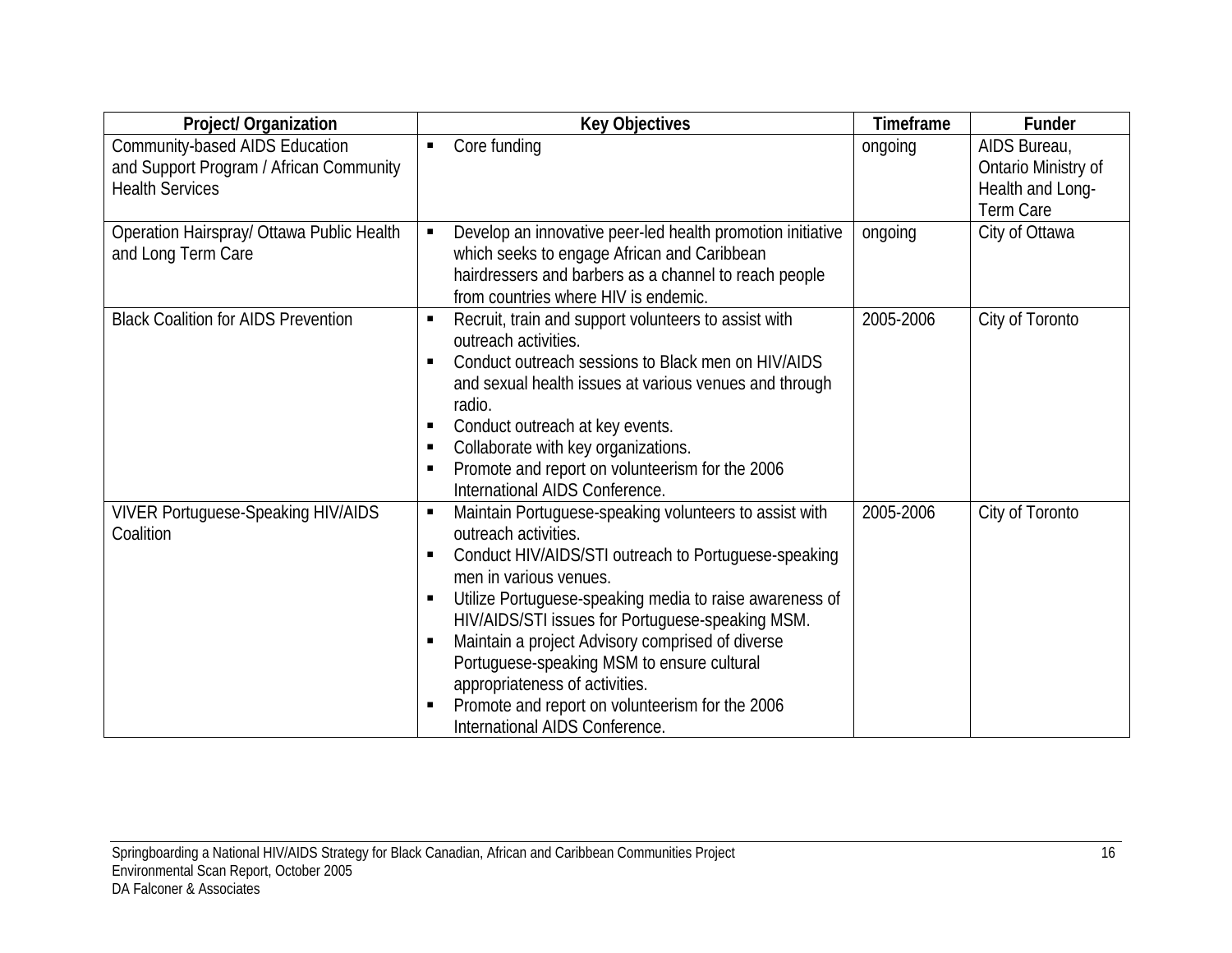| Project/ Organization | Key Objectives | Timeframe | Funder |
|---|---|---|---|
| Community-based AIDS Education and Support Program / African Community Health Services | ▪ Core funding | ongoing | AIDS Bureau, Ontario Ministry of Health and Long-Term Care |
| Operation Hairspray/ Ottawa Public Health and Long Term Care | ▪ Develop an innovative peer-led health promotion initiative which seeks to engage African and Caribbean hairdressers and barbers as a channel to reach people from countries where HIV is endemic. | ongoing | City of Ottawa |
| Black Coalition for AIDS Prevention | ▪ Recruit, train and support volunteers to assist with outreach activities.<br>▪ Conduct outreach sessions to Black men on HIV/AIDS and sexual health issues at various venues and through radio.<br>▪ Conduct outreach at key events.<br>▪ Collaborate with key organizations.<br>▪ Promote and report on volunteerism for the 2006 International AIDS Conference. | 2005-2006 | City of Toronto |
| VIVER Portuguese-Speaking HIV/AIDS Coalition | ▪ Maintain Portuguese-speaking volunteers to assist with outreach activities.<br>▪ Conduct HIV/AIDS/STI outreach to Portuguese-speaking men in various venues.<br>▪ Utilize Portuguese-speaking media to raise awareness of HIV/AIDS/STI issues for Portuguese-speaking MSM.<br>▪ Maintain a project Advisory comprised of diverse Portuguese-speaking MSM to ensure cultural appropriateness of activities.<br>▪ Promote and report on volunteerism for the 2006 International AIDS Conference. | 2005-2006 | City of Toronto |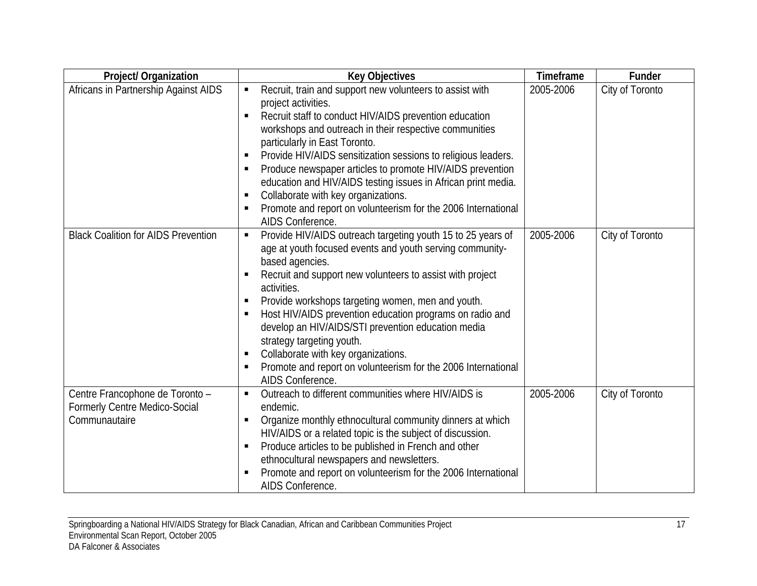| Project/ Organization | Key Objectives | Timeframe | Funder |
|---|---|---|---|
| Africans in Partnership Against AIDS | ▪ Recruit, train and support new volunteers to assist with project activities.<br>▪ Recruit staff to conduct HIV/AIDS prevention education workshops and outreach in their respective communities particularly in East Toronto.<br>▪ Provide HIV/AIDS sensitization sessions to religious leaders.<br>▪ Produce newspaper articles to promote HIV/AIDS prevention education and HIV/AIDS testing issues in African print media.<br>▪ Collaborate with key organizations.<br>▪ Promote and report on volunteerism for the 2006 International AIDS Conference. | 2005-2006 | City of Toronto |
| Black Coalition for AIDS Prevention | ▪ Provide HIV/AIDS outreach targeting youth 15 to 25 years of age at youth focused events and youth serving community-based agencies.<br>▪ Recruit and support new volunteers to assist with project activities.<br>▪ Provide workshops targeting women, men and youth.<br>▪ Host HIV/AIDS prevention education programs on radio and develop an HIV/AIDS/STI prevention education media strategy targeting youth.<br>▪ Collaborate with key organizations.<br>▪ Promote and report on volunteerism for the 2006 International AIDS Conference. | 2005-2006 | City of Toronto |
| Centre Francophone de Toronto – Formerly Centre Medico-Social Communautaire | ▪ Outreach to different communities where HIV/AIDS is endemic.<br>▪ Organize monthly ethnocultural community dinners at which HIV/AIDS or a related topic is the subject of discussion.<br>▪ Produce articles to be published in French and other ethnocultural newspapers and newsletters.<br>▪ Promote and report on volunteerism for the 2006 International AIDS Conference. | 2005-2006 | City of Toronto |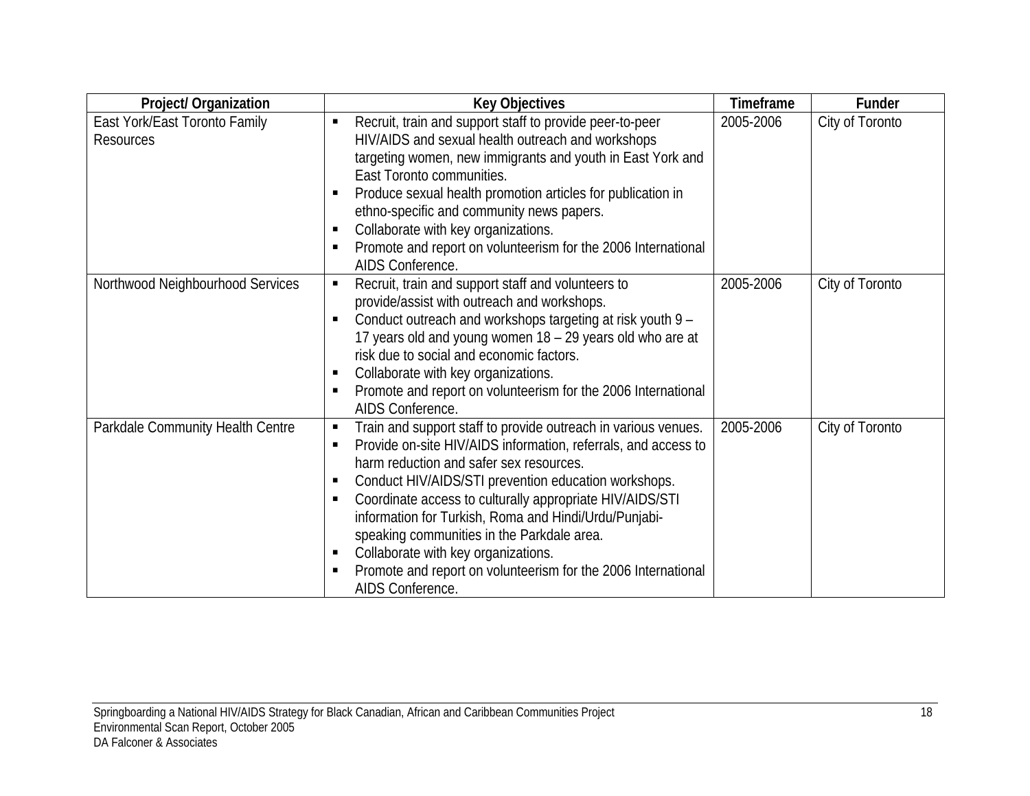| Project/ Organization | Key Objectives | Timeframe | Funder |
|---|---|---|---|
| East York/East Toronto Family Resources | ▪ Recruit, train and support staff to provide peer-to-peer HIV/AIDS and sexual health outreach and workshops targeting women, new immigrants and youth in East York and East Toronto communities.<br>▪ Produce sexual health promotion articles for publication in ethno-specific and community news papers.<br>▪ Collaborate with key organizations.<br>▪ Promote and report on volunteerism for the 2006 International AIDS Conference. | 2005-2006 | City of Toronto |
| Northwood Neighbourhood Services | ▪ Recruit, train and support staff and volunteers to provide/assist with outreach and workshops.<br>▪ Conduct outreach and workshops targeting at risk youth 9 – 17 years old and young women 18 – 29 years old who are at risk due to social and economic factors.<br>▪ Collaborate with key organizations.<br>▪ Promote and report on volunteerism for the 2006 International AIDS Conference. | 2005-2006 | City of Toronto |
| Parkdale Community Health Centre | ▪ Train and support staff to provide outreach in various venues.<br>▪ Provide on-site HIV/AIDS information, referrals, and access to harm reduction and safer sex resources.<br>▪ Conduct HIV/AIDS/STI prevention education workshops.<br>▪ Coordinate access to culturally appropriate HIV/AIDS/STI information for Turkish, Roma and Hindi/Urdu/Punjabi-speaking communities in the Parkdale area.<br>▪ Collaborate with key organizations.<br>▪ Promote and report on volunteerism for the 2006 International AIDS Conference. | 2005-2006 | City of Toronto |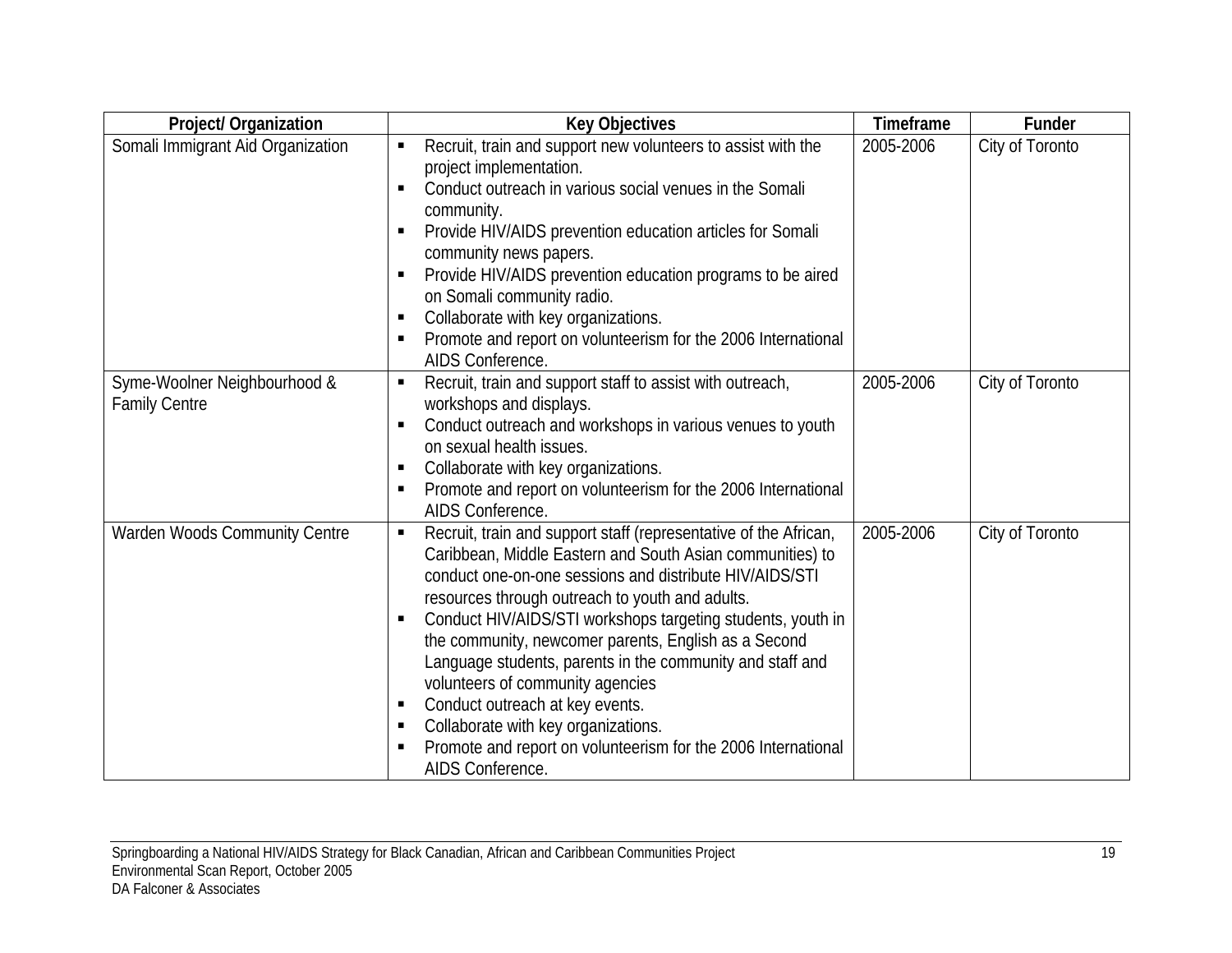| Project/ Organization | Key Objectives | Timeframe | Funder |
|---|---|---|---|
| Somali Immigrant Aid Organization | ▪ Recruit, train and support new volunteers to assist with the project implementation.<br>▪ Conduct outreach in various social venues in the Somali community.<br>▪ Provide HIV/AIDS prevention education articles for Somali community news papers.<br>▪ Provide HIV/AIDS prevention education programs to be aired on Somali community radio.<br>▪ Collaborate with key organizations.<br>▪ Promote and report on volunteerism for the 2006 International AIDS Conference. | 2005-2006 | City of Toronto |
| Syme-Woolner Neighbourhood & Family Centre | ▪ Recruit, train and support staff to assist with outreach, workshops and displays.<br>▪ Conduct outreach and workshops in various venues to youth on sexual health issues.<br>▪ Collaborate with key organizations.<br>▪ Promote and report on volunteerism for the 2006 International AIDS Conference. | 2005-2006 | City of Toronto |
| Warden Woods Community Centre | ▪ Recruit, train and support staff (representative of the African, Caribbean, Middle Eastern and South Asian communities) to conduct one-on-one sessions and distribute HIV/AIDS/STI resources through outreach to youth and adults.<br>▪ Conduct HIV/AIDS/STI workshops targeting students, youth in the community, newcomer parents, English as a Second Language students, parents in the community and staff and volunteers of community agencies<br>▪ Conduct outreach at key events.<br>▪ Collaborate with key organizations.<br>▪ Promote and report on volunteerism for the 2006 International AIDS Conference. | 2005-2006 | City of Toronto |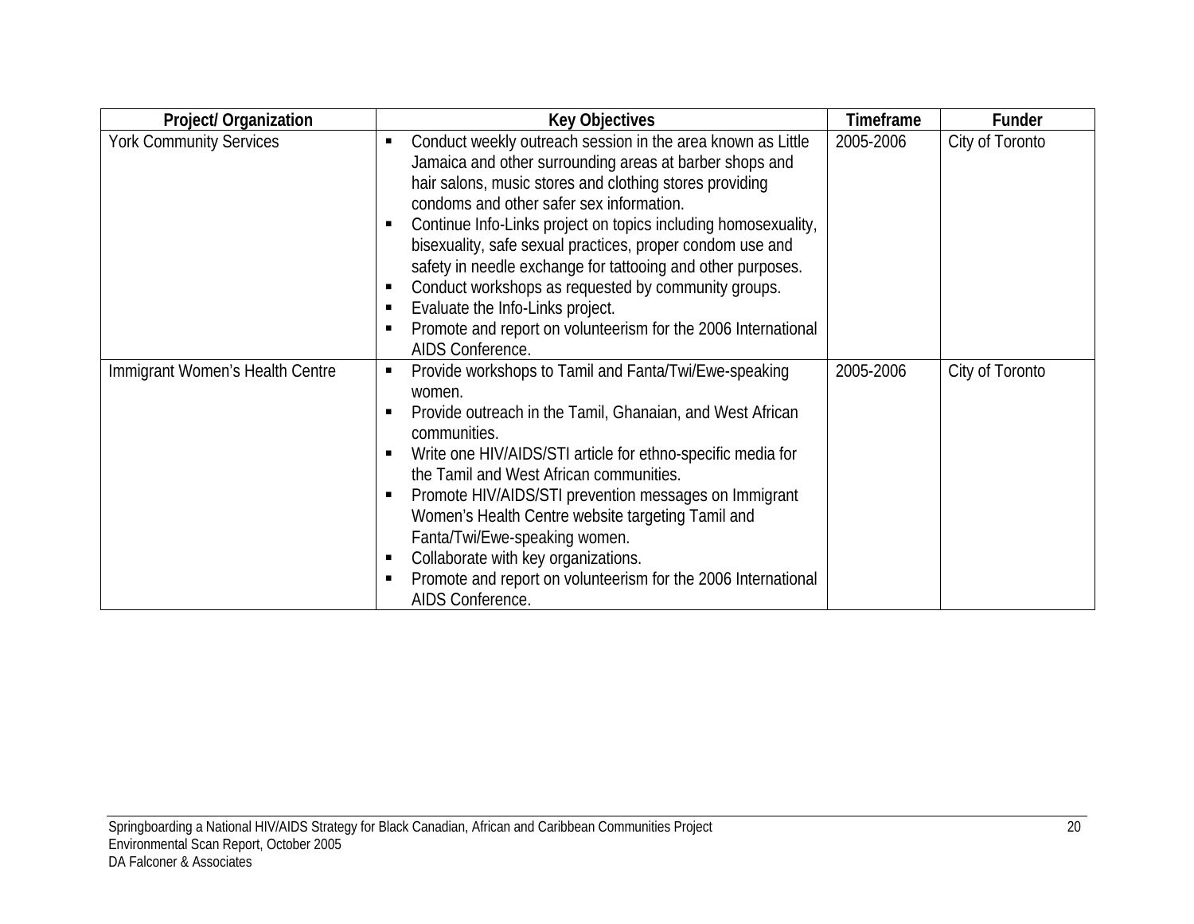| Project/ Organization | Key Objectives | Timeframe | Funder |
|---|---|---|---|
| York Community Services | ▪ Conduct weekly outreach session in the area known as Little Jamaica and other surrounding areas at barber shops and hair salons, music stores and clothing stores providing condoms and other safer sex information.<br>▪ Continue Info-Links project on topics including homosexuality, bisexuality, safe sexual practices, proper condom use and safety in needle exchange for tattooing and other purposes.<br>▪ Conduct workshops as requested by community groups.<br>▪ Evaluate the Info-Links project.<br>▪ Promote and report on volunteerism for the 2006 International AIDS Conference. | 2005-2006 | City of Toronto |
| Immigrant Women's Health Centre | ▪ Provide workshops to Tamil and Fanta/Twi/Ewe-speaking women.<br>▪ Provide outreach in the Tamil, Ghanaian, and West African communities.<br>▪ Write one HIV/AIDS/STI article for ethno-specific media for the Tamil and West African communities.<br>▪ Promote HIV/AIDS/STI prevention messages on Immigrant Women's Health Centre website targeting Tamil and Fanta/Twi/Ewe-speaking women.<br>▪ Collaborate with key organizations.<br>▪ Promote and report on volunteerism for the 2006 International AIDS Conference. | 2005-2006 | City of Toronto |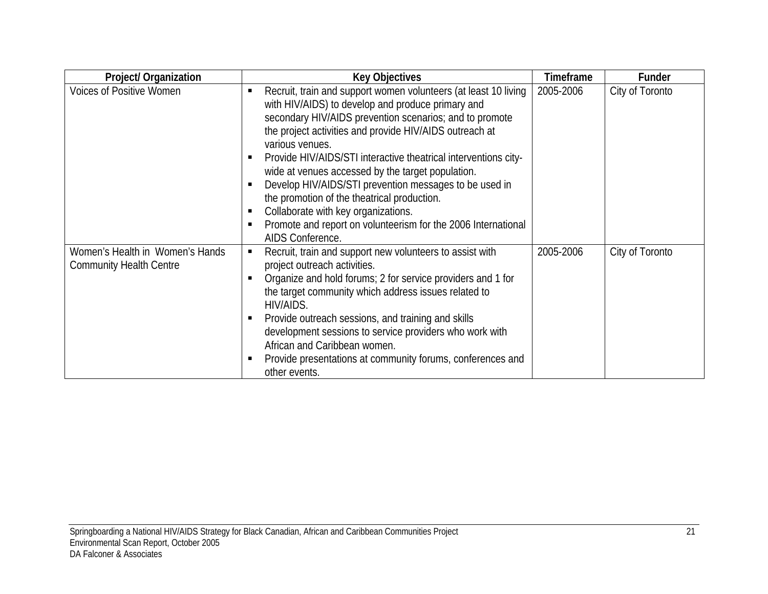| Project/ Organization | Key Objectives | Timeframe | Funder |
|---|---|---|---|
| Voices of Positive Women | ▪ Recruit, train and support women volunteers (at least 10 living with HIV/AIDS) to develop and produce primary and secondary HIV/AIDS prevention scenarios; and to promote the project activities and provide HIV/AIDS outreach at various venues.<br>▪ Provide HIV/AIDS/STI interactive theatrical interventions city-wide at venues accessed by the target population.<br>▪ Develop HIV/AIDS/STI prevention messages to be used in the promotion of the theatrical production.<br>▪ Collaborate with key organizations.<br>▪ Promote and report on volunteerism for the 2006 International AIDS Conference. | 2005-2006 | City of Toronto |
| Women's Health in Women's Hands Community Health Centre | ▪ Recruit, train and support new volunteers to assist with project outreach activities.<br>▪ Organize and hold forums; 2 for service providers and 1 for the target community which address issues related to HIV/AIDS.<br>▪ Provide outreach sessions, and training and skills development sessions to service providers who work with African and Caribbean women.<br>▪ Provide presentations at community forums, conferences and other events. | 2005-2006 | City of Toronto |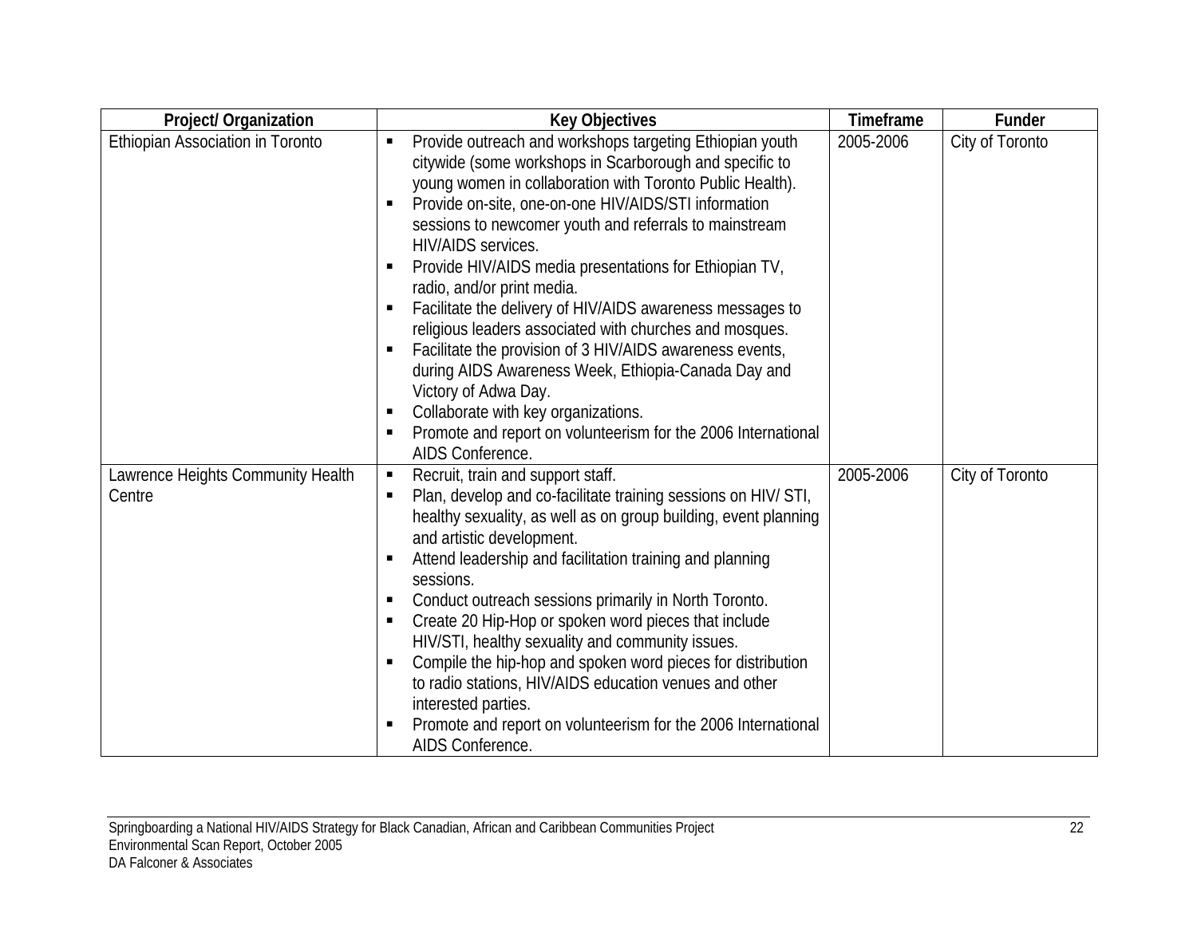| Project/ Organization | Key Objectives | Timeframe | Funder |
|---|---|---|---|
| Ethiopian Association in Toronto | ▪ Provide outreach and workshops targeting Ethiopian youth citywide (some workshops in Scarborough and specific to young women in collaboration with Toronto Public Health).<br>▪ Provide on-site, one-on-one HIV/AIDS/STI information sessions to newcomer youth and referrals to mainstream HIV/AIDS services.<br>▪ Provide HIV/AIDS media presentations for Ethiopian TV, radio, and/or print media.<br>▪ Facilitate the delivery of HIV/AIDS awareness messages to religious leaders associated with churches and mosques.<br>▪ Facilitate the provision of 3 HIV/AIDS awareness events, during AIDS Awareness Week, Ethiopia-Canada Day and Victory of Adwa Day.<br>▪ Collaborate with key organizations.<br>▪ Promote and report on volunteerism for the 2006 International AIDS Conference. | 2005-2006 | City of Toronto |
| Lawrence Heights Community Health Centre | ▪ Recruit, train and support staff.<br>▪ Plan, develop and co-facilitate training sessions on HIV/ STI, healthy sexuality, as well as on group building, event planning and artistic development.<br>▪ Attend leadership and facilitation training and planning sessions.<br>▪ Conduct outreach sessions primarily in North Toronto.<br>▪ Create 20 Hip-Hop or spoken word pieces that include HIV/STI, healthy sexuality and community issues.<br>▪ Compile the hip-hop and spoken word pieces for distribution to radio stations, HIV/AIDS education venues and other interested parties.<br>▪ Promote and report on volunteerism for the 2006 International AIDS Conference. | 2005-2006 | City of Toronto |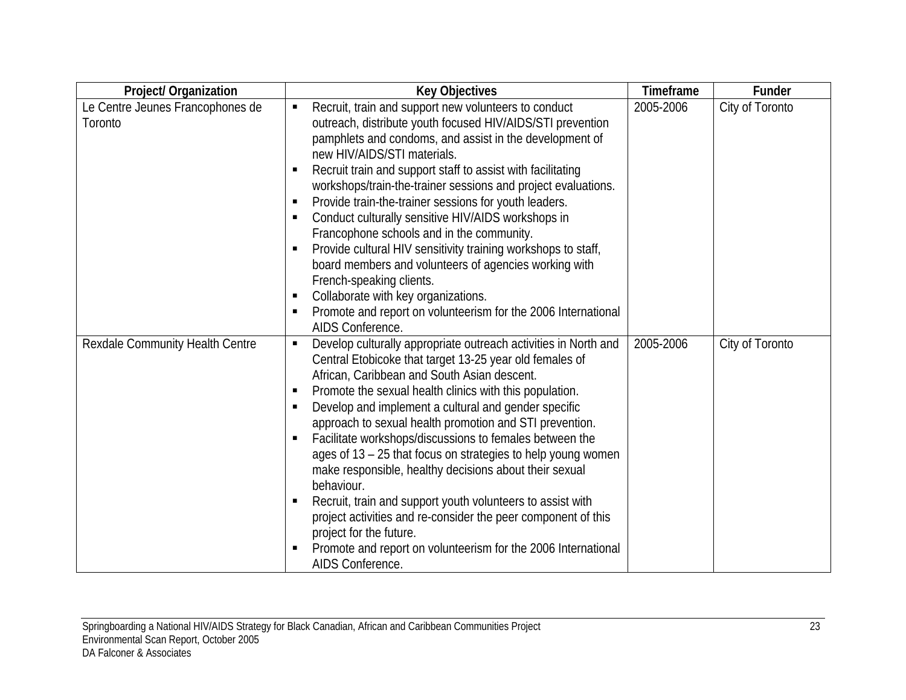| Project/ Organization | Key Objectives | Timeframe | Funder |
|---|---|---|---|
| Le Centre Jeunes Francophones de Toronto | ▪ Recruit, train and support new volunteers to conduct outreach, distribute youth focused HIV/AIDS/STI prevention pamphlets and condoms, and assist in the development of new HIV/AIDS/STI materials.<br>▪ Recruit train and support staff to assist with facilitating workshops/train-the-trainer sessions and project evaluations.<br>▪ Provide train-the-trainer sessions for youth leaders.<br>▪ Conduct culturally sensitive HIV/AIDS workshops in Francophone schools and in the community.<br>▪ Provide cultural HIV sensitivity training workshops to staff, board members and volunteers of agencies working with French-speaking clients.<br>▪ Collaborate with key organizations.<br>▪ Promote and report on volunteerism for the 2006 International AIDS Conference. | 2005-2006 | City of Toronto |
| Rexdale Community Health Centre | ▪ Develop culturally appropriate outreach activities in North and Central Etobicoke that target 13-25 year old females of African, Caribbean and South Asian descent.<br>▪ Promote the sexual health clinics with this population.<br>▪ Develop and implement a cultural and gender specific approach to sexual health promotion and STI prevention.<br>▪ Facilitate workshops/discussions to females between the ages of 13 – 25 that focus on strategies to help young women make responsible, healthy decisions about their sexual behaviour.<br>▪ Recruit, train and support youth volunteers to assist with project activities and re-consider the peer component of this project for the future.<br>▪ Promote and report on volunteerism for the 2006 International AIDS Conference. | 2005-2006 | City of Toronto |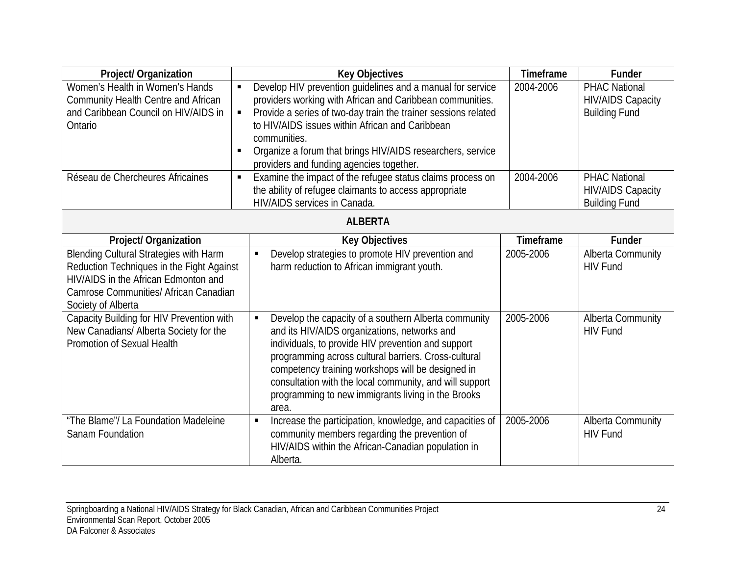| Project/ Organization | Key Objectives | Timeframe | Funder |
|---|---|---|---|
| Women's Health in Women's Hands Community Health Centre and African and Caribbean Council on HIV/AIDS in Ontario | ▪ Develop HIV prevention guidelines and a manual for service providers working with African and Caribbean communities. ▪ Provide a series of two-day train the trainer sessions related to HIV/AIDS issues within African and Caribbean communities. ▪ Organize a forum that brings HIV/AIDS researchers, service providers and funding agencies together. | 2004-2006 | PHAC National HIV/AIDS Capacity Building Fund |
| Réseau de Chercheures Africaines | ▪ Examine the impact of the refugee status claims process on the ability of refugee claimants to access appropriate HIV/AIDS services in Canada. | 2004-2006 | PHAC National HIV/AIDS Capacity Building Fund |
| **ALBERTA** | | | |
| **Project/ Organization** | **Key Objectives** | **Timeframe** | **Funder** |
| Blending Cultural Strategies with Harm Reduction Techniques in the Fight Against HIV/AIDS in the African Edmonton and Camrose Communities/ African Canadian Society of Alberta | ▪ Develop strategies to promote HIV prevention and harm reduction to African immigrant youth. | 2005-2006 | Alberta Community HIV Fund |
| Capacity Building for HIV Prevention with New Canadians/ Alberta Society for the Promotion of Sexual Health | ▪ Develop the capacity of a southern Alberta community and its HIV/AIDS organizations, networks and individuals, to provide HIV prevention and support programming across cultural barriers. Cross-cultural competency training workshops will be designed in consultation with the local community, and will support programming to new immigrants living in the Brooks area. | 2005-2006 | Alberta Community HIV Fund |
| "The Blame"/ La Foundation Madeleine Sanam Foundation | ▪ Increase the participation, knowledge, and capacities of community members regarding the prevention of HIV/AIDS within the African-Canadian population in Alberta. | 2005-2006 | Alberta Community HIV Fund |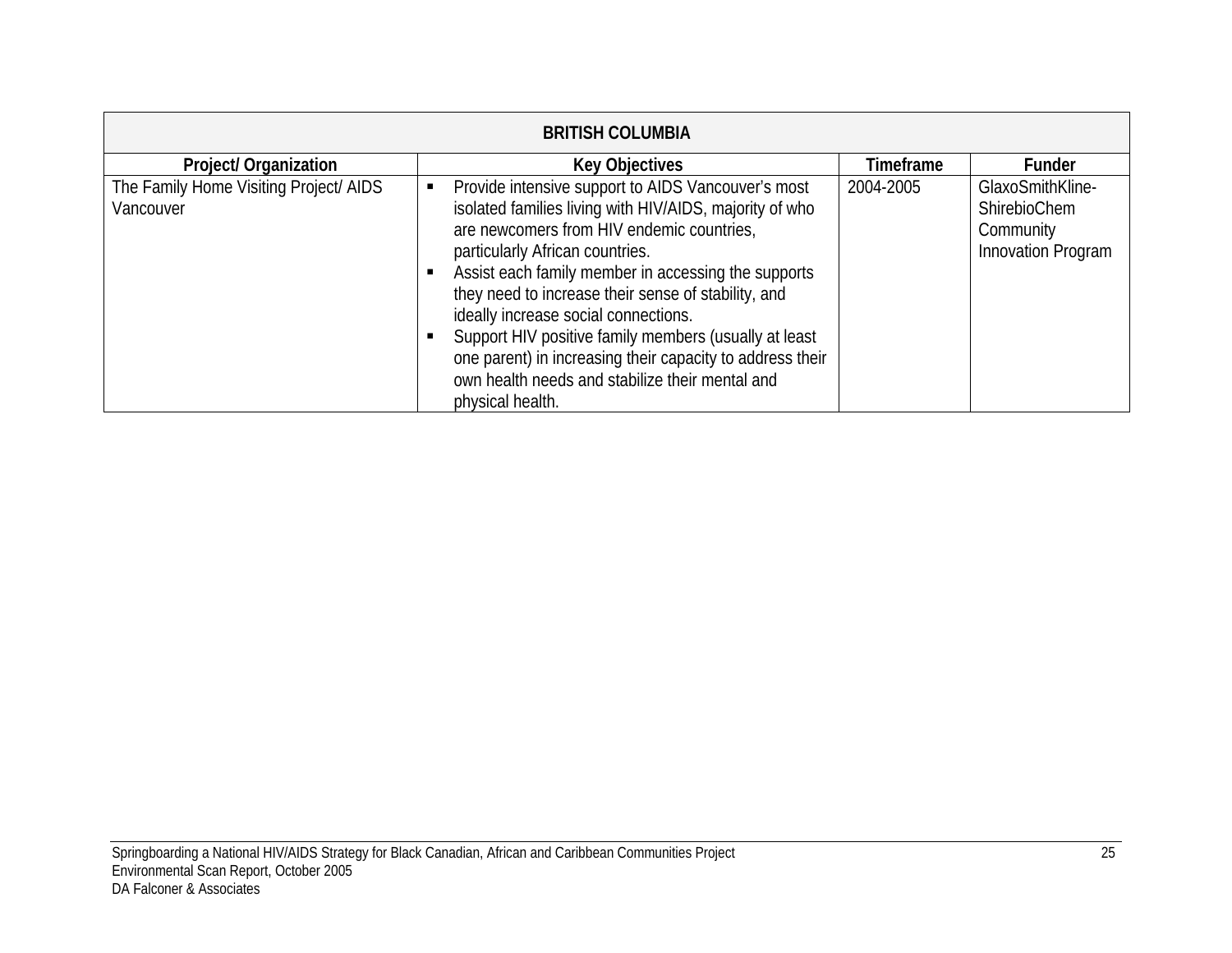| BRITISH COLUMBIA | | | |
|---|---|---|---|
| **Project/ Organization** | **Key Objectives** | **Timeframe** | **Funder** |
| The Family Home Visiting Project/ AIDS Vancouver | ▪ Provide intensive support to AIDS Vancouver's most isolated families living with HIV/AIDS, majority of who are newcomers from HIV endemic countries, particularly African countries.<br>▪ Assist each family member in accessing the supports they need to increase their sense of stability, and ideally increase social connections.<br>▪ Support HIV positive family members (usually at least one parent) in increasing their capacity to address their own health needs and stabilize their mental and physical health. | 2004-2005 | GlaxoSmithKline-ShirebioChem Community Innovation Program |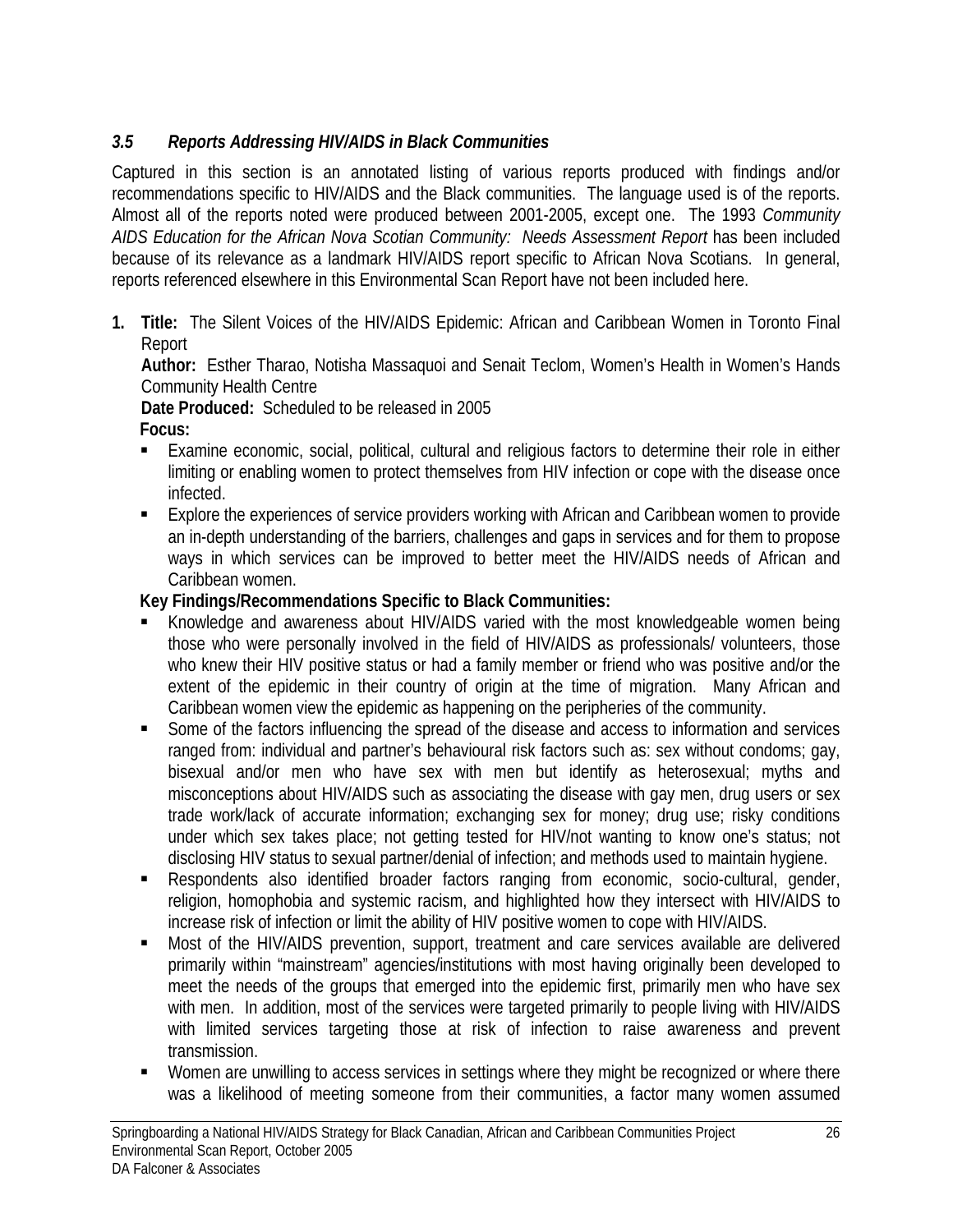### *3.5 Reports Addressing HIV/AIDS in Black Communities*

Captured in this section is an annotated listing of various reports produced with findings and/or recommendations specific to HIV/AIDS and the Black communities. The language used is of the reports. Almost all of the reports noted were produced between 2001-2005, except one. The 1993 *Community AIDS Education for the African Nova Scotian Community: Needs Assessment Report* has been included because of its relevance as a landmark HIV/AIDS report specific to African Nova Scotians. In general, reports referenced elsewhere in this Environmental Scan Report have not been included here.

1. **Title:** The Silent Voices of the HIV/AIDS Epidemic: African and Caribbean Women in Toronto Final Report

   **Author:** Esther Tharao, Notisha Massaquoi and Senait Teclom, Women's Health in Women's Hands Community Health Centre

   **Date Produced:** Scheduled to be released in 2005

   **Focus:**
   - Examine economic, social, political, cultural and religious factors to determine their role in either limiting or enabling women to protect themselves from HIV infection or cope with the disease once infected.
   - Explore the experiences of service providers working with African and Caribbean women to provide an in-depth understanding of the barriers, challenges and gaps in services and for them to propose ways in which services can be improved to better meet the HIV/AIDS needs of African and Caribbean women.

   **Key Findings/Recommendations Specific to Black Communities:**
   - Knowledge and awareness about HIV/AIDS varied with the most knowledgeable women being those who were personally involved in the field of HIV/AIDS as professionals/ volunteers, those who knew their HIV positive status or had a family member or friend who was positive and/or the extent of the epidemic in their country of origin at the time of migration. Many African and Caribbean women view the epidemic as happening on the peripheries of the community.
   - Some of the factors influencing the spread of the disease and access to information and services ranged from: individual and partner's behavioural risk factors such as: sex without condoms; gay, bisexual and/or men who have sex with men but identify as heterosexual; myths and misconceptions about HIV/AIDS such as associating the disease with gay men, drug users or sex trade work/lack of accurate information; exchanging sex for money; drug use; risky conditions under which sex takes place; not getting tested for HIV/not wanting to know one's status; not disclosing HIV status to sexual partner/denial of infection; and methods used to maintain hygiene.
   - Respondents also identified broader factors ranging from economic, socio-cultural, gender, religion, homophobia and systemic racism, and highlighted how they intersect with HIV/AIDS to increase risk of infection or limit the ability of HIV positive women to cope with HIV/AIDS.
   - Most of the HIV/AIDS prevention, support, treatment and care services available are delivered primarily within "mainstream" agencies/institutions with most having originally been developed to meet the needs of the groups that emerged into the epidemic first, primarily men who have sex with men. In addition, most of the services were targeted primarily to people living with HIV/AIDS with limited services targeting those at risk of infection to raise awareness and prevent transmission.
   - Women are unwilling to access services in settings where they might be recognized or where there was a likelihood of meeting someone from their communities, a factor many women assumed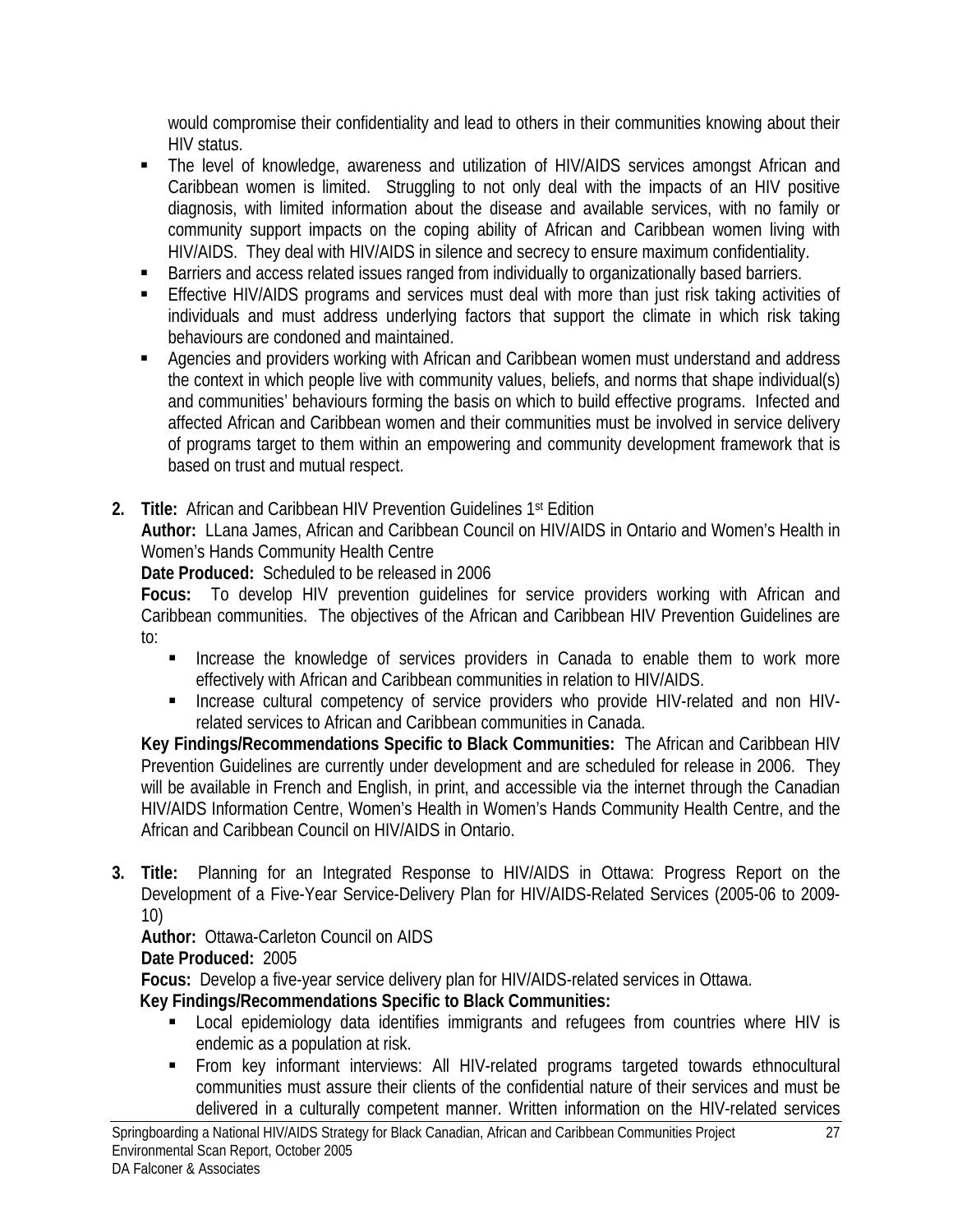would compromise their confidentiality and lead to others in their communities knowing about their HIV status.

- The level of knowledge, awareness and utilization of HIV/AIDS services amongst African and Caribbean women is limited. Struggling to not only deal with the impacts of an HIV positive diagnosis, with limited information about the disease and available services, with no family or community support impacts on the coping ability of African and Caribbean women living with HIV/AIDS. They deal with HIV/AIDS in silence and secrecy to ensure maximum confidentiality.
- Barriers and access related issues ranged from individually to organizationally based barriers.
- Effective HIV/AIDS programs and services must deal with more than just risk taking activities of individuals and must address underlying factors that support the climate in which risk taking behaviours are condoned and maintained.
- Agencies and providers working with African and Caribbean women must understand and address the context in which people live with community values, beliefs, and norms that shape individual(s) and communities' behaviours forming the basis on which to build effective programs. Infected and affected African and Caribbean women and their communities must be involved in service delivery of programs target to them within an empowering and community development framework that is based on trust and mutual respect.

2. **Title:** African and Caribbean HIV Prevention Guidelines 1st Edition
   **Author:** LLana James, African and Caribbean Council on HIV/AIDS in Ontario and Women's Health in Women's Hands Community Health Centre
   **Date Produced:** Scheduled to be released in 2006
   **Focus:** To develop HIV prevention guidelines for service providers working with African and Caribbean communities. The objectives of the African and Caribbean HIV Prevention Guidelines are to:
   - Increase the knowledge of services providers in Canada to enable them to work more effectively with African and Caribbean communities in relation to HIV/AIDS.
   - Increase cultural competency of service providers who provide HIV-related and non HIV-related services to African and Caribbean communities in Canada.

   **Key Findings/Recommendations Specific to Black Communities:** The African and Caribbean HIV Prevention Guidelines are currently under development and are scheduled for release in 2006. They will be available in French and English, in print, and accessible via the internet through the Canadian HIV/AIDS Information Centre, Women's Health in Women's Hands Community Health Centre, and the African and Caribbean Council on HIV/AIDS in Ontario.

3. **Title:** Planning for an Integrated Response to HIV/AIDS in Ottawa: Progress Report on the Development of a Five-Year Service-Delivery Plan for HIV/AIDS-Related Services (2005-06 to 2009-10)
   **Author:** Ottawa-Carleton Council on AIDS
   **Date Produced:** 2005
   **Focus:** Develop a five-year service delivery plan for HIV/AIDS-related services in Ottawa.
   **Key Findings/Recommendations Specific to Black Communities:**
   - Local epidemiology data identifies immigrants and refugees from countries where HIV is endemic as a population at risk.
   - From key informant interviews: All HIV-related programs targeted towards ethnocultural communities must assure their clients of the confidential nature of their services and must be delivered in a culturally competent manner. Written information on the HIV-related services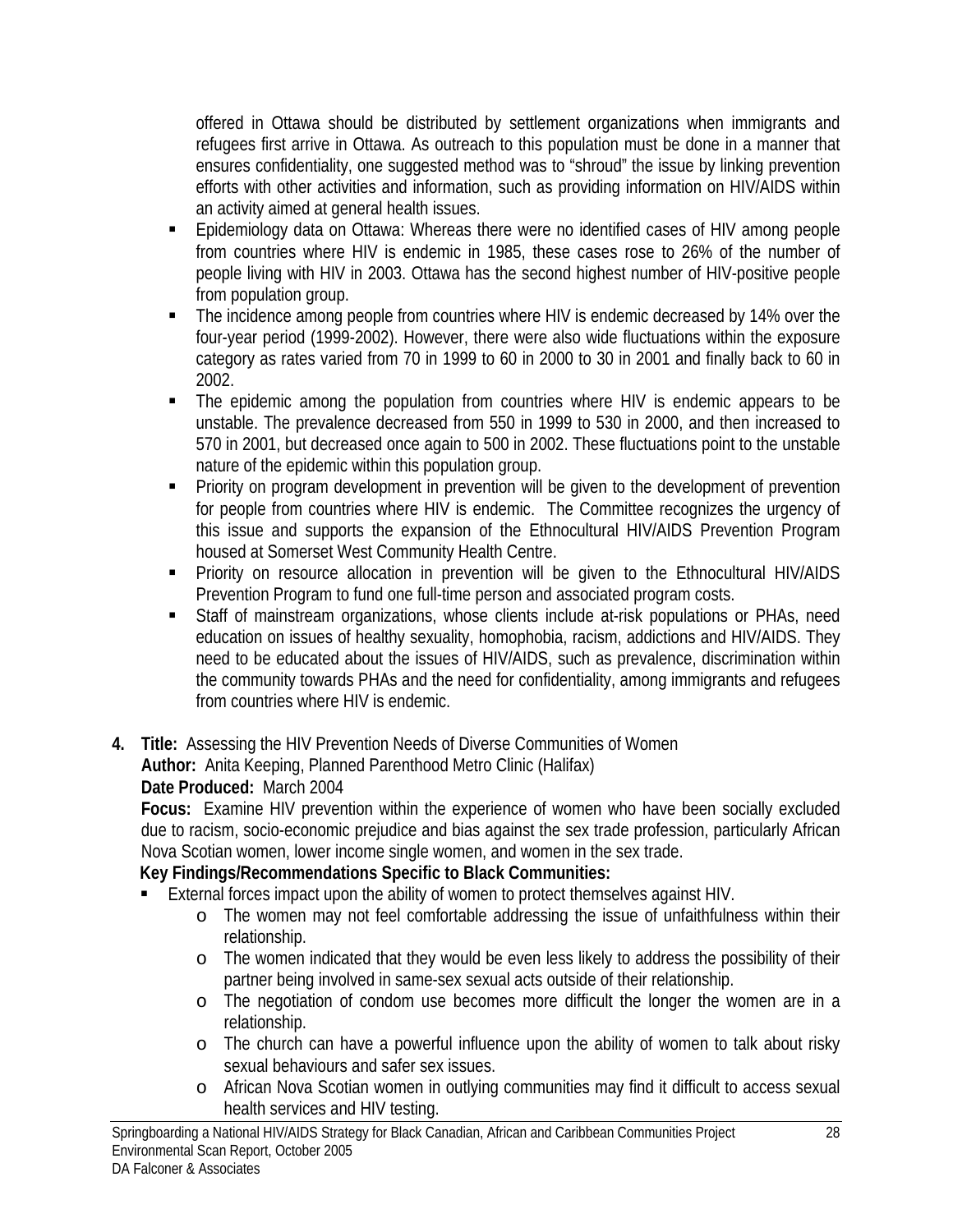offered in Ottawa should be distributed by settlement organizations when immigrants and refugees first arrive in Ottawa. As outreach to this population must be done in a manner that ensures confidentiality, one suggested method was to "shroud" the issue by linking prevention efforts with other activities and information, such as providing information on HIV/AIDS within an activity aimed at general health issues.

- Epidemiology data on Ottawa: Whereas there were no identified cases of HIV among people from countries where HIV is endemic in 1985, these cases rose to 26% of the number of people living with HIV in 2003. Ottawa has the second highest number of HIV-positive people from population group.
- The incidence among people from countries where HIV is endemic decreased by 14% over the four-year period (1999-2002). However, there were also wide fluctuations within the exposure category as rates varied from 70 in 1999 to 60 in 2000 to 30 in 2001 and finally back to 60 in 2002.
- The epidemic among the population from countries where HIV is endemic appears to be unstable. The prevalence decreased from 550 in 1999 to 530 in 2000, and then increased to 570 in 2001, but decreased once again to 500 in 2002. These fluctuations point to the unstable nature of the epidemic within this population group.
- Priority on program development in prevention will be given to the development of prevention for people from countries where HIV is endemic. The Committee recognizes the urgency of this issue and supports the expansion of the Ethnocultural HIV/AIDS Prevention Program housed at Somerset West Community Health Centre.
- Priority on resource allocation in prevention will be given to the Ethnocultural HIV/AIDS Prevention Program to fund one full-time person and associated program costs.
- Staff of mainstream organizations, whose clients include at-risk populations or PHAs, need education on issues of healthy sexuality, homophobia, racism, addictions and HIV/AIDS. They need to be educated about the issues of HIV/AIDS, such as prevalence, discrimination within the community towards PHAs and the need for confidentiality, among immigrants and refugees from countries where HIV is endemic.

**4. Title:** Assessing the HIV Prevention Needs of Diverse Communities of Women
**Author:** Anita Keeping, Planned Parenthood Metro Clinic (Halifax)
**Date Produced:** March 2004
**Focus:** Examine HIV prevention within the experience of women who have been socially excluded due to racism, socio-economic prejudice and bias against the sex trade profession, particularly African Nova Scotian women, lower income single women, and women in the sex trade.
**Key Findings/Recommendations Specific to Black Communities:**

- External forces impact upon the ability of women to protect themselves against HIV.
  - The women may not feel comfortable addressing the issue of unfaithfulness within their relationship.
  - The women indicated that they would be even less likely to address the possibility of their partner being involved in same-sex sexual acts outside of their relationship.
  - The negotiation of condom use becomes more difficult the longer the women are in a relationship.
  - The church can have a powerful influence upon the ability of women to talk about risky sexual behaviours and safer sex issues.
  - African Nova Scotian women in outlying communities may find it difficult to access sexual health services and HIV testing.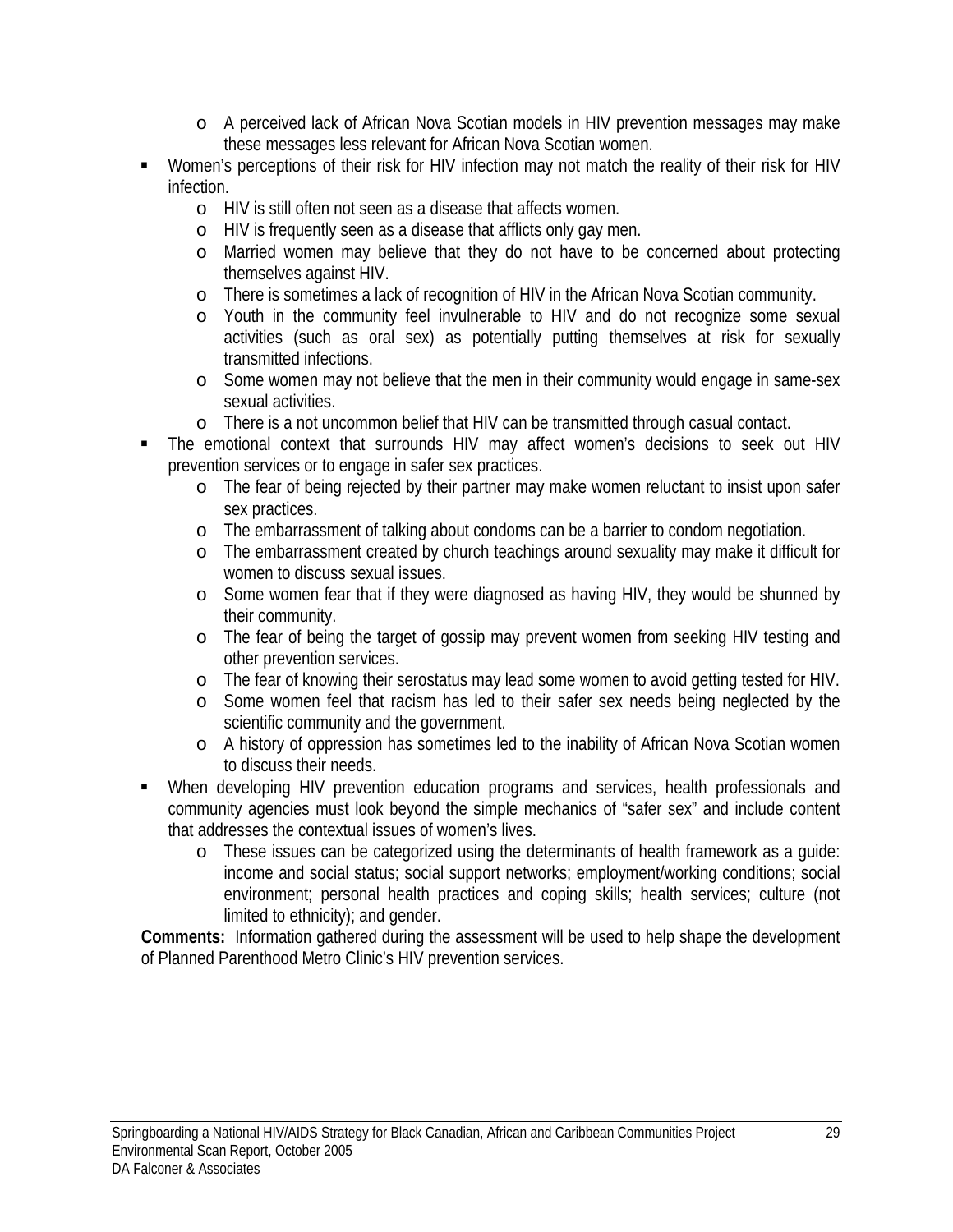- A perceived lack of African Nova Scotian models in HIV prevention messages may make these messages less relevant for African Nova Scotian women.
- Women's perceptions of their risk for HIV infection may not match the reality of their risk for HIV infection.
    - HIV is still often not seen as a disease that affects women.
    - HIV is frequently seen as a disease that afflicts only gay men.
    - Married women may believe that they do not have to be concerned about protecting themselves against HIV.
    - There is sometimes a lack of recognition of HIV in the African Nova Scotian community.
    - Youth in the community feel invulnerable to HIV and do not recognize some sexual activities (such as oral sex) as potentially putting themselves at risk for sexually transmitted infections.
    - Some women may not believe that the men in their community would engage in same-sex sexual activities.
    - There is a not uncommon belief that HIV can be transmitted through casual contact.
- The emotional context that surrounds HIV may affect women's decisions to seek out HIV prevention services or to engage in safer sex practices.
    - The fear of being rejected by their partner may make women reluctant to insist upon safer sex practices.
    - The embarrassment of talking about condoms can be a barrier to condom negotiation.
    - The embarrassment created by church teachings around sexuality may make it difficult for women to discuss sexual issues.
    - Some women fear that if they were diagnosed as having HIV, they would be shunned by their community.
    - The fear of being the target of gossip may prevent women from seeking HIV testing and other prevention services.
    - The fear of knowing their serostatus may lead some women to avoid getting tested for HIV.
    - Some women feel that racism has led to their safer sex needs being neglected by the scientific community and the government.
    - A history of oppression has sometimes led to the inability of African Nova Scotian women to discuss their needs.
- When developing HIV prevention education programs and services, health professionals and community agencies must look beyond the simple mechanics of "safer sex" and include content that addresses the contextual issues of women's lives.
    - These issues can be categorized using the determinants of health framework as a guide: income and social status; social support networks; employment/working conditions; social environment; personal health practices and coping skills; health services; culture (not limited to ethnicity); and gender.

**Comments:** Information gathered during the assessment will be used to help shape the development of Planned Parenthood Metro Clinic's HIV prevention services.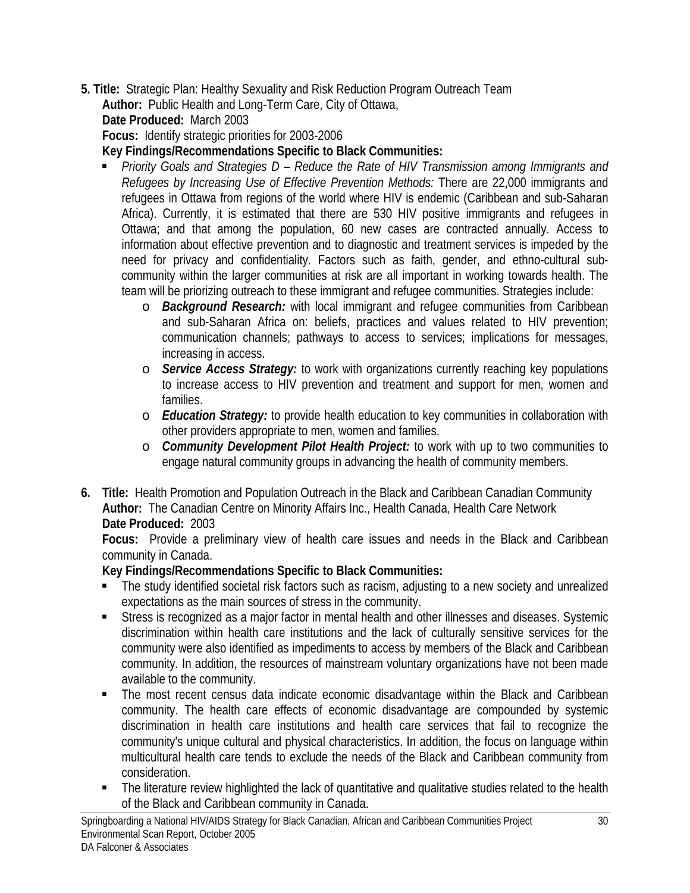5. **Title:** Strategic Plan: Healthy Sexuality and Risk Reduction Program Outreach Team
   **Author:** Public Health and Long-Term Care, City of Ottawa,
   **Date Produced:** March 2003
   **Focus:** Identify strategic priorities for 2003-2006
   **Key Findings/Recommendations Specific to Black Communities:**
   - *Priority Goals and Strategies D – Reduce the Rate of HIV Transmission among Immigrants and Refugees by Increasing Use of Effective Prevention Methods:* There are 22,000 immigrants and refugees in Ottawa from regions of the world where HIV is endemic (Caribbean and sub-Saharan Africa). Currently, it is estimated that there are 530 HIV positive immigrants and refugees in Ottawa; and that among the population, 60 new cases are contracted annually. Access to information about effective prevention and to diagnostic and treatment services is impeded by the need for privacy and confidentiality. Factors such as faith, gender, and ethno-cultural sub-community within the larger communities at risk are all important in working towards health. The team will be priorizing outreach to these immigrant and refugee communities. Strategies include:
     - ***Background Research:*** with local immigrant and refugee communities from Caribbean and sub-Saharan Africa on: beliefs, practices and values related to HIV prevention; communication channels; pathways to access to services; implications for messages, increasing in access.
     - ***Service Access Strategy:*** to work with organizations currently reaching key populations to increase access to HIV prevention and treatment and support for men, women and families.
     - ***Education Strategy:*** to provide health education to key communities in collaboration with other providers appropriate to men, women and families.
     - ***Community Development Pilot Health Project:*** to work with up to two communities to engage natural community groups in advancing the health of community members.

6. **Title:** Health Promotion and Population Outreach in the Black and Caribbean Canadian Community
   **Author:** The Canadian Centre on Minority Affairs Inc., Health Canada, Health Care Network
   **Date Produced:** 2003
   **Focus:** Provide a preliminary view of health care issues and needs in the Black and Caribbean community in Canada.
   **Key Findings/Recommendations Specific to Black Communities:**
   - The study identified societal risk factors such as racism, adjusting to a new society and unrealized expectations as the main sources of stress in the community.
   - Stress is recognized as a major factor in mental health and other illnesses and diseases. Systemic discrimination within health care institutions and the lack of culturally sensitive services for the community were also identified as impediments to access by members of the Black and Caribbean community. In addition, the resources of mainstream voluntary organizations have not been made available to the community.
   - The most recent census data indicate economic disadvantage within the Black and Caribbean community. The health care effects of economic disadvantage are compounded by systemic discrimination in health care institutions and health care services that fail to recognize the community's unique cultural and physical characteristics. In addition, the focus on language within multicultural health care tends to exclude the needs of the Black and Caribbean community from consideration.
   - The literature review highlighted the lack of quantitative and qualitative studies related to the health of the Black and Caribbean community in Canada.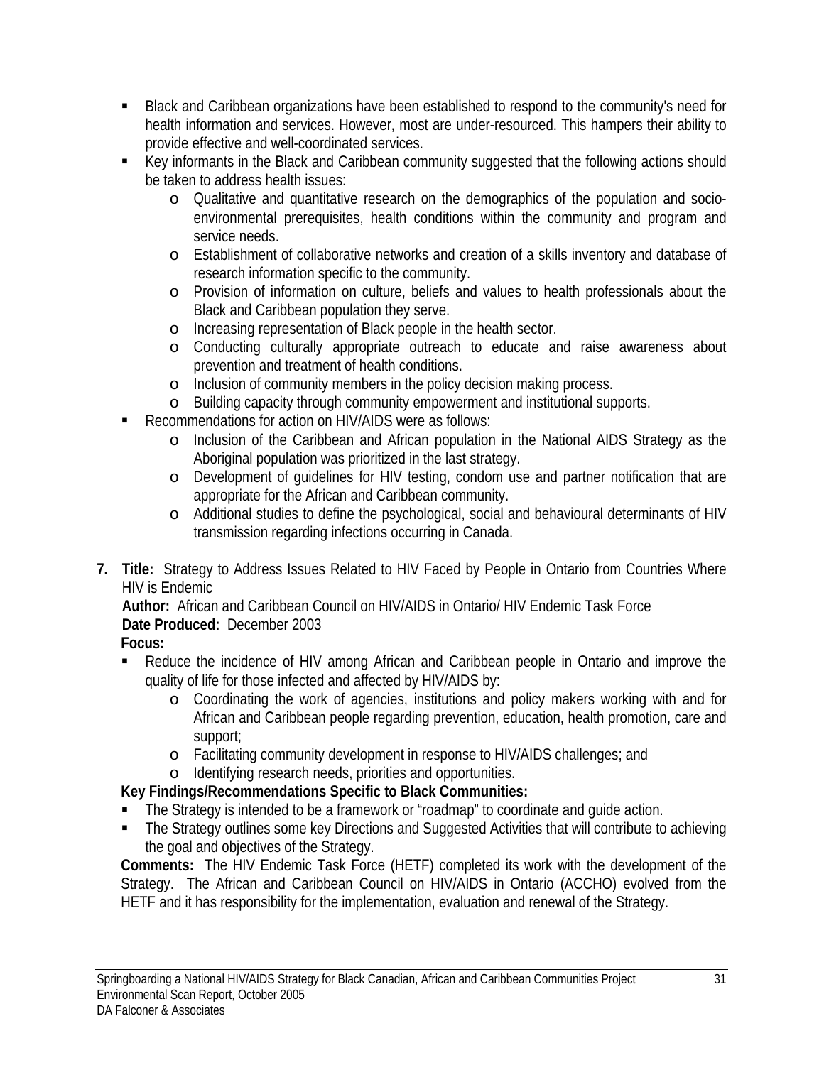- Black and Caribbean organizations have been established to respond to the community's need for health information and services. However, most are under-resourced. This hampers their ability to provide effective and well-coordinated services.
- Key informants in the Black and Caribbean community suggested that the following actions should be taken to address health issues:
    - Qualitative and quantitative research on the demographics of the population and socio-environmental prerequisites, health conditions within the community and program and service needs.
    - Establishment of collaborative networks and creation of a skills inventory and database of research information specific to the community.
    - Provision of information on culture, beliefs and values to health professionals about the Black and Caribbean population they serve.
    - Increasing representation of Black people in the health sector.
    - Conducting culturally appropriate outreach to educate and raise awareness about prevention and treatment of health conditions.
    - Inclusion of community members in the policy decision making process.
    - Building capacity through community empowerment and institutional supports.
- Recommendations for action on HIV/AIDS were as follows:
    - Inclusion of the Caribbean and African population in the National AIDS Strategy as the Aboriginal population was prioritized in the last strategy.
    - Development of guidelines for HIV testing, condom use and partner notification that are appropriate for the African and Caribbean community.
    - Additional studies to define the psychological, social and behavioural determinants of HIV transmission regarding infections occurring in Canada.

7. **Title:** Strategy to Address Issues Related to HIV Faced by People in Ontario from Countries Where HIV is Endemic

   **Author:** African and Caribbean Council on HIV/AIDS in Ontario/ HIV Endemic Task Force

   **Date Produced:** December 2003

   **Focus:**

   - Reduce the incidence of HIV among African and Caribbean people in Ontario and improve the quality of life for those infected and affected by HIV/AIDS by:
       - Coordinating the work of agencies, institutions and policy makers working with and for African and Caribbean people regarding prevention, education, health promotion, care and support;
       - Facilitating community development in response to HIV/AIDS challenges; and
       - Identifying research needs, priorities and opportunities.

   **Key Findings/Recommendations Specific to Black Communities:**

   - The Strategy is intended to be a framework or "roadmap" to coordinate and guide action.
   - The Strategy outlines some key Directions and Suggested Activities that will contribute to achieving the goal and objectives of the Strategy.

   **Comments:** The HIV Endemic Task Force (HETF) completed its work with the development of the Strategy. The African and Caribbean Council on HIV/AIDS in Ontario (ACCHO) evolved from the HETF and it has responsibility for the implementation, evaluation and renewal of the Strategy.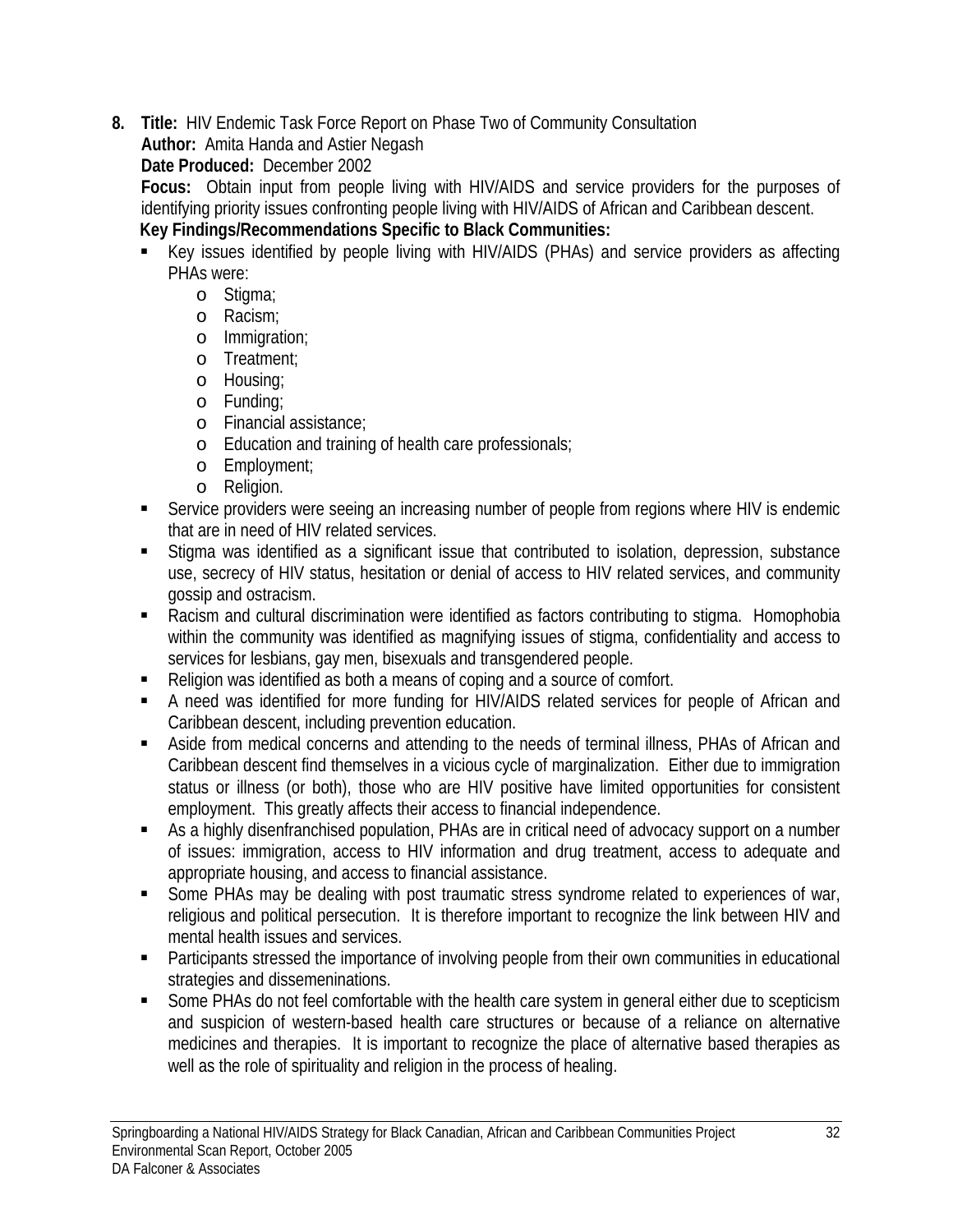**8. Title:** HIV Endemic Task Force Report on Phase Two of Community Consultation

**Author:** Amita Handa and Astier Negash

**Date Produced:** December 2002

**Focus:** Obtain input from people living with HIV/AIDS and service providers for the purposes of identifying priority issues confronting people living with HIV/AIDS of African and Caribbean descent.

**Key Findings/Recommendations Specific to Black Communities:**

- Key issues identified by people living with HIV/AIDS (PHAs) and service providers as affecting PHAs were:
  - Stigma;
  - Racism;
  - Immigration;
  - Treatment;
  - Housing;
  - Funding;
  - Financial assistance;
  - Education and training of health care professionals;
  - Employment;
  - Religion.
- Service providers were seeing an increasing number of people from regions where HIV is endemic that are in need of HIV related services.
- Stigma was identified as a significant issue that contributed to isolation, depression, substance use, secrecy of HIV status, hesitation or denial of access to HIV related services, and community gossip and ostracism.
- Racism and cultural discrimination were identified as factors contributing to stigma. Homophobia within the community was identified as magnifying issues of stigma, confidentiality and access to services for lesbians, gay men, bisexuals and transgendered people.
- Religion was identified as both a means of coping and a source of comfort.
- A need was identified for more funding for HIV/AIDS related services for people of African and Caribbean descent, including prevention education.
- Aside from medical concerns and attending to the needs of terminal illness, PHAs of African and Caribbean descent find themselves in a vicious cycle of marginalization. Either due to immigration status or illness (or both), those who are HIV positive have limited opportunities for consistent employment. This greatly affects their access to financial independence.
- As a highly disenfranchised population, PHAs are in critical need of advocacy support on a number of issues: immigration, access to HIV information and drug treatment, access to adequate and appropriate housing, and access to financial assistance.
- Some PHAs may be dealing with post traumatic stress syndrome related to experiences of war, religious and political persecution. It is therefore important to recognize the link between HIV and mental health issues and services.
- Participants stressed the importance of involving people from their own communities in educational strategies and dissemeninations.
- Some PHAs do not feel comfortable with the health care system in general either due to scepticism and suspicion of western-based health care structures or because of a reliance on alternative medicines and therapies. It is important to recognize the place of alternative based therapies as well as the role of spirituality and religion in the process of healing.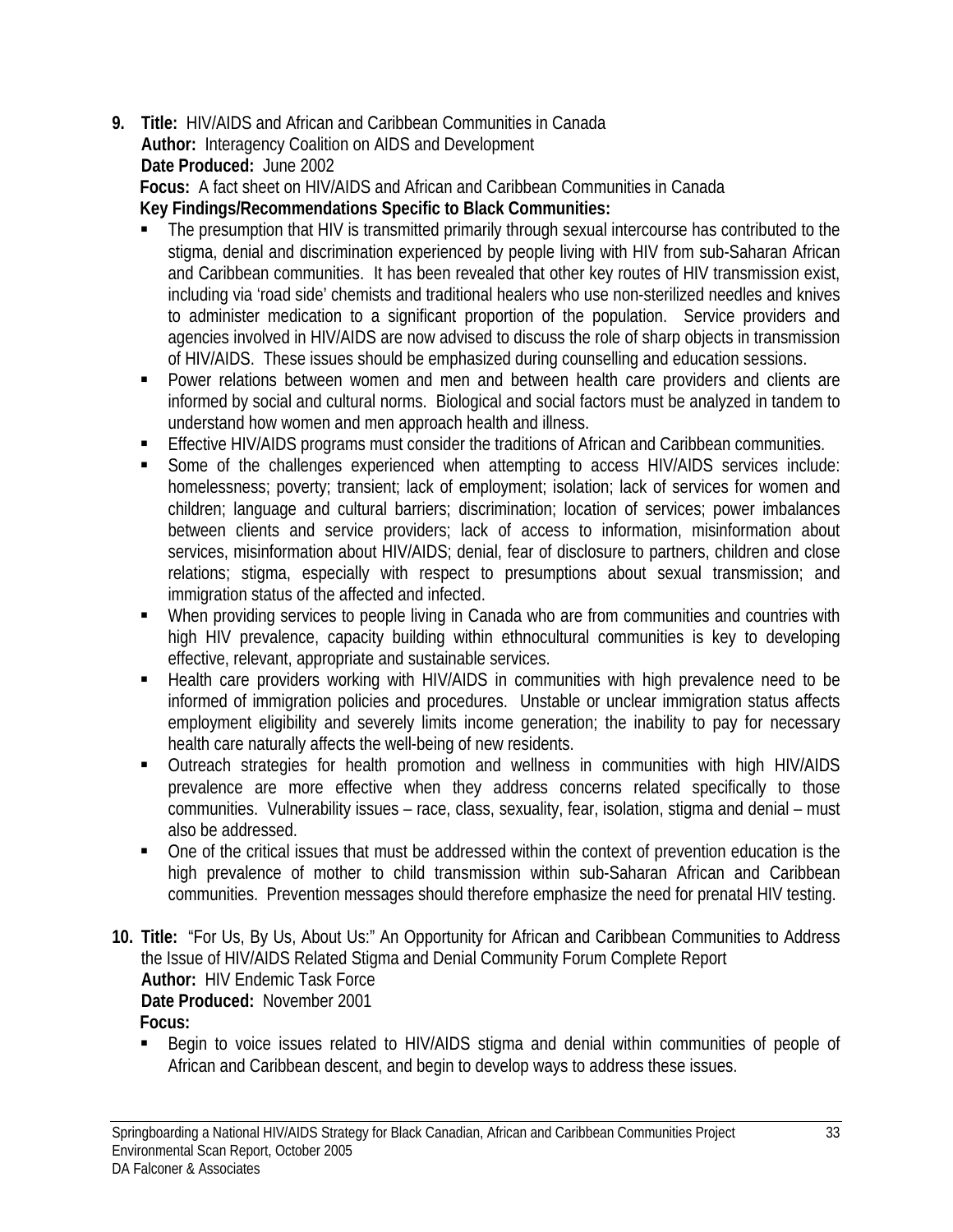9. **Title:** HIV/AIDS and African and Caribbean Communities in Canada
   **Author:** Interagency Coalition on AIDS and Development
   **Date Produced:** June 2002
   **Focus:** A fact sheet on HIV/AIDS and African and Caribbean Communities in Canada
   **Key Findings/Recommendations Specific to Black Communities:**
   - The presumption that HIV is transmitted primarily through sexual intercourse has contributed to the stigma, denial and discrimination experienced by people living with HIV from sub-Saharan African and Caribbean communities. It has been revealed that other key routes of HIV transmission exist, including via 'road side' chemists and traditional healers who use non-sterilized needles and knives to administer medication to a significant proportion of the population. Service providers and agencies involved in HIV/AIDS are now advised to discuss the role of sharp objects in transmission of HIV/AIDS. These issues should be emphasized during counselling and education sessions.
   - Power relations between women and men and between health care providers and clients are informed by social and cultural norms. Biological and social factors must be analyzed in tandem to understand how women and men approach health and illness.
   - Effective HIV/AIDS programs must consider the traditions of African and Caribbean communities.
   - Some of the challenges experienced when attempting to access HIV/AIDS services include: homelessness; poverty; transient; lack of employment; isolation; lack of services for women and children; language and cultural barriers; discrimination; location of services; power imbalances between clients and service providers; lack of access to information, misinformation about services, misinformation about HIV/AIDS; denial, fear of disclosure to partners, children and close relations; stigma, especially with respect to presumptions about sexual transmission; and immigration status of the affected and infected.
   - When providing services to people living in Canada who are from communities and countries with high HIV prevalence, capacity building within ethnocultural communities is key to developing effective, relevant, appropriate and sustainable services.
   - Health care providers working with HIV/AIDS in communities with high prevalence need to be informed of immigration policies and procedures. Unstable or unclear immigration status affects employment eligibility and severely limits income generation; the inability to pay for necessary health care naturally affects the well-being of new residents.
   - Outreach strategies for health promotion and wellness in communities with high HIV/AIDS prevalence are more effective when they address concerns related specifically to those communities. Vulnerability issues – race, class, sexuality, fear, isolation, stigma and denial – must also be addressed.
   - One of the critical issues that must be addressed within the context of prevention education is the high prevalence of mother to child transmission within sub-Saharan African and Caribbean communities. Prevention messages should therefore emphasize the need for prenatal HIV testing.

10. **Title:** "For Us, By Us, About Us:" An Opportunity for African and Caribbean Communities to Address the Issue of HIV/AIDS Related Stigma and Denial Community Forum Complete Report
    **Author:** HIV Endemic Task Force
    **Date Produced:** November 2001
    **Focus:**
    - Begin to voice issues related to HIV/AIDS stigma and denial within communities of people of African and Caribbean descent, and begin to develop ways to address these issues.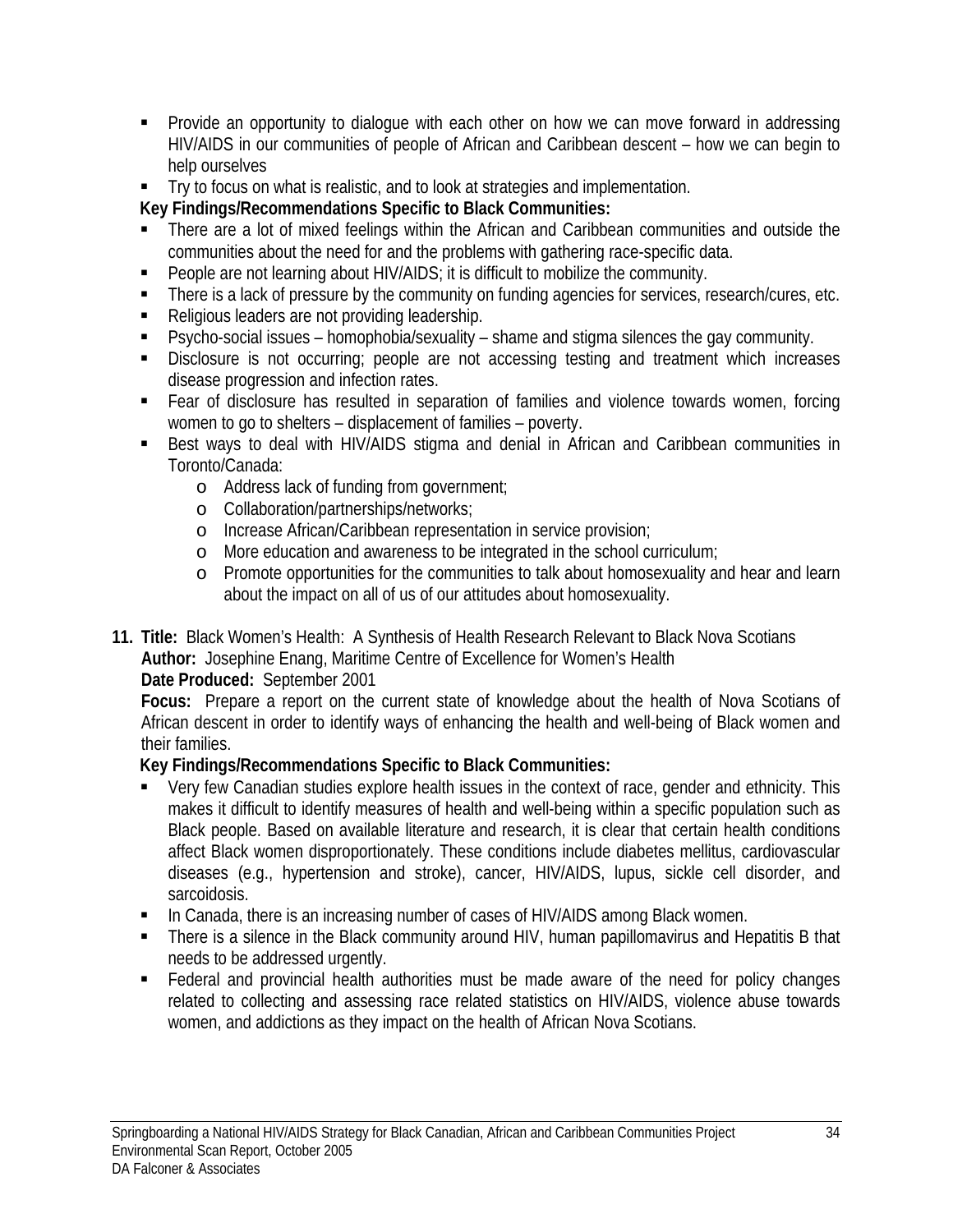- Provide an opportunity to dialogue with each other on how we can move forward in addressing HIV/AIDS in our communities of people of African and Caribbean descent – how we can begin to help ourselves
- Try to focus on what is realistic, and to look at strategies and implementation.

**Key Findings/Recommendations Specific to Black Communities:**

- There are a lot of mixed feelings within the African and Caribbean communities and outside the communities about the need for and the problems with gathering race-specific data.
- People are not learning about HIV/AIDS; it is difficult to mobilize the community.
- There is a lack of pressure by the community on funding agencies for services, research/cures, etc.
- Religious leaders are not providing leadership.
- Psycho-social issues – homophobia/sexuality – shame and stigma silences the gay community.
- Disclosure is not occurring; people are not accessing testing and treatment which increases disease progression and infection rates.
- Fear of disclosure has resulted in separation of families and violence towards women, forcing women to go to shelters – displacement of families – poverty.
- Best ways to deal with HIV/AIDS stigma and denial in African and Caribbean communities in Toronto/Canada:
    - Address lack of funding from government;
    - Collaboration/partnerships/networks;
    - Increase African/Caribbean representation in service provision;
    - More education and awareness to be integrated in the school curriculum;
    - Promote opportunities for the communities to talk about homosexuality and hear and learn about the impact on all of us of our attitudes about homosexuality.

11. **Title:** Black Women's Health: A Synthesis of Health Research Relevant to Black Nova Scotians
    **Author:** Josephine Enang, Maritime Centre of Excellence for Women's Health
    **Date Produced:** September 2001
    **Focus:** Prepare a report on the current state of knowledge about the health of Nova Scotians of African descent in order to identify ways of enhancing the health and well-being of Black women and their families.
    **Key Findings/Recommendations Specific to Black Communities:**
    - Very few Canadian studies explore health issues in the context of race, gender and ethnicity. This makes it difficult to identify measures of health and well-being within a specific population such as Black people. Based on available literature and research, it is clear that certain health conditions affect Black women disproportionately. These conditions include diabetes mellitus, cardiovascular diseases (e.g., hypertension and stroke), cancer, HIV/AIDS, lupus, sickle cell disorder, and sarcoidosis.
    - In Canada, there is an increasing number of cases of HIV/AIDS among Black women.
    - There is a silence in the Black community around HIV, human papillomavirus and Hepatitis B that needs to be addressed urgently.
    - Federal and provincial health authorities must be made aware of the need for policy changes related to collecting and assessing race related statistics on HIV/AIDS, violence abuse towards women, and addictions as they impact on the health of African Nova Scotians.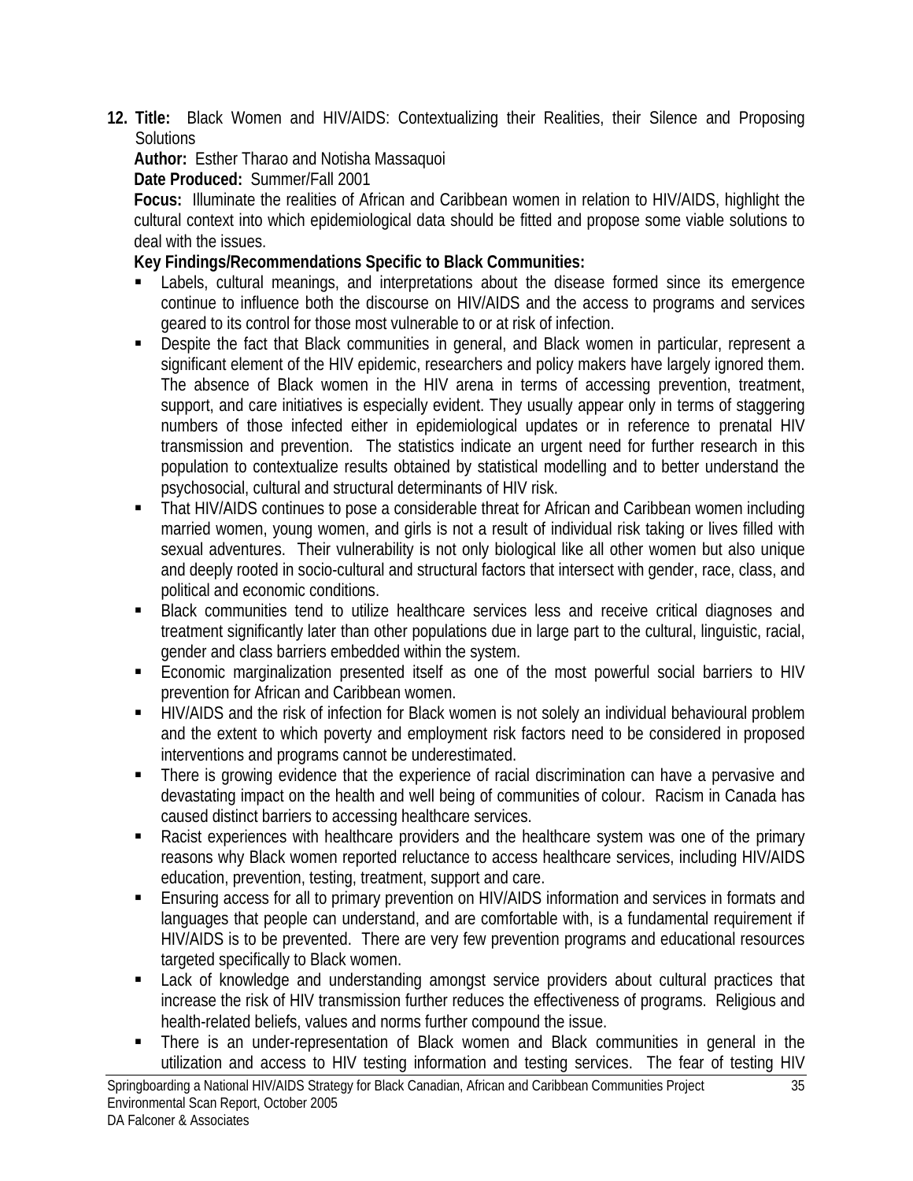12. **Title:** Black Women and HIV/AIDS: Contextualizing their Realities, their Silence and Proposing Solutions

**Author:** Esther Tharao and Notisha Massaquoi

**Date Produced:** Summer/Fall 2001

**Focus:** Illuminate the realities of African and Caribbean women in relation to HIV/AIDS, highlight the cultural context into which epidemiological data should be fitted and propose some viable solutions to deal with the issues.

**Key Findings/Recommendations Specific to Black Communities:**

- Labels, cultural meanings, and interpretations about the disease formed since its emergence continue to influence both the discourse on HIV/AIDS and the access to programs and services geared to its control for those most vulnerable to or at risk of infection.
- Despite the fact that Black communities in general, and Black women in particular, represent a significant element of the HIV epidemic, researchers and policy makers have largely ignored them. The absence of Black women in the HIV arena in terms of accessing prevention, treatment, support, and care initiatives is especially evident. They usually appear only in terms of staggering numbers of those infected either in epidemiological updates or in reference to prenatal HIV transmission and prevention. The statistics indicate an urgent need for further research in this population to contextualize results obtained by statistical modelling and to better understand the psychosocial, cultural and structural determinants of HIV risk.
- That HIV/AIDS continues to pose a considerable threat for African and Caribbean women including married women, young women, and girls is not a result of individual risk taking or lives filled with sexual adventures. Their vulnerability is not only biological like all other women but also unique and deeply rooted in socio-cultural and structural factors that intersect with gender, race, class, and political and economic conditions.
- Black communities tend to utilize healthcare services less and receive critical diagnoses and treatment significantly later than other populations due in large part to the cultural, linguistic, racial, gender and class barriers embedded within the system.
- Economic marginalization presented itself as one of the most powerful social barriers to HIV prevention for African and Caribbean women.
- HIV/AIDS and the risk of infection for Black women is not solely an individual behavioural problem and the extent to which poverty and employment risk factors need to be considered in proposed interventions and programs cannot be underestimated.
- There is growing evidence that the experience of racial discrimination can have a pervasive and devastating impact on the health and well being of communities of colour. Racism in Canada has caused distinct barriers to accessing healthcare services.
- Racist experiences with healthcare providers and the healthcare system was one of the primary reasons why Black women reported reluctance to access healthcare services, including HIV/AIDS education, prevention, testing, treatment, support and care.
- Ensuring access for all to primary prevention on HIV/AIDS information and services in formats and languages that people can understand, and are comfortable with, is a fundamental requirement if HIV/AIDS is to be prevented. There are very few prevention programs and educational resources targeted specifically to Black women.
- Lack of knowledge and understanding amongst service providers about cultural practices that increase the risk of HIV transmission further reduces the effectiveness of programs. Religious and health-related beliefs, values and norms further compound the issue.
- There is an under-representation of Black women and Black communities in general in the utilization and access to HIV testing information and testing services. The fear of testing HIV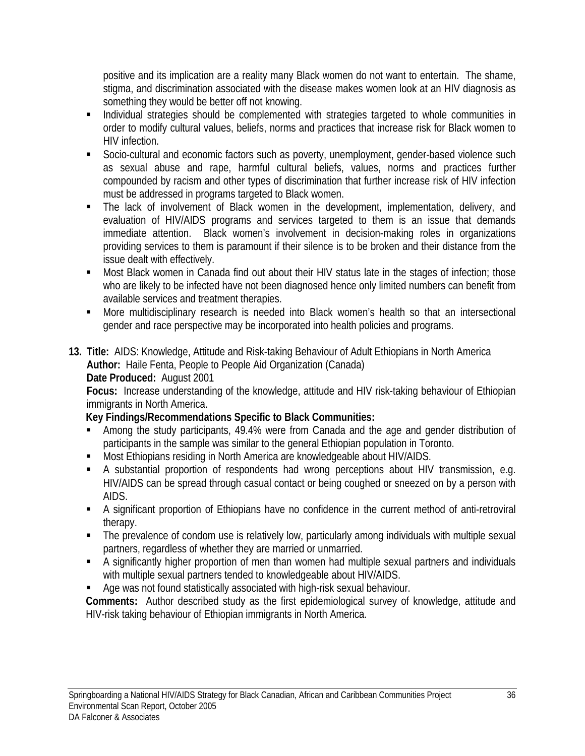positive and its implication are a reality many Black women do not want to entertain. The shame, stigma, and discrimination associated with the disease makes women look at an HIV diagnosis as something they would be better off not knowing.

- Individual strategies should be complemented with strategies targeted to whole communities in order to modify cultural values, beliefs, norms and practices that increase risk for Black women to HIV infection.
- Socio-cultural and economic factors such as poverty, unemployment, gender-based violence such as sexual abuse and rape, harmful cultural beliefs, values, norms and practices further compounded by racism and other types of discrimination that further increase risk of HIV infection must be addressed in programs targeted to Black women.
- The lack of involvement of Black women in the development, implementation, delivery, and evaluation of HIV/AIDS programs and services targeted to them is an issue that demands immediate attention. Black women's involvement in decision-making roles in organizations providing services to them is paramount if their silence is to be broken and their distance from the issue dealt with effectively.
- Most Black women in Canada find out about their HIV status late in the stages of infection; those who are likely to be infected have not been diagnosed hence only limited numbers can benefit from available services and treatment therapies.
- More multidisciplinary research is needed into Black women's health so that an intersectional gender and race perspective may be incorporated into health policies and programs.

**13. Title:** AIDS: Knowledge, Attitude and Risk-taking Behaviour of Adult Ethiopians in North America
**Author:** Haile Fenta, People to People Aid Organization (Canada)
**Date Produced:** August 2001
**Focus:** Increase understanding of the knowledge, attitude and HIV risk-taking behaviour of Ethiopian immigrants in North America.
**Key Findings/Recommendations Specific to Black Communities:**

- Among the study participants, 49.4% were from Canada and the age and gender distribution of participants in the sample was similar to the general Ethiopian population in Toronto.
- Most Ethiopians residing in North America are knowledgeable about HIV/AIDS.
- A substantial proportion of respondents had wrong perceptions about HIV transmission, e.g. HIV/AIDS can be spread through casual contact or being coughed or sneezed on by a person with AIDS.
- A significant proportion of Ethiopians have no confidence in the current method of anti-retroviral therapy.
- The prevalence of condom use is relatively low, particularly among individuals with multiple sexual partners, regardless of whether they are married or unmarried.
- A significantly higher proportion of men than women had multiple sexual partners and individuals with multiple sexual partners tended to knowledgeable about HIV/AIDS.
- Age was not found statistically associated with high-risk sexual behaviour.

**Comments:** Author described study as the first epidemiological survey of knowledge, attitude and HIV-risk taking behaviour of Ethiopian immigrants in North America.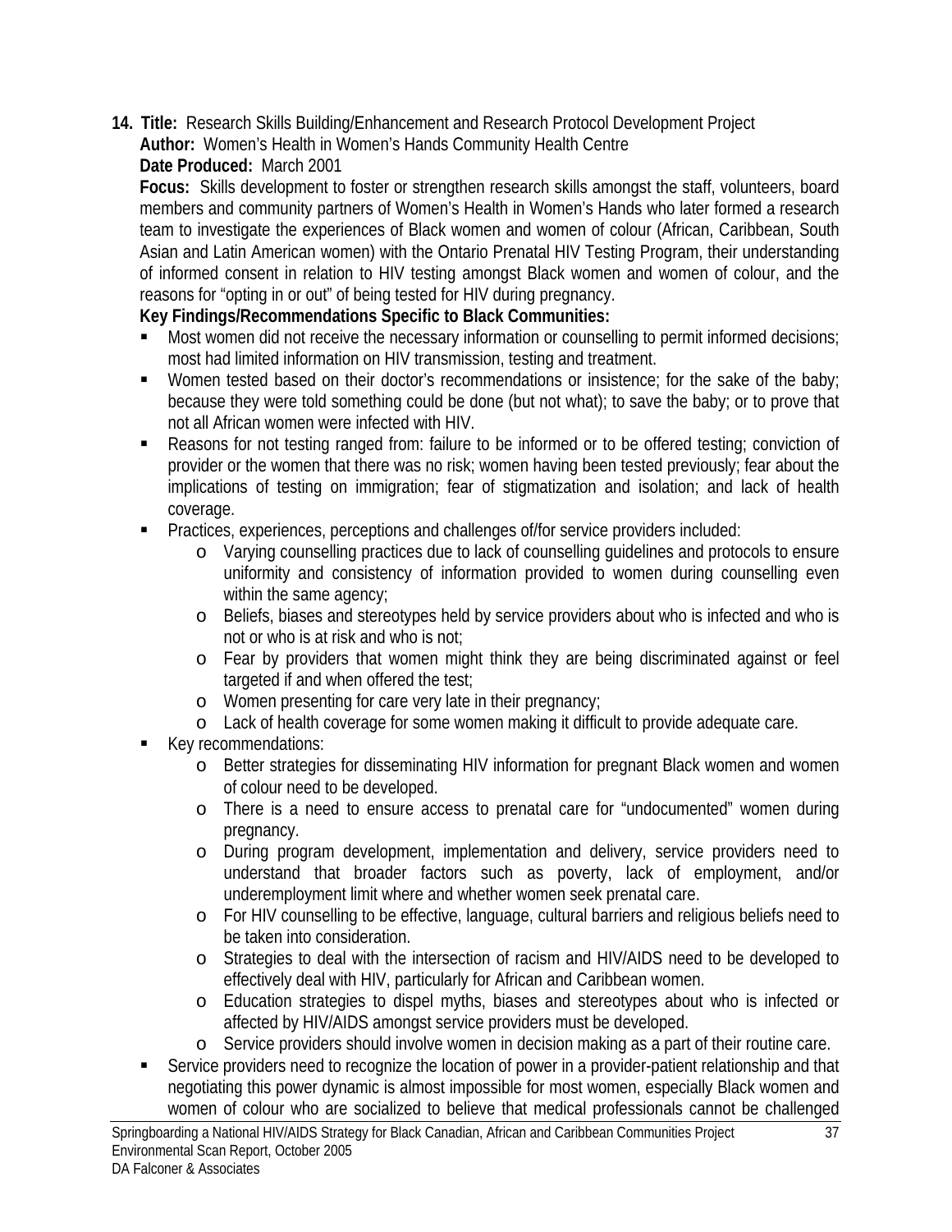14. **Title:** Research Skills Building/Enhancement and Research Protocol Development Project
    **Author:** Women's Health in Women's Hands Community Health Centre
    **Date Produced:** March 2001
    **Focus:** Skills development to foster or strengthen research skills amongst the staff, volunteers, board members and community partners of Women's Health in Women's Hands who later formed a research team to investigate the experiences of Black women and women of colour (African, Caribbean, South Asian and Latin American women) with the Ontario Prenatal HIV Testing Program, their understanding of informed consent in relation to HIV testing amongst Black women and women of colour, and the reasons for "opting in or out" of being tested for HIV during pregnancy.
    **Key Findings/Recommendations Specific to Black Communities:**
    - Most women did not receive the necessary information or counselling to permit informed decisions; most had limited information on HIV transmission, testing and treatment.
    - Women tested based on their doctor's recommendations or insistence; for the sake of the baby; because they were told something could be done (but not what); to save the baby; or to prove that not all African women were infected with HIV.
    - Reasons for not testing ranged from: failure to be informed or to be offered testing; conviction of provider or the women that there was no risk; women having been tested previously; fear about the implications of testing on immigration; fear of stigmatization and isolation; and lack of health coverage.
    - Practices, experiences, perceptions and challenges of/for service providers included:
        - Varying counselling practices due to lack of counselling guidelines and protocols to ensure uniformity and consistency of information provided to women during counselling even within the same agency;
        - Beliefs, biases and stereotypes held by service providers about who is infected and who is not or who is at risk and who is not;
        - Fear by providers that women might think they are being discriminated against or feel targeted if and when offered the test;
        - Women presenting for care very late in their pregnancy;
        - Lack of health coverage for some women making it difficult to provide adequate care.
    - Key recommendations:
        - Better strategies for disseminating HIV information for pregnant Black women and women of colour need to be developed.
        - There is a need to ensure access to prenatal care for "undocumented" women during pregnancy.
        - During program development, implementation and delivery, service providers need to understand that broader factors such as poverty, lack of employment, and/or underemployment limit where and whether women seek prenatal care.
        - For HIV counselling to be effective, language, cultural barriers and religious beliefs need to be taken into consideration.
        - Strategies to deal with the intersection of racism and HIV/AIDS need to be developed to effectively deal with HIV, particularly for African and Caribbean women.
        - Education strategies to dispel myths, biases and stereotypes about who is infected or affected by HIV/AIDS amongst service providers must be developed.
        - Service providers should involve women in decision making as a part of their routine care.
    - Service providers need to recognize the location of power in a provider-patient relationship and that negotiating this power dynamic is almost impossible for most women, especially Black women and women of colour who are socialized to believe that medical professionals cannot be challenged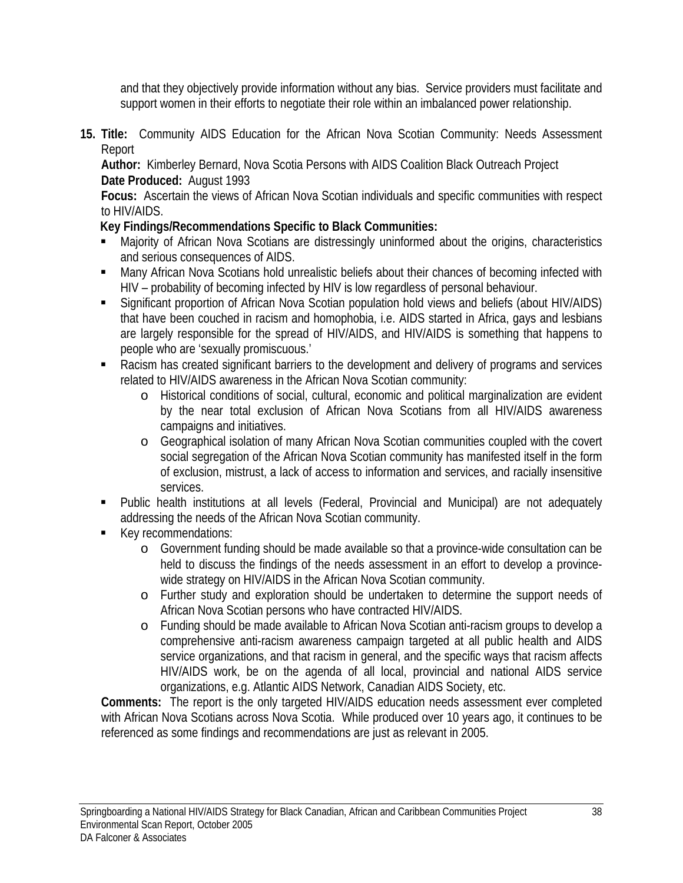and that they objectively provide information without any bias. Service providers must facilitate and support women in their efforts to negotiate their role within an imbalanced power relationship.

15. **Title:** Community AIDS Education for the African Nova Scotian Community: Needs Assessment Report
**Author:** Kimberley Bernard, Nova Scotia Persons with AIDS Coalition Black Outreach Project
**Date Produced:** August 1993
**Focus:** Ascertain the views of African Nova Scotian individuals and specific communities with respect to HIV/AIDS.
**Key Findings/Recommendations Specific to Black Communities:**
    - Majority of African Nova Scotians are distressingly uninformed about the origins, characteristics and serious consequences of AIDS.
    - Many African Nova Scotians hold unrealistic beliefs about their chances of becoming infected with HIV – probability of becoming infected by HIV is low regardless of personal behaviour.
    - Significant proportion of African Nova Scotian population hold views and beliefs (about HIV/AIDS) that have been couched in racism and homophobia, i.e. AIDS started in Africa, gays and lesbians are largely responsible for the spread of HIV/AIDS, and HIV/AIDS is something that happens to people who are 'sexually promiscuous.'
    - Racism has created significant barriers to the development and delivery of programs and services related to HIV/AIDS awareness in the African Nova Scotian community:
        - Historical conditions of social, cultural, economic and political marginalization are evident by the near total exclusion of African Nova Scotians from all HIV/AIDS awareness campaigns and initiatives.
        - Geographical isolation of many African Nova Scotian communities coupled with the covert social segregation of the African Nova Scotian community has manifested itself in the form of exclusion, mistrust, a lack of access to information and services, and racially insensitive services.
    - Public health institutions at all levels (Federal, Provincial and Municipal) are not adequately addressing the needs of the African Nova Scotian community.
    - Key recommendations:
        - Government funding should be made available so that a province-wide consultation can be held to discuss the findings of the needs assessment in an effort to develop a province-wide strategy on HIV/AIDS in the African Nova Scotian community.
        - Further study and exploration should be undertaken to determine the support needs of African Nova Scotian persons who have contracted HIV/AIDS.
        - Funding should be made available to African Nova Scotian anti-racism groups to develop a comprehensive anti-racism awareness campaign targeted at all public health and AIDS service organizations, and that racism in general, and the specific ways that racism affects HIV/AIDS work, be on the agenda of all local, provincial and national AIDS service organizations, e.g. Atlantic AIDS Network, Canadian AIDS Society, etc.

    **Comments:** The report is the only targeted HIV/AIDS education needs assessment ever completed with African Nova Scotians across Nova Scotia. While produced over 10 years ago, it continues to be referenced as some findings and recommendations are just as relevant in 2005.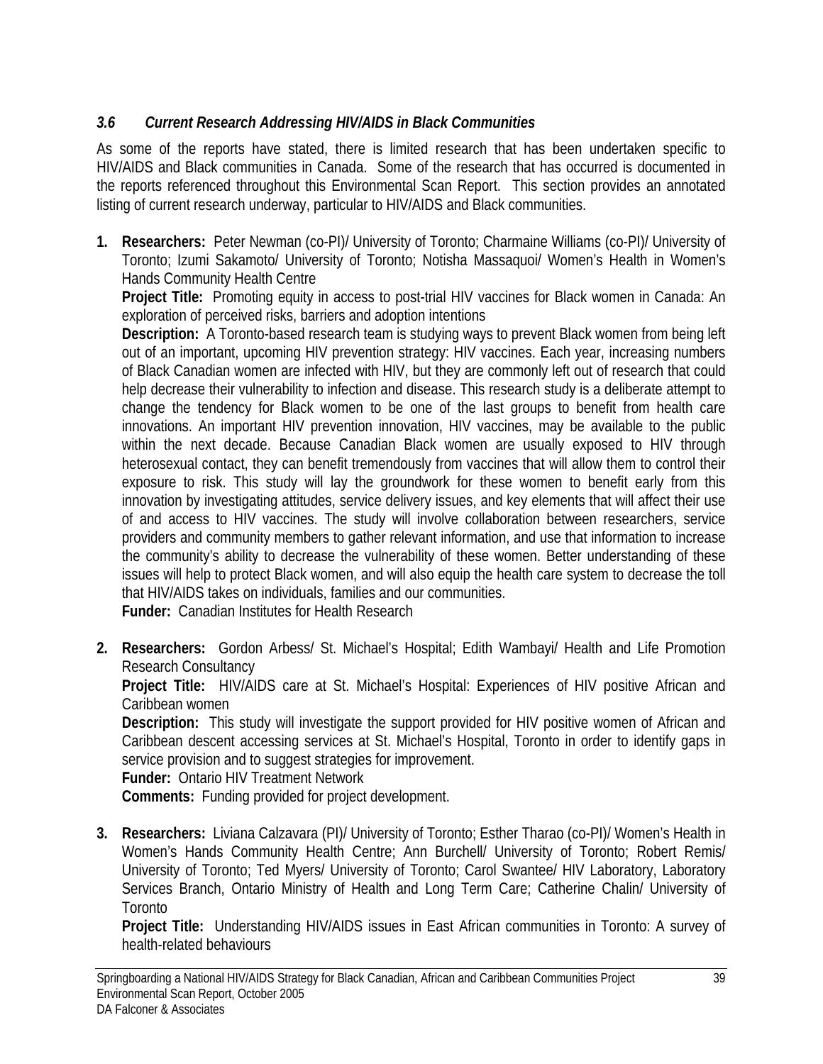### *3.6 Current Research Addressing HIV/AIDS in Black Communities*

As some of the reports have stated, there is limited research that has been undertaken specific to HIV/AIDS and Black communities in Canada. Some of the research that has occurred is documented in the reports referenced throughout this Environmental Scan Report. This section provides an annotated listing of current research underway, particular to HIV/AIDS and Black communities.

1. **Researchers:** Peter Newman (co-PI)/ University of Toronto; Charmaine Williams (co-PI)/ University of Toronto; Izumi Sakamoto/ University of Toronto; Notisha Massaquoi/ Women's Health in Women's Hands Community Health Centre
   **Project Title:** Promoting equity in access to post-trial HIV vaccines for Black women in Canada: An exploration of perceived risks, barriers and adoption intentions
   **Description:** A Toronto-based research team is studying ways to prevent Black women from being left out of an important, upcoming HIV prevention strategy: HIV vaccines. Each year, increasing numbers of Black Canadian women are infected with HIV, but they are commonly left out of research that could help decrease their vulnerability to infection and disease. This research study is a deliberate attempt to change the tendency for Black women to be one of the last groups to benefit from health care innovations. An important HIV prevention innovation, HIV vaccines, may be available to the public within the next decade. Because Canadian Black women are usually exposed to HIV through heterosexual contact, they can benefit tremendously from vaccines that will allow them to control their exposure to risk. This study will lay the groundwork for these women to benefit early from this innovation by investigating attitudes, service delivery issues, and key elements that will affect their use of and access to HIV vaccines. The study will involve collaboration between researchers, service providers and community members to gather relevant information, and use that information to increase the community's ability to decrease the vulnerability of these women. Better understanding of these issues will help to protect Black women, and will also equip the health care system to decrease the toll that HIV/AIDS takes on individuals, families and our communities.
   **Funder:** Canadian Institutes for Health Research

2. **Researchers:** Gordon Arbess/ St. Michael's Hospital; Edith Wambayi/ Health and Life Promotion Research Consultancy
   **Project Title:** HIV/AIDS care at St. Michael's Hospital: Experiences of HIV positive African and Caribbean women
   **Description:** This study will investigate the support provided for HIV positive women of African and Caribbean descent accessing services at St. Michael's Hospital, Toronto in order to identify gaps in service provision and to suggest strategies for improvement.
   **Funder:** Ontario HIV Treatment Network
   **Comments:** Funding provided for project development.

3. **Researchers:** Liviana Calzavara (PI)/ University of Toronto; Esther Tharao (co-PI)/ Women's Health in Women's Hands Community Health Centre; Ann Burchell/ University of Toronto; Robert Remis/ University of Toronto; Ted Myers/ University of Toronto; Carol Swantee/ HIV Laboratory, Laboratory Services Branch, Ontario Ministry of Health and Long Term Care; Catherine Chalin/ University of Toronto
   **Project Title:** Understanding HIV/AIDS issues in East African communities in Toronto: A survey of health-related behaviours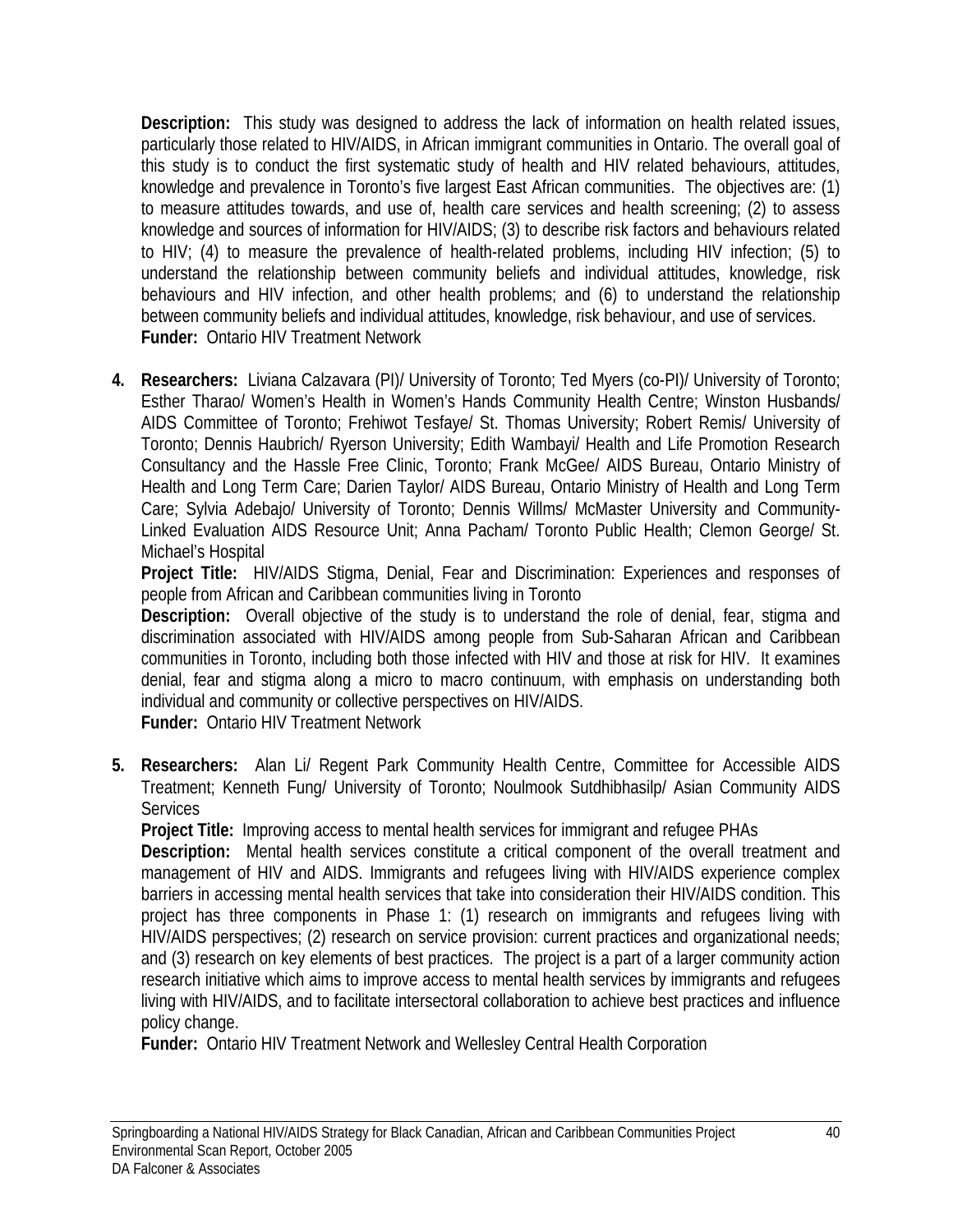**Description:** This study was designed to address the lack of information on health related issues, particularly those related to HIV/AIDS, in African immigrant communities in Ontario. The overall goal of this study is to conduct the first systematic study of health and HIV related behaviours, attitudes, knowledge and prevalence in Toronto's five largest East African communities. The objectives are: (1) to measure attitudes towards, and use of, health care services and health screening; (2) to assess knowledge and sources of information for HIV/AIDS; (3) to describe risk factors and behaviours related to HIV; (4) to measure the prevalence of health-related problems, including HIV infection; (5) to understand the relationship between community beliefs and individual attitudes, knowledge, risk behaviours and HIV infection, and other health problems; and (6) to understand the relationship between community beliefs and individual attitudes, knowledge, risk behaviour, and use of services.
**Funder:** Ontario HIV Treatment Network

4. **Researchers:** Liviana Calzavara (PI)/ University of Toronto; Ted Myers (co-PI)/ University of Toronto; Esther Tharao/ Women's Health in Women's Hands Community Health Centre; Winston Husbands/ AIDS Committee of Toronto; Frehiwot Tesfaye/ St. Thomas University; Robert Remis/ University of Toronto; Dennis Haubrich/ Ryerson University; Edith Wambayi/ Health and Life Promotion Research Consultancy and the Hassle Free Clinic, Toronto; Frank McGee/ AIDS Bureau, Ontario Ministry of Health and Long Term Care; Darien Taylor/ AIDS Bureau, Ontario Ministry of Health and Long Term Care; Sylvia Adebajo/ University of Toronto; Dennis Willms/ McMaster University and Community-Linked Evaluation AIDS Resource Unit; Anna Pacham/ Toronto Public Health; Clemon George/ St. Michael's Hospital
   **Project Title:** HIV/AIDS Stigma, Denial, Fear and Discrimination: Experiences and responses of people from African and Caribbean communities living in Toronto
   **Description:** Overall objective of the study is to understand the role of denial, fear, stigma and discrimination associated with HIV/AIDS among people from Sub-Saharan African and Caribbean communities in Toronto, including both those infected with HIV and those at risk for HIV. It examines denial, fear and stigma along a micro to macro continuum, with emphasis on understanding both individual and community or collective perspectives on HIV/AIDS.
   **Funder:** Ontario HIV Treatment Network

5. **Researchers:** Alan Li/ Regent Park Community Health Centre, Committee for Accessible AIDS Treatment; Kenneth Fung/ University of Toronto; Noulmook Sutdhibhasilp/ Asian Community AIDS Services
   **Project Title:** Improving access to mental health services for immigrant and refugee PHAs
   **Description:** Mental health services constitute a critical component of the overall treatment and management of HIV and AIDS. Immigrants and refugees living with HIV/AIDS experience complex barriers in accessing mental health services that take into consideration their HIV/AIDS condition. This project has three components in Phase 1: (1) research on immigrants and refugees living with HIV/AIDS perspectives; (2) research on service provision: current practices and organizational needs; and (3) research on key elements of best practices. The project is a part of a larger community action research initiative which aims to improve access to mental health services by immigrants and refugees living with HIV/AIDS, and to facilitate intersectoral collaboration to achieve best practices and influence policy change.
   **Funder:** Ontario HIV Treatment Network and Wellesley Central Health Corporation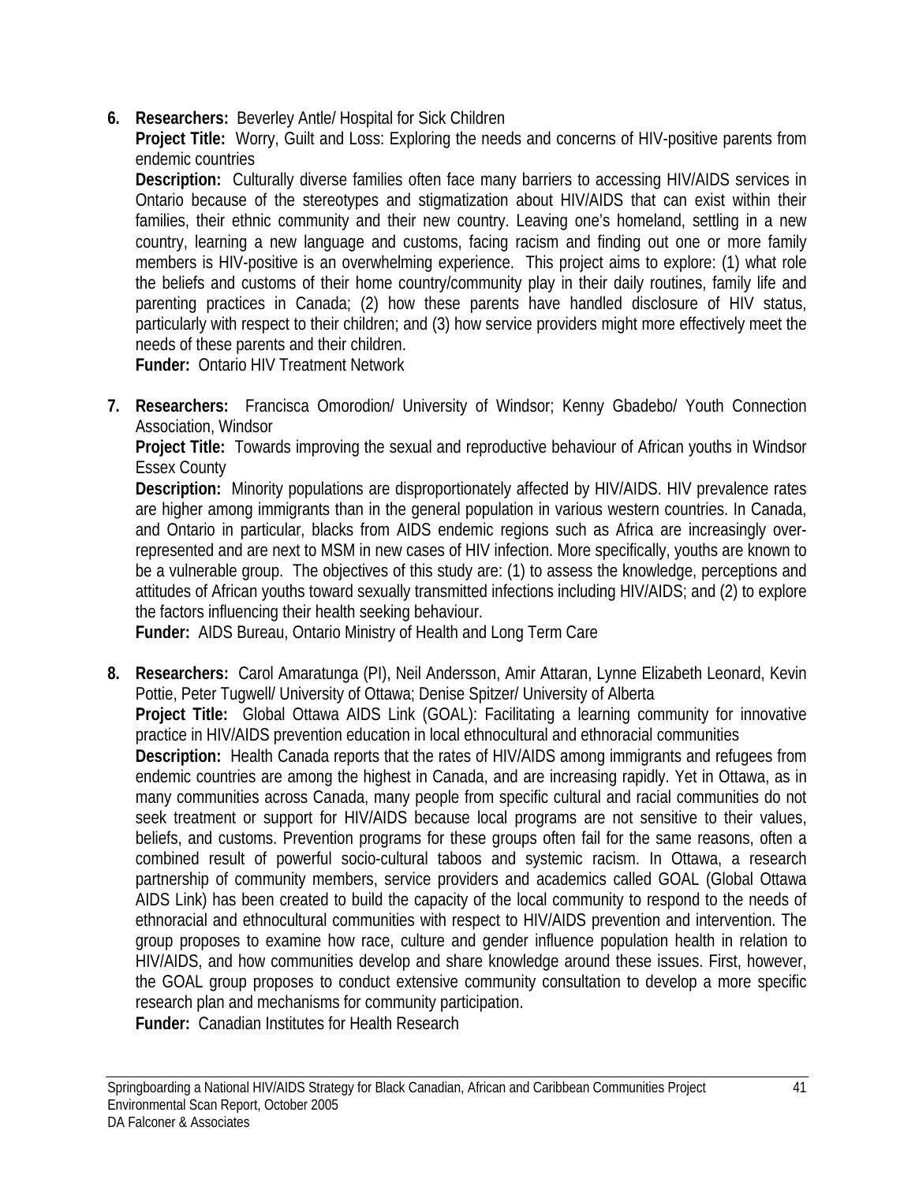6. **Researchers:** Beverley Antle/ Hospital for Sick Children
   **Project Title:** Worry, Guilt and Loss: Exploring the needs and concerns of HIV-positive parents from endemic countries
   **Description:** Culturally diverse families often face many barriers to accessing HIV/AIDS services in Ontario because of the stereotypes and stigmatization about HIV/AIDS that can exist within their families, their ethnic community and their new country. Leaving one's homeland, settling in a new country, learning a new language and customs, facing racism and finding out one or more family members is HIV-positive is an overwhelming experience. This project aims to explore: (1) what role the beliefs and customs of their home country/community play in their daily routines, family life and parenting practices in Canada; (2) how these parents have handled disclosure of HIV status, particularly with respect to their children; and (3) how service providers might more effectively meet the needs of these parents and their children.
   **Funder:** Ontario HIV Treatment Network

7. **Researchers:** Francisca Omorodion/ University of Windsor; Kenny Gbadebo/ Youth Connection Association, Windsor
   **Project Title:** Towards improving the sexual and reproductive behaviour of African youths in Windsor Essex County
   **Description:** Minority populations are disproportionately affected by HIV/AIDS. HIV prevalence rates are higher among immigrants than in the general population in various western countries. In Canada, and Ontario in particular, blacks from AIDS endemic regions such as Africa are increasingly over-represented and are next to MSM in new cases of HIV infection. More specifically, youths are known to be a vulnerable group. The objectives of this study are: (1) to assess the knowledge, perceptions and attitudes of African youths toward sexually transmitted infections including HIV/AIDS; and (2) to explore the factors influencing their health seeking behaviour.
   **Funder:** AIDS Bureau, Ontario Ministry of Health and Long Term Care

8. **Researchers:** Carol Amaratunga (PI), Neil Andersson, Amir Attaran, Lynne Elizabeth Leonard, Kevin Pottie, Peter Tugwell/ University of Ottawa; Denise Spitzer/ University of Alberta
   **Project Title:** Global Ottawa AIDS Link (GOAL): Facilitating a learning community for innovative practice in HIV/AIDS prevention education in local ethnocultural and ethnoracial communities
   **Description:** Health Canada reports that the rates of HIV/AIDS among immigrants and refugees from endemic countries are among the highest in Canada, and are increasing rapidly. Yet in Ottawa, as in many communities across Canada, many people from specific cultural and racial communities do not seek treatment or support for HIV/AIDS because local programs are not sensitive to their values, beliefs, and customs. Prevention programs for these groups often fail for the same reasons, often a combined result of powerful socio-cultural taboos and systemic racism. In Ottawa, a research partnership of community members, service providers and academics called GOAL (Global Ottawa AIDS Link) has been created to build the capacity of the local community to respond to the needs of ethnoracial and ethnocultural communities with respect to HIV/AIDS prevention and intervention. The group proposes to examine how race, culture and gender influence population health in relation to HIV/AIDS, and how communities develop and share knowledge around these issues. First, however, the GOAL group proposes to conduct extensive community consultation to develop a more specific research plan and mechanisms for community participation.
   **Funder:** Canadian Institutes for Health Research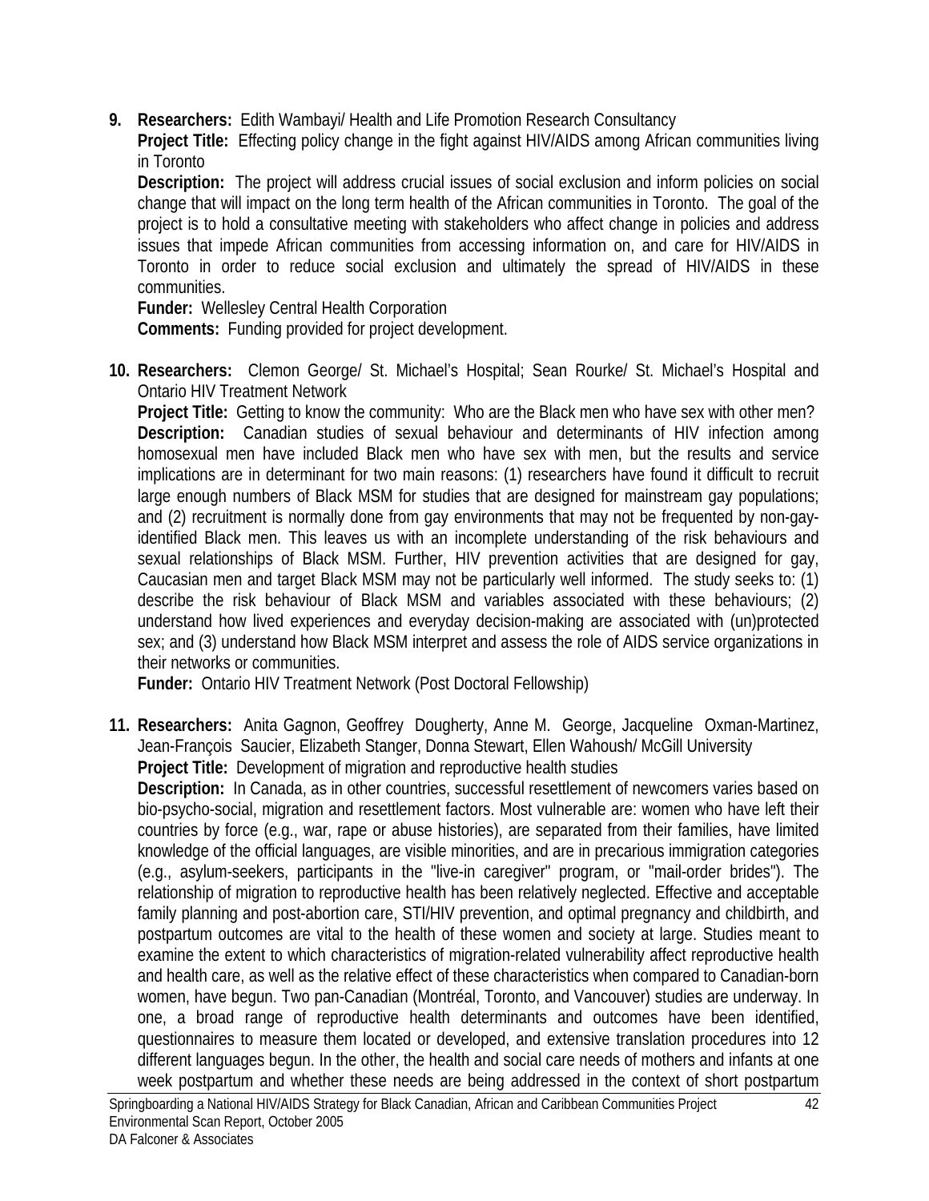9. **Researchers:** Edith Wambayi/ Health and Life Promotion Research Consultancy
   **Project Title:** Effecting policy change in the fight against HIV/AIDS among African communities living in Toronto
   **Description:** The project will address crucial issues of social exclusion and inform policies on social change that will impact on the long term health of the African communities in Toronto. The goal of the project is to hold a consultative meeting with stakeholders who affect change in policies and address issues that impede African communities from accessing information on, and care for HIV/AIDS in Toronto in order to reduce social exclusion and ultimately the spread of HIV/AIDS in these communities.
   **Funder:** Wellesley Central Health Corporation
   **Comments:** Funding provided for project development.

10. **Researchers:** Clemon George/ St. Michael's Hospital; Sean Rourke/ St. Michael's Hospital and Ontario HIV Treatment Network
    **Project Title:** Getting to know the community: Who are the Black men who have sex with other men?
    **Description:** Canadian studies of sexual behaviour and determinants of HIV infection among homosexual men have included Black men who have sex with men, but the results and service implications are in determinant for two main reasons: (1) researchers have found it difficult to recruit large enough numbers of Black MSM for studies that are designed for mainstream gay populations; and (2) recruitment is normally done from gay environments that may not be frequented by non-gay-identified Black men. This leaves us with an incomplete understanding of the risk behaviours and sexual relationships of Black MSM. Further, HIV prevention activities that are designed for gay, Caucasian men and target Black MSM may not be particularly well informed. The study seeks to: (1) describe the risk behaviour of Black MSM and variables associated with these behaviours; (2) understand how lived experiences and everyday decision-making are associated with (un)protected sex; and (3) understand how Black MSM interpret and assess the role of AIDS service organizations in their networks or communities.
    **Funder:** Ontario HIV Treatment Network (Post Doctoral Fellowship)

11. **Researchers:** Anita Gagnon, Geoffrey Dougherty, Anne M. George, Jacqueline Oxman-Martinez, Jean-François Saucier, Elizabeth Stanger, Donna Stewart, Ellen Wahoush/ McGill University
    **Project Title:** Development of migration and reproductive health studies
    **Description:** In Canada, as in other countries, successful resettlement of newcomers varies based on bio-psycho-social, migration and resettlement factors. Most vulnerable are: women who have left their countries by force (e.g., war, rape or abuse histories), are separated from their families, have limited knowledge of the official languages, are visible minorities, and are in precarious immigration categories (e.g., asylum-seekers, participants in the "live-in caregiver" program, or "mail-order brides"). The relationship of migration to reproductive health has been relatively neglected. Effective and acceptable family planning and post-abortion care, STI/HIV prevention, and optimal pregnancy and childbirth, and postpartum outcomes are vital to the health of these women and society at large. Studies meant to examine the extent to which characteristics of migration-related vulnerability affect reproductive health and health care, as well as the relative effect of these characteristics when compared to Canadian-born women, have begun. Two pan-Canadian (Montréal, Toronto, and Vancouver) studies are underway. In one, a broad range of reproductive health determinants and outcomes have been identified, questionnaires to measure them located or developed, and extensive translation procedures into 12 different languages begun. In the other, the health and social care needs of mothers and infants at one week postpartum and whether these needs are being addressed in the context of short postpartum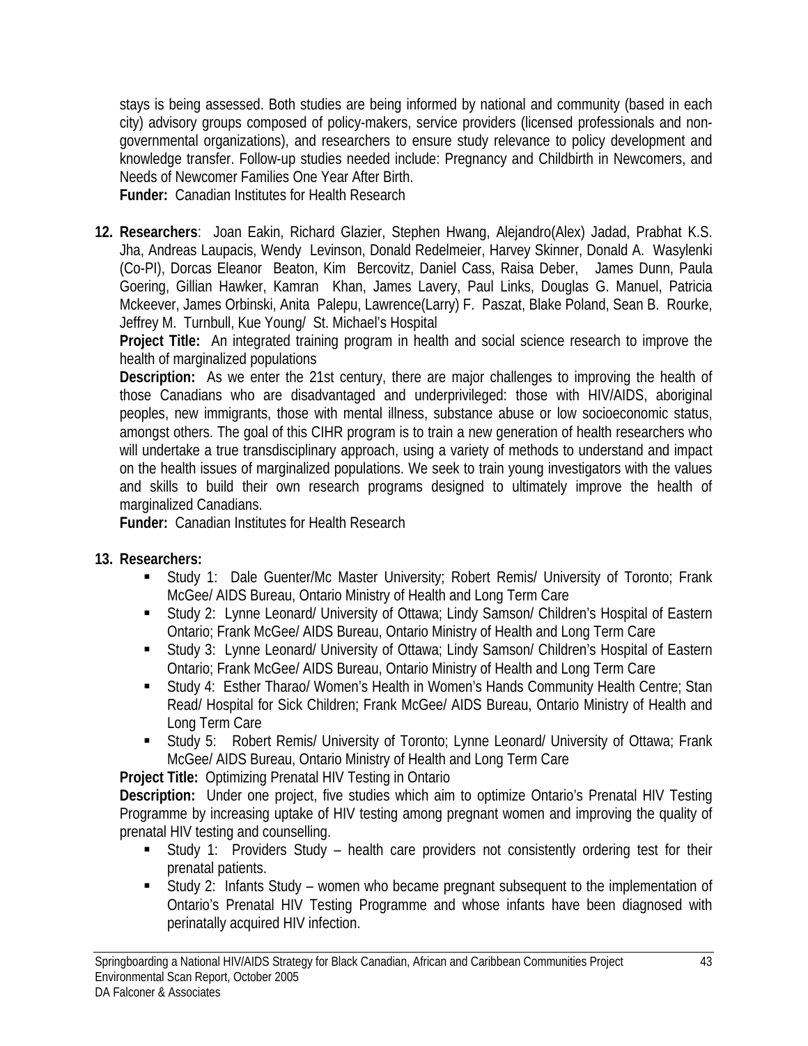stays is being assessed. Both studies are being informed by national and community (based in each city) advisory groups composed of policy-makers, service providers (licensed professionals and non-governmental organizations), and researchers to ensure study relevance to policy development and knowledge transfer. Follow-up studies needed include: Pregnancy and Childbirth in Newcomers, and Needs of Newcomer Families One Year After Birth.
**Funder:** Canadian Institutes for Health Research

12. **Researchers**: Joan Eakin, Richard Glazier, Stephen Hwang, Alejandro(Alex) Jadad, Prabhat K.S. Jha, Andreas Laupacis, Wendy Levinson, Donald Redelmeier, Harvey Skinner, Donald A. Wasylenki (Co-PI), Dorcas Eleanor Beaton, Kim Bercovitz, Daniel Cass, Raisa Deber, James Dunn, Paula Goering, Gillian Hawker, Kamran Khan, James Lavery, Paul Links, Douglas G. Manuel, Patricia Mckeever, James Orbinski, Anita Palepu, Lawrence(Larry) F. Paszat, Blake Poland, Sean B. Rourke, Jeffrey M. Turnbull, Kue Young/ St. Michael's Hospital
**Project Title:** An integrated training program in health and social science research to improve the health of marginalized populations
**Description:** As we enter the 21st century, there are major challenges to improving the health of those Canadians who are disadvantaged and underprivileged: those with HIV/AIDS, aboriginal peoples, new immigrants, those with mental illness, substance abuse or low socioeconomic status, amongst others. The goal of this CIHR program is to train a new generation of health researchers who will undertake a true transdisciplinary approach, using a variety of methods to understand and impact on the health issues of marginalized populations. We seek to train young investigators with the values and skills to build their own research programs designed to ultimately improve the health of marginalized Canadians.
**Funder:** Canadian Institutes for Health Research

13. **Researchers:**
    - Study 1: Dale Guenter/Mc Master University; Robert Remis/ University of Toronto; Frank McGee/ AIDS Bureau, Ontario Ministry of Health and Long Term Care
    - Study 2: Lynne Leonard/ University of Ottawa; Lindy Samson/ Children's Hospital of Eastern Ontario; Frank McGee/ AIDS Bureau, Ontario Ministry of Health and Long Term Care
    - Study 3: Lynne Leonard/ University of Ottawa; Lindy Samson/ Children's Hospital of Eastern Ontario; Frank McGee/ AIDS Bureau, Ontario Ministry of Health and Long Term Care
    - Study 4: Esther Tharao/ Women's Health in Women's Hands Community Health Centre; Stan Read/ Hospital for Sick Children; Frank McGee/ AIDS Bureau, Ontario Ministry of Health and Long Term Care
    - Study 5: Robert Remis/ University of Toronto; Lynne Leonard/ University of Ottawa; Frank McGee/ AIDS Bureau, Ontario Ministry of Health and Long Term Care

    **Project Title:** Optimizing Prenatal HIV Testing in Ontario
    **Description:** Under one project, five studies which aim to optimize Ontario's Prenatal HIV Testing Programme by increasing uptake of HIV testing among pregnant women and improving the quality of prenatal HIV testing and counselling.
    - Study 1: Providers Study – health care providers not consistently ordering test for their prenatal patients.
    - Study 2: Infants Study – women who became pregnant subsequent to the implementation of Ontario's Prenatal HIV Testing Programme and whose infants have been diagnosed with perinatally acquired HIV infection.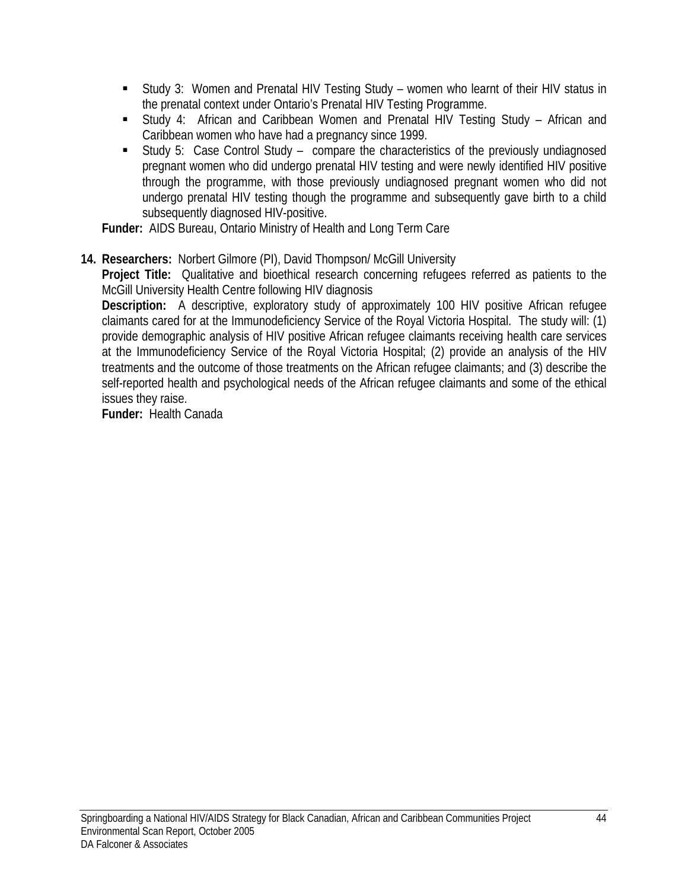- Study 3: Women and Prenatal HIV Testing Study – women who learnt of their HIV status in the prenatal context under Ontario's Prenatal HIV Testing Programme.
- Study 4: African and Caribbean Women and Prenatal HIV Testing Study – African and Caribbean women who have had a pregnancy since 1999.
- Study 5: Case Control Study – compare the characteristics of the previously undiagnosed pregnant women who did undergo prenatal HIV testing and were newly identified HIV positive through the programme, with those previously undiagnosed pregnant women who did not undergo prenatal HIV testing though the programme and subsequently gave birth to a child subsequently diagnosed HIV-positive.

**Funder:** AIDS Bureau, Ontario Ministry of Health and Long Term Care

14. **Researchers:** Norbert Gilmore (PI), David Thompson/ McGill University
    **Project Title:** Qualitative and bioethical research concerning refugees referred as patients to the McGill University Health Centre following HIV diagnosis
    **Description:** A descriptive, exploratory study of approximately 100 HIV positive African refugee claimants cared for at the Immunodeficiency Service of the Royal Victoria Hospital. The study will: (1) provide demographic analysis of HIV positive African refugee claimants receiving health care services at the Immunodeficiency Service of the Royal Victoria Hospital; (2) provide an analysis of the HIV treatments and the outcome of those treatments on the African refugee claimants; and (3) describe the self-reported health and psychological needs of the African refugee claimants and some of the ethical issues they raise.
    **Funder:** Health Canada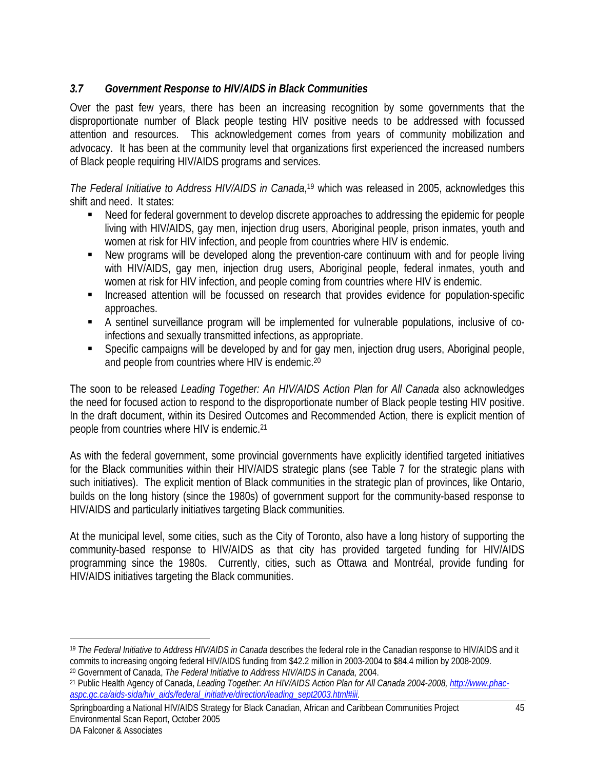### *3.7 Government Response to HIV/AIDS in Black Communities*

Over the past few years, there has been an increasing recognition by some governments that the disproportionate number of Black people testing HIV positive needs to be addressed with focussed attention and resources. This acknowledgement comes from years of community mobilization and advocacy. It has been at the community level that organizations first experienced the increased numbers of Black people requiring HIV/AIDS programs and services.

*The Federal Initiative to Address HIV/AIDS in Canada*,[19] which was released in 2005, acknowledges this shift and need. It states:

- Need for federal government to develop discrete approaches to addressing the epidemic for people living with HIV/AIDS, gay men, injection drug users, Aboriginal people, prison inmates, youth and women at risk for HIV infection, and people from countries where HIV is endemic.
- New programs will be developed along the prevention-care continuum with and for people living with HIV/AIDS, gay men, injection drug users, Aboriginal people, federal inmates, youth and women at risk for HIV infection, and people coming from countries where HIV is endemic.
- Increased attention will be focussed on research that provides evidence for population-specific approaches.
- A sentinel surveillance program will be implemented for vulnerable populations, inclusive of co-infections and sexually transmitted infections, as appropriate.
- Specific campaigns will be developed by and for gay men, injection drug users, Aboriginal people, and people from countries where HIV is endemic.[20]

The soon to be released *Leading Together: An HIV/AIDS Action Plan for All Canada* also acknowledges the need for focused action to respond to the disproportionate number of Black people testing HIV positive. In the draft document, within its Desired Outcomes and Recommended Action, there is explicit mention of people from countries where HIV is endemic.[21]

As with the federal government, some provincial governments have explicitly identified targeted initiatives for the Black communities within their HIV/AIDS strategic plans (see Table 7 for the strategic plans with such initiatives). The explicit mention of Black communities in the strategic plan of provinces, like Ontario, builds on the long history (since the 1980s) of government support for the community-based response to HIV/AIDS and particularly initiatives targeting Black communities.

At the municipal level, some cities, such as the City of Toronto, also have a long history of supporting the community-based response to HIV/AIDS as that city has provided targeted funding for HIV/AIDS programming since the 1980s. Currently, cities, such as Ottawa and Montréal, provide funding for HIV/AIDS initiatives targeting the Black communities.

---

[19] *The Federal Initiative to Address HIV/AIDS in Canada* describes the federal role in the Canadian response to HIV/AIDS and it commits to increasing ongoing federal HIV/AIDS funding from $42.2 million in 2003-2004 to $84.4 million by 2008-2009.

[20] Government of Canada, *The Federal Initiative to Address HIV/AIDS in Canada,* 2004.

[21] Public Health Agency of Canada, *Leading Together: An HIV/AIDS Action Plan for All Canada 2004-2008,* http://www.phac-aspc.gc.ca/aids-sida/hiv_aids/federal_initiative/direction/leading_sept2003.html#iii.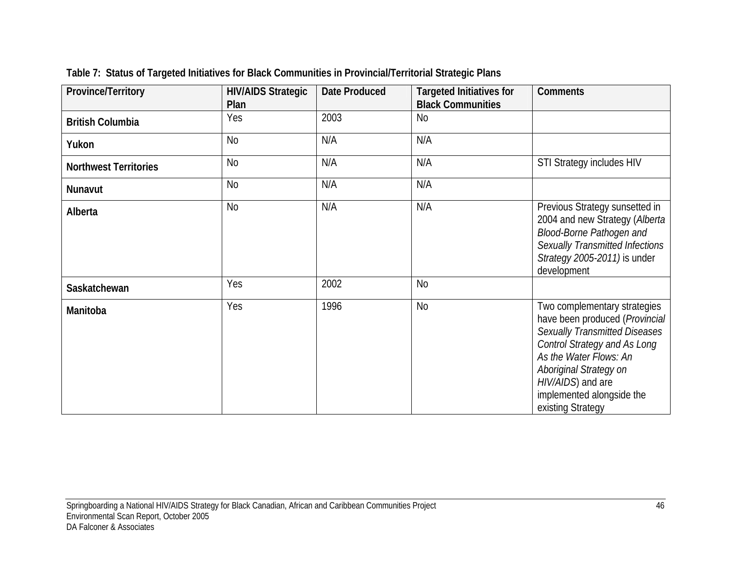**Table 7: Status of Targeted Initiatives for Black Communities in Provincial/Territorial Strategic Plans**

| Province/Territory | HIV/AIDS Strategic Plan | Date Produced | Targeted Initiatives for Black Communities | Comments |
|---|---|---|---|---|
| **British Columbia** | Yes | 2003 | No | |
| **Yukon** | No | N/A | N/A | |
| **Northwest Territories** | No | N/A | N/A | STI Strategy includes HIV |
| **Nunavut** | No | N/A | N/A | |
| **Alberta** | No | N/A | N/A | Previous Strategy sunsetted in 2004 and new Strategy (*Alberta Blood-Borne Pathogen and Sexually Transmitted Infections Strategy 2005-2011)* is under development |
| **Saskatchewan** | Yes | 2002 | No | |
| **Manitoba** | Yes | 1996 | No | Two complementary strategies have been produced (*Provincial Sexually Transmitted Diseases Control Strategy and As Long As the Water Flows: An Aboriginal Strategy on HIV/AIDS*) and are implemented alongside the existing Strategy |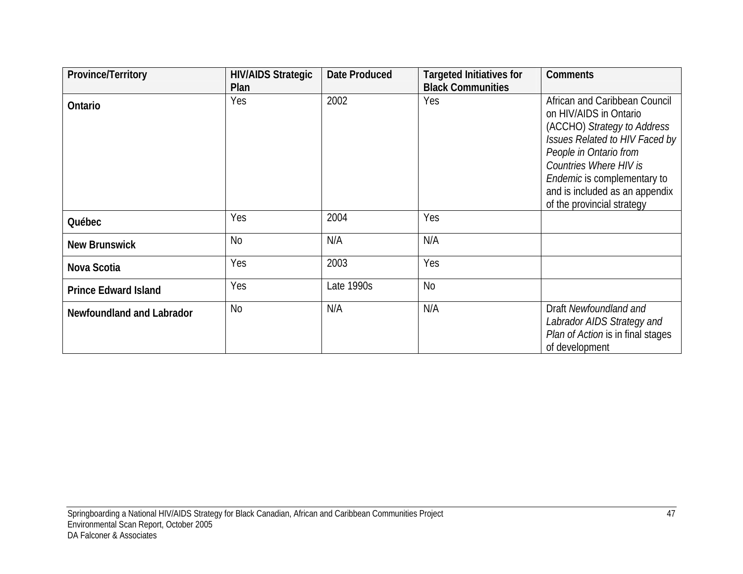| Province/Territory | HIV/AIDS Strategic Plan | Date Produced | Targeted Initiatives for Black Communities | Comments |
|---|---|---|---|---|
| **Ontario** | Yes | 2002 | Yes | African and Caribbean Council on HIV/AIDS in Ontario (ACCHO) *Strategy to Address Issues Related to HIV Faced by People in Ontario from Countries Where HIV is Endemic* is complementary to and is included as an appendix of the provincial strategy |
| **Québec** | Yes | 2004 | Yes | |
| **New Brunswick** | No | N/A | N/A | |
| **Nova Scotia** | Yes | 2003 | Yes | |
| **Prince Edward Island** | Yes | Late 1990s | No | |
| **Newfoundland and Labrador** | No | N/A | N/A | Draft *Newfoundland and Labrador AIDS Strategy and Plan of Action* is in final stages of development |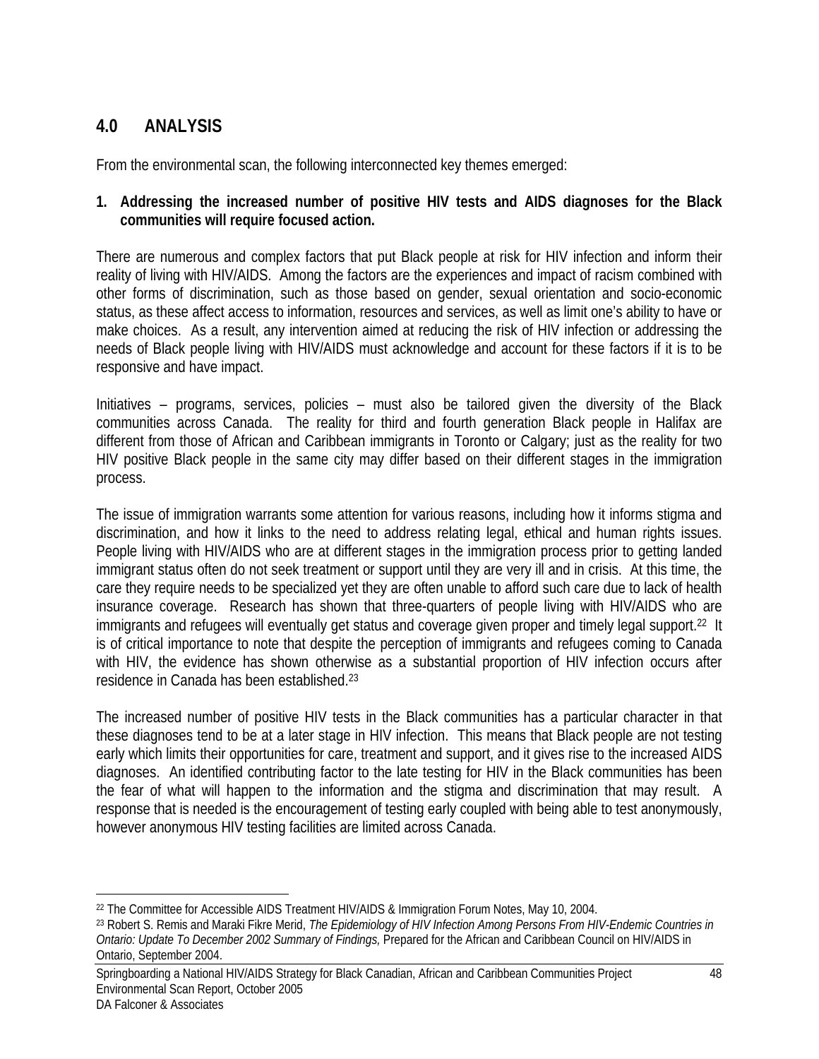## 4.0 ANALYSIS

From the environmental scan, the following interconnected key themes emerged:

1. **Addressing the increased number of positive HIV tests and AIDS diagnoses for the Black communities will require focused action.**

There are numerous and complex factors that put Black people at risk for HIV infection and inform their reality of living with HIV/AIDS. Among the factors are the experiences and impact of racism combined with other forms of discrimination, such as those based on gender, sexual orientation and socio-economic status, as these affect access to information, resources and services, as well as limit one's ability to have or make choices. As a result, any intervention aimed at reducing the risk of HIV infection or addressing the needs of Black people living with HIV/AIDS must acknowledge and account for these factors if it is to be responsive and have impact.

Initiatives – programs, services, policies – must also be tailored given the diversity of the Black communities across Canada. The reality for third and fourth generation Black people in Halifax are different from those of African and Caribbean immigrants in Toronto or Calgary; just as the reality for two HIV positive Black people in the same city may differ based on their different stages in the immigration process.

The issue of immigration warrants some attention for various reasons, including how it informs stigma and discrimination, and how it links to the need to address relating legal, ethical and human rights issues. People living with HIV/AIDS who are at different stages in the immigration process prior to getting landed immigrant status often do not seek treatment or support until they are very ill and in crisis. At this time, the care they require needs to be specialized yet they are often unable to afford such care due to lack of health insurance coverage. Research has shown that three-quarters of people living with HIV/AIDS who are immigrants and refugees will eventually get status and coverage given proper and timely legal support.[22] It is of critical importance to note that despite the perception of immigrants and refugees coming to Canada with HIV, the evidence has shown otherwise as a substantial proportion of HIV infection occurs after residence in Canada has been established.[23]

The increased number of positive HIV tests in the Black communities has a particular character in that these diagnoses tend to be at a later stage in HIV infection. This means that Black people are not testing early which limits their opportunities for care, treatment and support, and it gives rise to the increased AIDS diagnoses. An identified contributing factor to the late testing for HIV in the Black communities has been the fear of what will happen to the information and the stigma and discrimination that may result. A response that is needed is the encouragement of testing early coupled with being able to test anonymously, however anonymous HIV testing facilities are limited across Canada.

---

[22] The Committee for Accessible AIDS Treatment HIV/AIDS & Immigration Forum Notes, May 10, 2004.

[23] Robert S. Remis and Maraki Fikre Merid, *The Epidemiology of HIV Infection Among Persons From HIV-Endemic Countries in Ontario: Update To December 2002 Summary of Findings,* Prepared for the African and Caribbean Council on HIV/AIDS in Ontario, September 2004.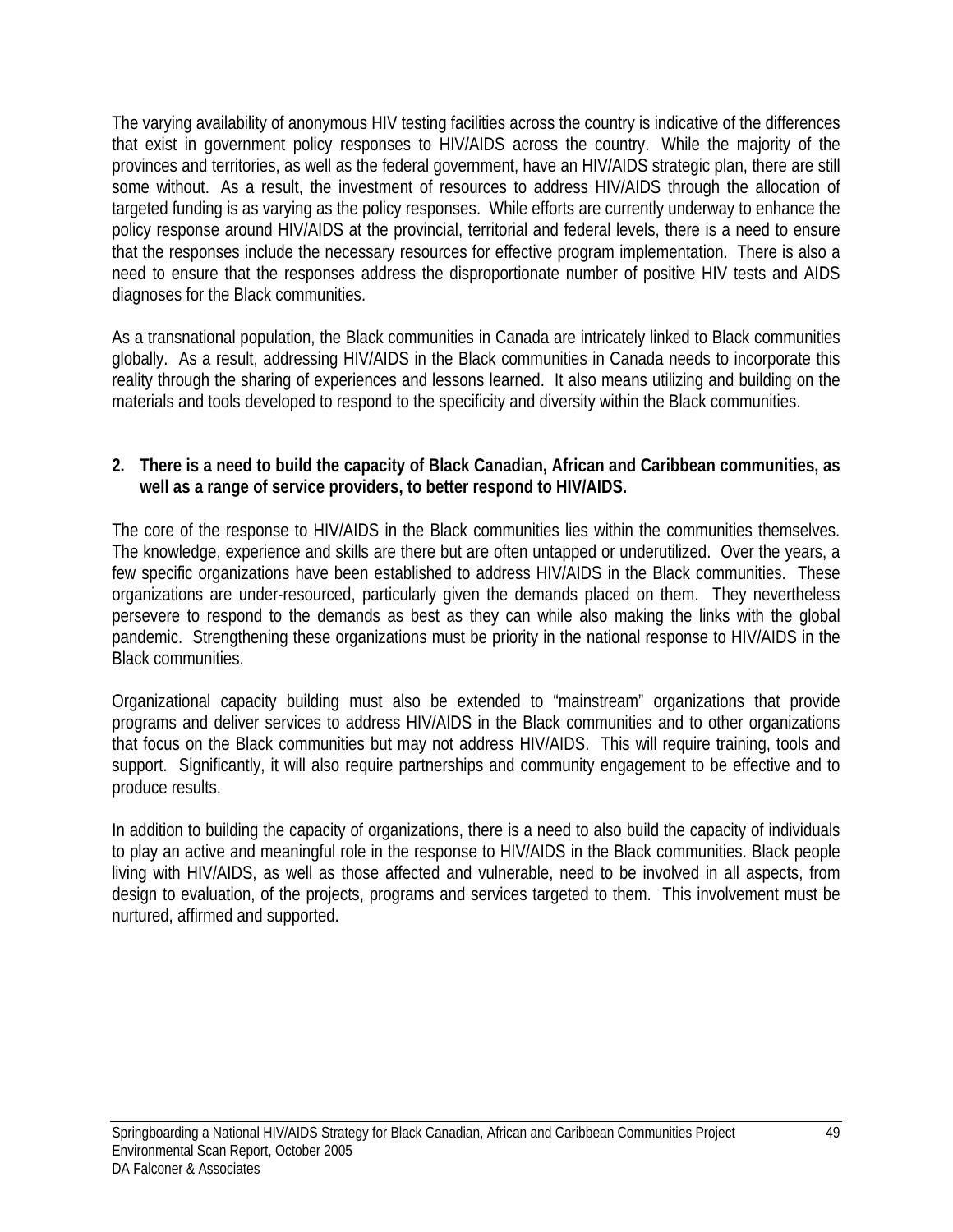The varying availability of anonymous HIV testing facilities across the country is indicative of the differences that exist in government policy responses to HIV/AIDS across the country. While the majority of the provinces and territories, as well as the federal government, have an HIV/AIDS strategic plan, there are still some without. As a result, the investment of resources to address HIV/AIDS through the allocation of targeted funding is as varying as the policy responses. While efforts are currently underway to enhance the policy response around HIV/AIDS at the provincial, territorial and federal levels, there is a need to ensure that the responses include the necessary resources for effective program implementation. There is also a need to ensure that the responses address the disproportionate number of positive HIV tests and AIDS diagnoses for the Black communities.

As a transnational population, the Black communities in Canada are intricately linked to Black communities globally. As a result, addressing HIV/AIDS in the Black communities in Canada needs to incorporate this reality through the sharing of experiences and lessons learned. It also means utilizing and building on the materials and tools developed to respond to the specificity and diversity within the Black communities.

**2. There is a need to build the capacity of Black Canadian, African and Caribbean communities, as well as a range of service providers, to better respond to HIV/AIDS.**

The core of the response to HIV/AIDS in the Black communities lies within the communities themselves. The knowledge, experience and skills are there but are often untapped or underutilized. Over the years, a few specific organizations have been established to address HIV/AIDS in the Black communities. These organizations are under-resourced, particularly given the demands placed on them. They nevertheless persevere to respond to the demands as best as they can while also making the links with the global pandemic. Strengthening these organizations must be priority in the national response to HIV/AIDS in the Black communities.

Organizational capacity building must also be extended to "mainstream" organizations that provide programs and deliver services to address HIV/AIDS in the Black communities and to other organizations that focus on the Black communities but may not address HIV/AIDS. This will require training, tools and support. Significantly, it will also require partnerships and community engagement to be effective and to produce results.

In addition to building the capacity of organizations, there is a need to also build the capacity of individuals to play an active and meaningful role in the response to HIV/AIDS in the Black communities. Black people living with HIV/AIDS, as well as those affected and vulnerable, need to be involved in all aspects, from design to evaluation, of the projects, programs and services targeted to them. This involvement must be nurtured, affirmed and supported.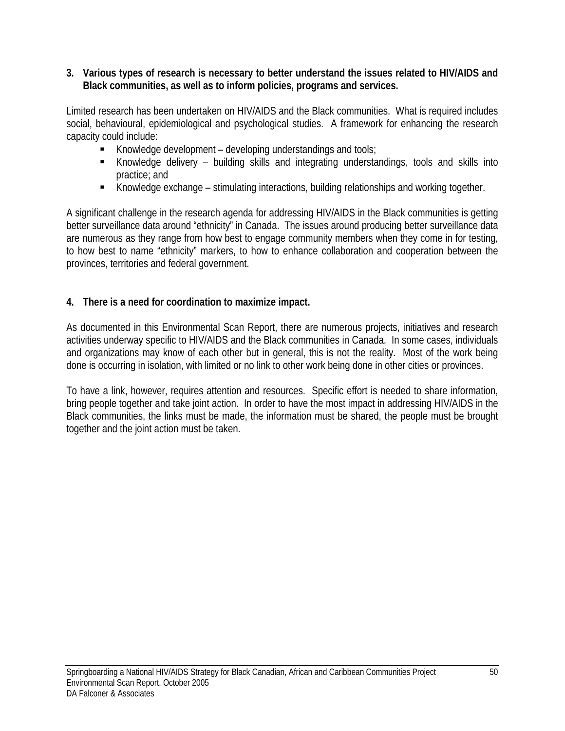**3. Various types of research is necessary to better understand the issues related to HIV/AIDS and Black communities, as well as to inform policies, programs and services.**

Limited research has been undertaken on HIV/AIDS and the Black communities. What is required includes social, behavioural, epidemiological and psychological studies. A framework for enhancing the research capacity could include:

- Knowledge development – developing understandings and tools;
- Knowledge delivery – building skills and integrating understandings, tools and skills into practice; and
- Knowledge exchange – stimulating interactions, building relationships and working together.

A significant challenge in the research agenda for addressing HIV/AIDS in the Black communities is getting better surveillance data around "ethnicity" in Canada. The issues around producing better surveillance data are numerous as they range from how best to engage community members when they come in for testing, to how best to name "ethnicity" markers, to how to enhance collaboration and cooperation between the provinces, territories and federal government.

**4. There is a need for coordination to maximize impact.**

As documented in this Environmental Scan Report, there are numerous projects, initiatives and research activities underway specific to HIV/AIDS and the Black communities in Canada. In some cases, individuals and organizations may know of each other but in general, this is not the reality. Most of the work being done is occurring in isolation, with limited or no link to other work being done in other cities or provinces.

To have a link, however, requires attention and resources. Specific effort is needed to share information, bring people together and take joint action. In order to have the most impact in addressing HIV/AIDS in the Black communities, the links must be made, the information must be shared, the people must be brought together and the joint action must be taken.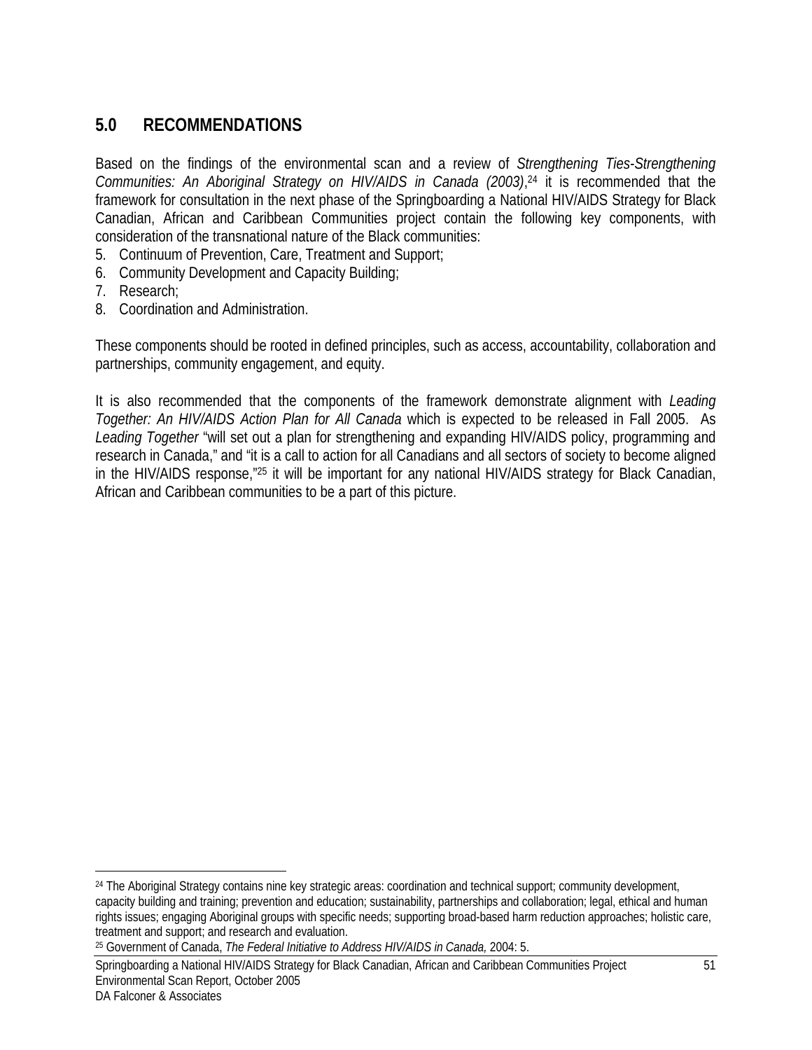# 5.0 RECOMMENDATIONS

Based on the findings of the environmental scan and a review of *Strengthening Ties-Strengthening Communities: An Aboriginal Strategy on HIV/AIDS in Canada (2003)*,[24] it is recommended that the framework for consultation in the next phase of the Springboarding a National HIV/AIDS Strategy for Black Canadian, African and Caribbean Communities project contain the following key components, with consideration of the transnational nature of the Black communities:

5. Continuum of Prevention, Care, Treatment and Support;
6. Community Development and Capacity Building;
7. Research;
8. Coordination and Administration.

These components should be rooted in defined principles, such as access, accountability, collaboration and partnerships, community engagement, and equity.

It is also recommended that the components of the framework demonstrate alignment with *Leading Together: An HIV/AIDS Action Plan for All Canada* which is expected to be released in Fall 2005. As *Leading Together* "will set out a plan for strengthening and expanding HIV/AIDS policy, programming and research in Canada," and "it is a call to action for all Canadians and all sectors of society to become aligned in the HIV/AIDS response,"[25] it will be important for any national HIV/AIDS strategy for Black Canadian, African and Caribbean communities to be a part of this picture.

---

[24] The Aboriginal Strategy contains nine key strategic areas: coordination and technical support; community development, capacity building and training; prevention and education; sustainability, partnerships and collaboration; legal, ethical and human rights issues; engaging Aboriginal groups with specific needs; supporting broad-based harm reduction approaches; holistic care, treatment and support; and research and evaluation.

[25] Government of Canada, *The Federal Initiative to Address HIV/AIDS in Canada,* 2004: 5.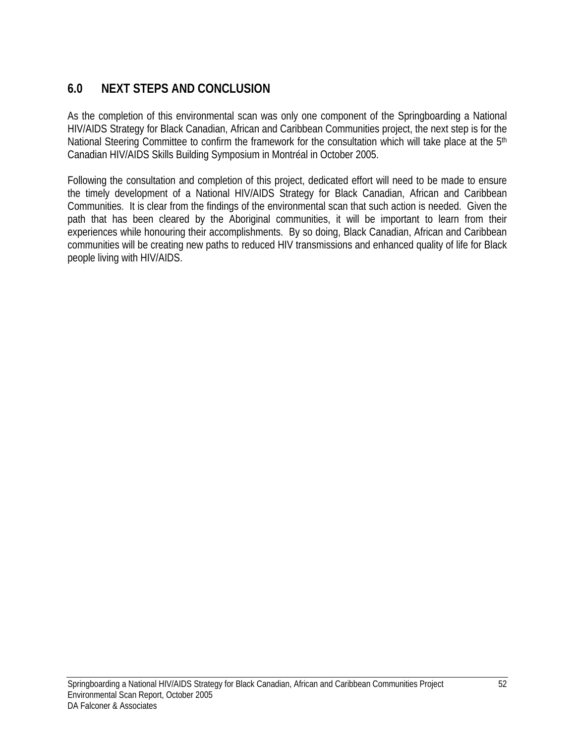## 6.0 NEXT STEPS AND CONCLUSION

As the completion of this environmental scan was only one component of the Springboarding a National HIV/AIDS Strategy for Black Canadian, African and Caribbean Communities project, the next step is for the National Steering Committee to confirm the framework for the consultation which will take place at the 5th Canadian HIV/AIDS Skills Building Symposium in Montréal in October 2005.

Following the consultation and completion of this project, dedicated effort will need to be made to ensure the timely development of a National HIV/AIDS Strategy for Black Canadian, African and Caribbean Communities. It is clear from the findings of the environmental scan that such action is needed. Given the path that has been cleared by the Aboriginal communities, it will be important to learn from their experiences while honouring their accomplishments. By so doing, Black Canadian, African and Caribbean communities will be creating new paths to reduced HIV transmissions and enhanced quality of life for Black people living with HIV/AIDS.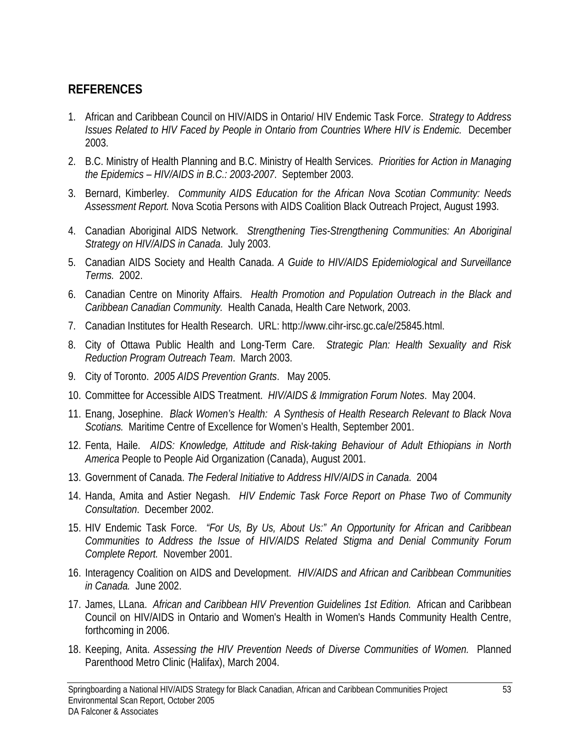## REFERENCES

1. African and Caribbean Council on HIV/AIDS in Ontario/ HIV Endemic Task Force. *Strategy to Address Issues Related to HIV Faced by People in Ontario from Countries Where HIV is Endemic.* December 2003.
2. B.C. Ministry of Health Planning and B.C. Ministry of Health Services. *Priorities for Action in Managing the Epidemics – HIV/AIDS in B.C.: 2003-2007*. September 2003.
3. Bernard, Kimberley. *Community AIDS Education for the African Nova Scotian Community: Needs Assessment Report.* Nova Scotia Persons with AIDS Coalition Black Outreach Project, August 1993.
4. Canadian Aboriginal AIDS Network. *Strengthening Ties-Strengthening Communities: An Aboriginal Strategy on HIV/AIDS in Canada*. July 2003.
5. Canadian AIDS Society and Health Canada. *A Guide to HIV/AIDS Epidemiological and Surveillance Terms*. 2002.
6. Canadian Centre on Minority Affairs. *Health Promotion and Population Outreach in the Black and Caribbean Canadian Community.* Health Canada, Health Care Network, 2003.
7. Canadian Institutes for Health Research. URL: http://www.cihr-irsc.gc.ca/e/25845.html.
8. City of Ottawa Public Health and Long-Term Care. *Strategic Plan: Health Sexuality and Risk Reduction Program Outreach Team*. March 2003.
9. City of Toronto. *2005 AIDS Prevention Grants*. May 2005.
10. Committee for Accessible AIDS Treatment. *HIV/AIDS & Immigration Forum Notes*. May 2004.
11. Enang, Josephine. *Black Women's Health: A Synthesis of Health Research Relevant to Black Nova Scotians.* Maritime Centre of Excellence for Women's Health, September 2001.
12. Fenta, Haile. *AIDS: Knowledge, Attitude and Risk-taking Behaviour of Adult Ethiopians in North America* People to People Aid Organization (Canada), August 2001.
13. Government of Canada. *The Federal Initiative to Address HIV/AIDS in Canada*. 2004
14. Handa, Amita and Astier Negash. *HIV Endemic Task Force Report on Phase Two of Community Consultation*. December 2002.
15. HIV Endemic Task Force. *"For Us, By Us, About Us:" An Opportunity for African and Caribbean Communities to Address the Issue of HIV/AIDS Related Stigma and Denial Community Forum Complete Report.* November 2001.
16. Interagency Coalition on AIDS and Development. *HIV/AIDS and African and Caribbean Communities in Canada.* June 2002.
17. James, LLana. *African and Caribbean HIV Prevention Guidelines 1st Edition.* African and Caribbean Council on HIV/AIDS in Ontario and Women's Health in Women's Hands Community Health Centre, forthcoming in 2006.
18. Keeping, Anita. *Assessing the HIV Prevention Needs of Diverse Communities of Women.* Planned Parenthood Metro Clinic (Halifax), March 2004.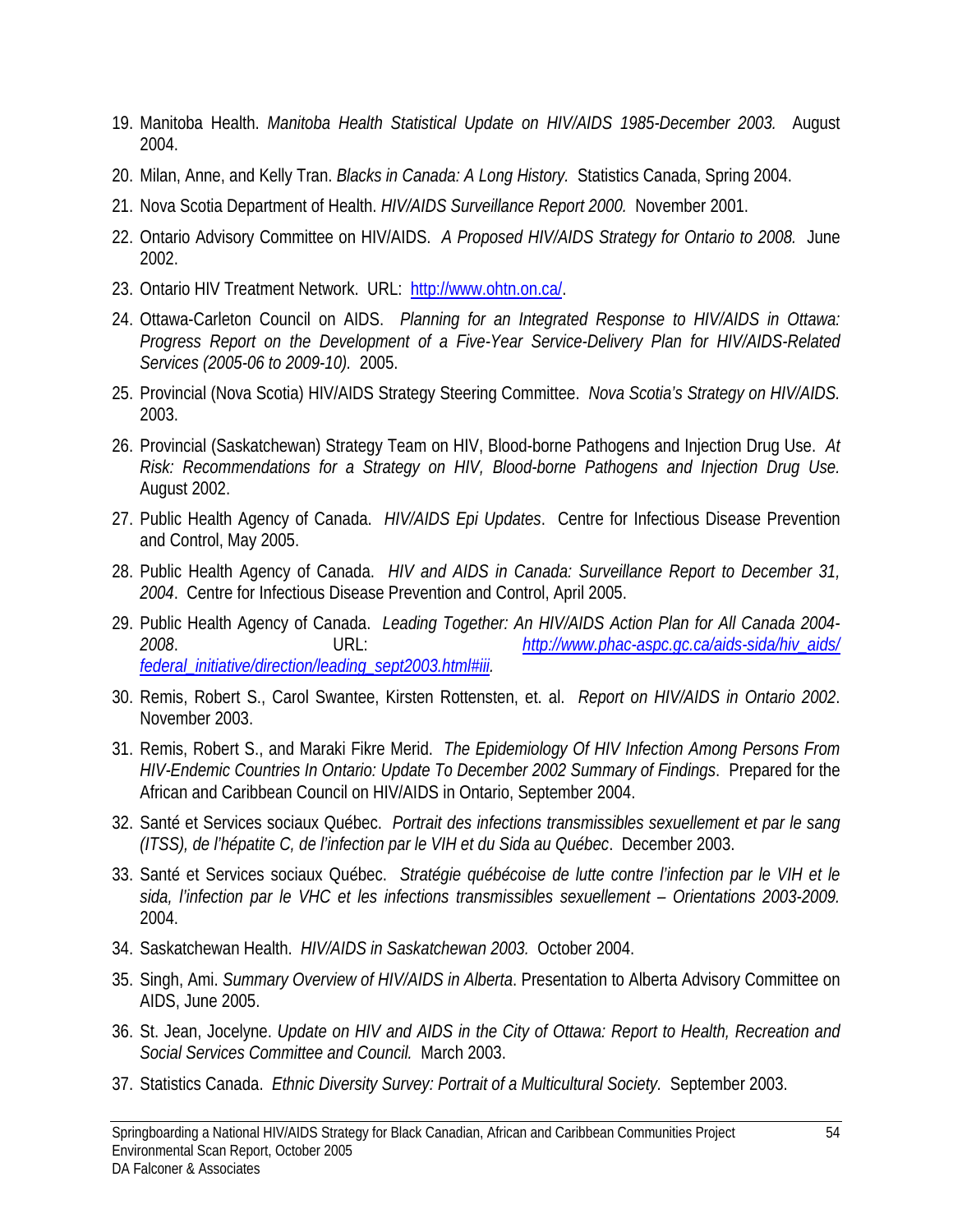19. Manitoba Health. *Manitoba Health Statistical Update on HIV/AIDS 1985-December 2003.* August 2004.
20. Milan, Anne, and Kelly Tran. *Blacks in Canada: A Long History.* Statistics Canada, Spring 2004.
21. Nova Scotia Department of Health. *HIV/AIDS Surveillance Report 2000.* November 2001.
22. Ontario Advisory Committee on HIV/AIDS. *A Proposed HIV/AIDS Strategy for Ontario to 2008.* June 2002.
23. Ontario HIV Treatment Network. URL: http://www.ohtn.on.ca/.
24. Ottawa-Carleton Council on AIDS. *Planning for an Integrated Response to HIV/AIDS in Ottawa: Progress Report on the Development of a Five-Year Service-Delivery Plan for HIV/AIDS-Related Services (2005-06 to 2009-10).* 2005.
25. Provincial (Nova Scotia) HIV/AIDS Strategy Steering Committee. *Nova Scotia's Strategy on HIV/AIDS.* 2003.
26. Provincial (Saskatchewan) Strategy Team on HIV, Blood-borne Pathogens and Injection Drug Use. *At Risk: Recommendations for a Strategy on HIV, Blood-borne Pathogens and Injection Drug Use.* August 2002.
27. Public Health Agency of Canada. *HIV/AIDS Epi Updates*. Centre for Infectious Disease Prevention and Control, May 2005.
28. Public Health Agency of Canada. *HIV and AIDS in Canada: Surveillance Report to December 31, 2004*. Centre for Infectious Disease Prevention and Control, April 2005.
29. Public Health Agency of Canada. *Leading Together: An HIV/AIDS Action Plan for All Canada 2004-2008*. URL: *http://www.phac-aspc.gc.ca/aids-sida/hiv_aids/federal_initiative/direction/leading_sept2003.html#iii.*
30. Remis, Robert S., Carol Swantee, Kirsten Rottensten, et. al. *Report on HIV/AIDS in Ontario 2002*. November 2003.
31. Remis, Robert S., and Maraki Fikre Merid. *The Epidemiology Of HIV Infection Among Persons From HIV-Endemic Countries In Ontario: Update To December 2002 Summary of Findings*. Prepared for the African and Caribbean Council on HIV/AIDS in Ontario, September 2004.
32. Santé et Services sociaux Québec. *Portrait des infections transmissibles sexuellement et par le sang (ITSS), de l'hépatite C, de l'infection par le VIH et du Sida au Québec*. December 2003.
33. Santé et Services sociaux Québec. *Stratégie québécoise de lutte contre l'infection par le VIH et le sida, l'infection par le VHC et les infections transmissibles sexuellement – Orientations 2003-2009.* 2004.
34. Saskatchewan Health. *HIV/AIDS in Saskatchewan 2003.* October 2004.
35. Singh, Ami. *Summary Overview of HIV/AIDS in Alberta*. Presentation to Alberta Advisory Committee on AIDS, June 2005.
36. St. Jean, Jocelyne. *Update on HIV and AIDS in the City of Ottawa: Report to Health, Recreation and Social Services Committee and Council.* March 2003.
37. Statistics Canada. *Ethnic Diversity Survey: Portrait of a Multicultural Society.* September 2003.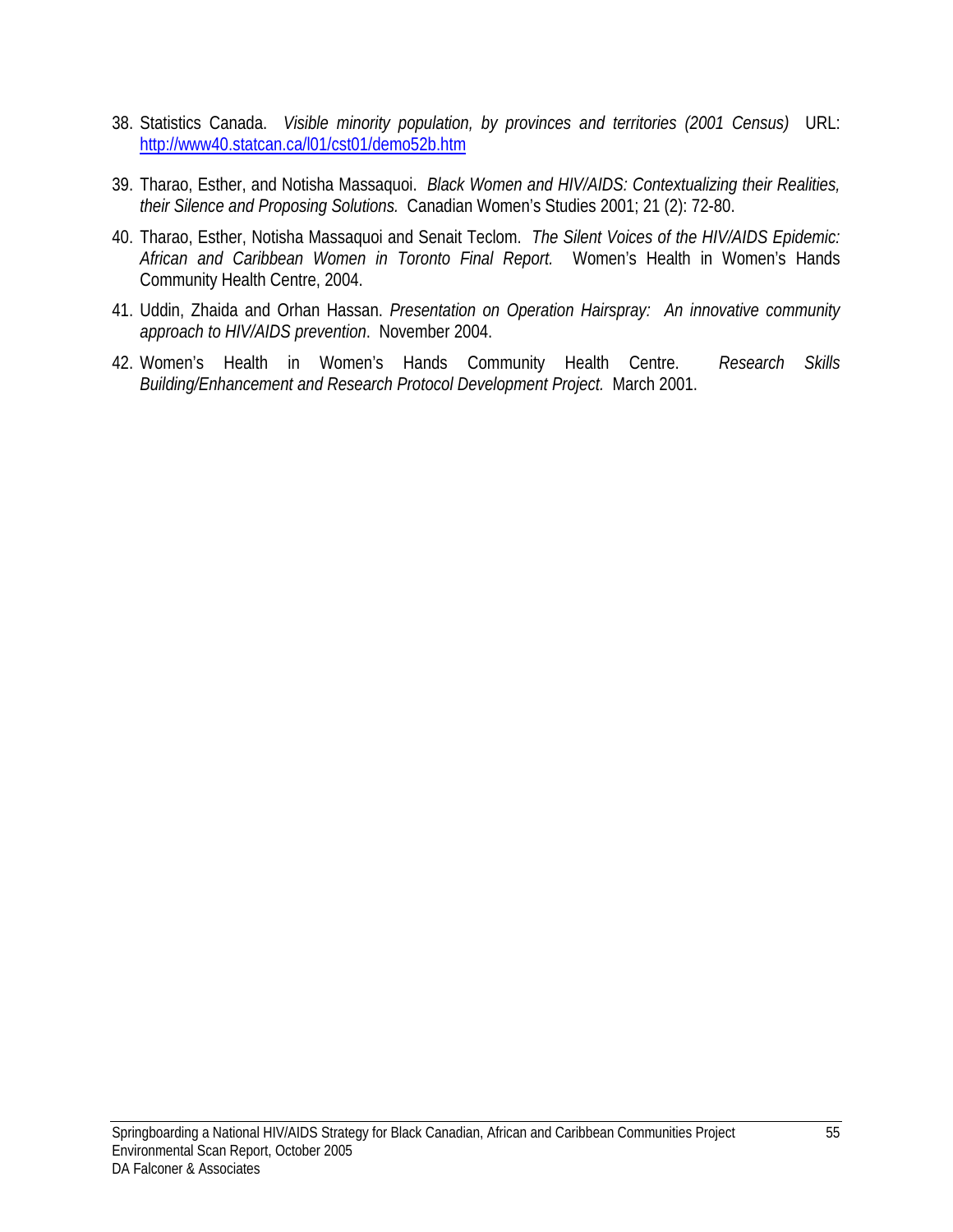38. Statistics Canada. *Visible minority population, by provinces and territories (2001 Census)* URL: http://www40.statcan.ca/l01/cst01/demo52b.htm

39. Tharao, Esther, and Notisha Massaquoi. *Black Women and HIV/AIDS: Contextualizing their Realities, their Silence and Proposing Solutions.* Canadian Women's Studies 2001; 21 (2): 72-80.

40. Tharao, Esther, Notisha Massaquoi and Senait Teclom. *The Silent Voices of the HIV/AIDS Epidemic: African and Caribbean Women in Toronto Final Report.* Women's Health in Women's Hands Community Health Centre, 2004.

41. Uddin, Zhaida and Orhan Hassan. *Presentation on Operation Hairspray: An innovative community approach to HIV/AIDS prevention*. November 2004.

42. Women's Health in Women's Hands Community Health Centre. *Research Skills Building/Enhancement and Research Protocol Development Project.* March 2001.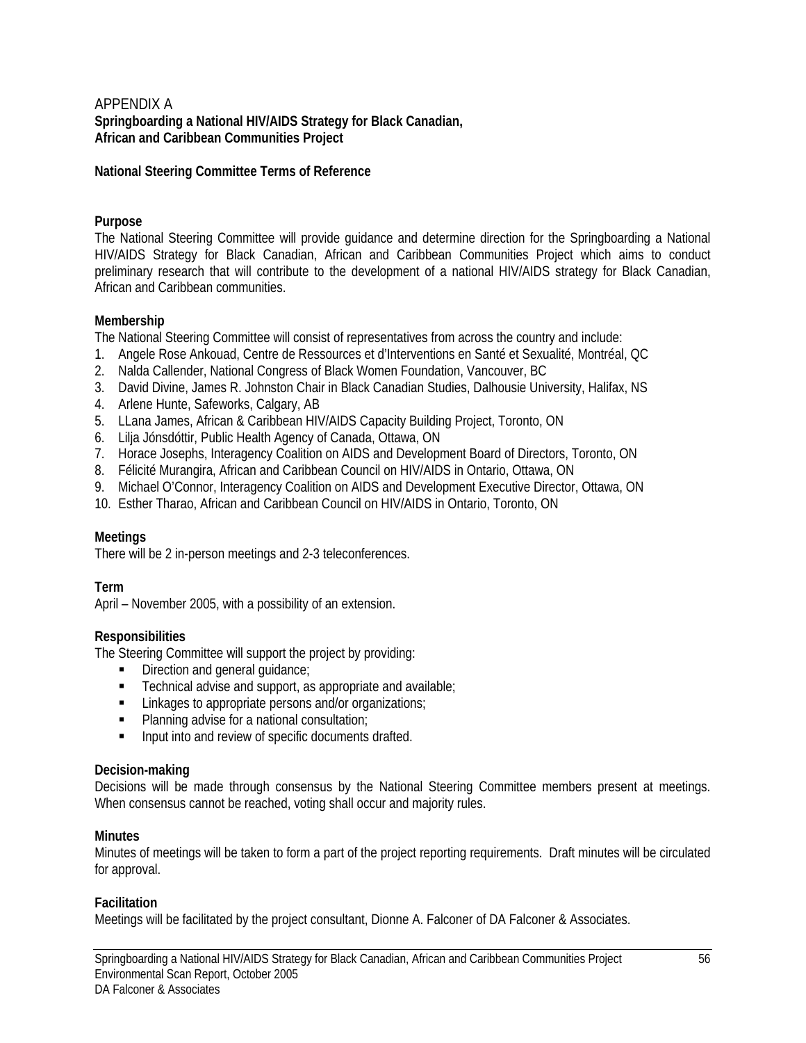APPENDIX A

**Springboarding a National HIV/AIDS Strategy for Black Canadian, African and Caribbean Communities Project**

**National Steering Committee Terms of Reference**

**Purpose**

The National Steering Committee will provide guidance and determine direction for the Springboarding a National HIV/AIDS Strategy for Black Canadian, African and Caribbean Communities Project which aims to conduct preliminary research that will contribute to the development of a national HIV/AIDS strategy for Black Canadian, African and Caribbean communities.

**Membership**

The National Steering Committee will consist of representatives from across the country and include:

1. Angele Rose Ankouad, Centre de Ressources et d'Interventions en Santé et Sexualité, Montréal, QC
2. Nalda Callender, National Congress of Black Women Foundation, Vancouver, BC
3. David Divine, James R. Johnston Chair in Black Canadian Studies, Dalhousie University, Halifax, NS
4. Arlene Hunte, Safeworks, Calgary, AB
5. LLana James, African & Caribbean HIV/AIDS Capacity Building Project, Toronto, ON
6. Lilja Jónsdóttir, Public Health Agency of Canada, Ottawa, ON
7. Horace Josephs, Interagency Coalition on AIDS and Development Board of Directors, Toronto, ON
8. Félicité Murangira, African and Caribbean Council on HIV/AIDS in Ontario, Ottawa, ON
9. Michael O'Connor, Interagency Coalition on AIDS and Development Executive Director, Ottawa, ON
10. Esther Tharao, African and Caribbean Council on HIV/AIDS in Ontario, Toronto, ON

**Meetings**

There will be 2 in-person meetings and 2-3 teleconferences.

**Term**

April – November 2005, with a possibility of an extension.

**Responsibilities**

The Steering Committee will support the project by providing:

- Direction and general guidance;
- Technical advise and support, as appropriate and available;
- Linkages to appropriate persons and/or organizations;
- Planning advise for a national consultation;
- Input into and review of specific documents drafted.

**Decision-making**

Decisions will be made through consensus by the National Steering Committee members present at meetings. When consensus cannot be reached, voting shall occur and majority rules.

**Minutes**

Minutes of meetings will be taken to form a part of the project reporting requirements. Draft minutes will be circulated for approval.

**Facilitation**

Meetings will be facilitated by the project consultant, Dionne A. Falconer of DA Falconer & Associates.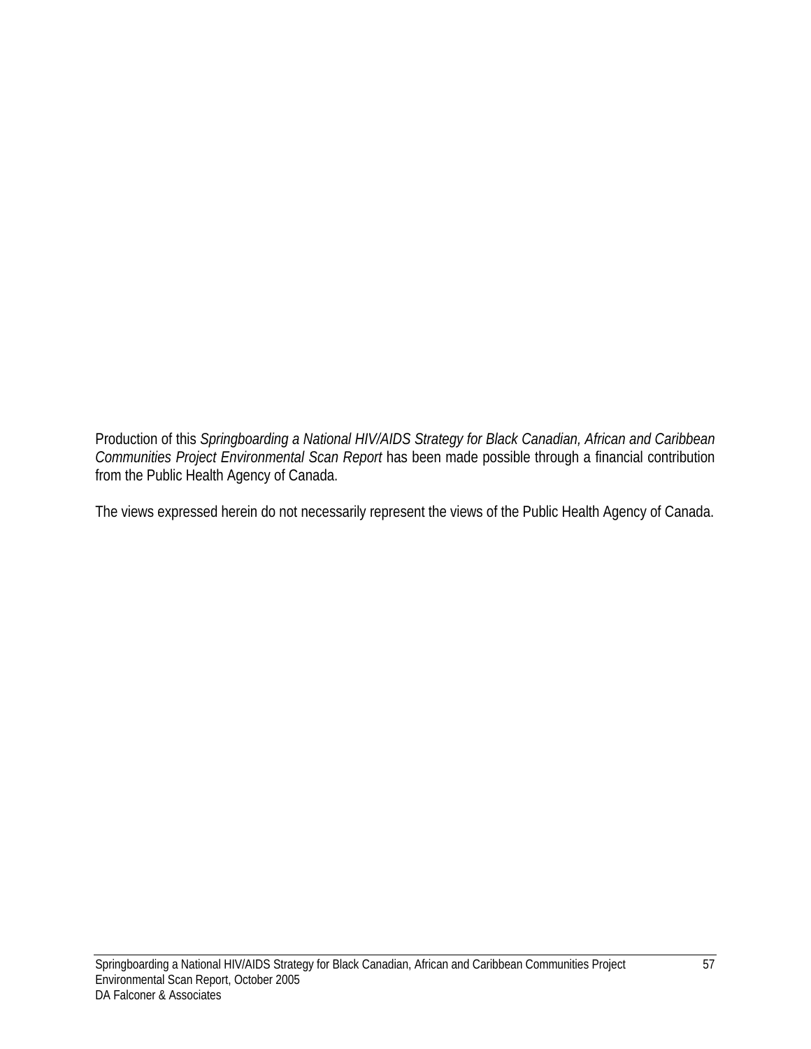Production of this *Springboarding a National HIV/AIDS Strategy for Black Canadian, African and Caribbean Communities Project Environmental Scan Report* has been made possible through a financial contribution from the Public Health Agency of Canada.

The views expressed herein do not necessarily represent the views of the Public Health Agency of Canada.